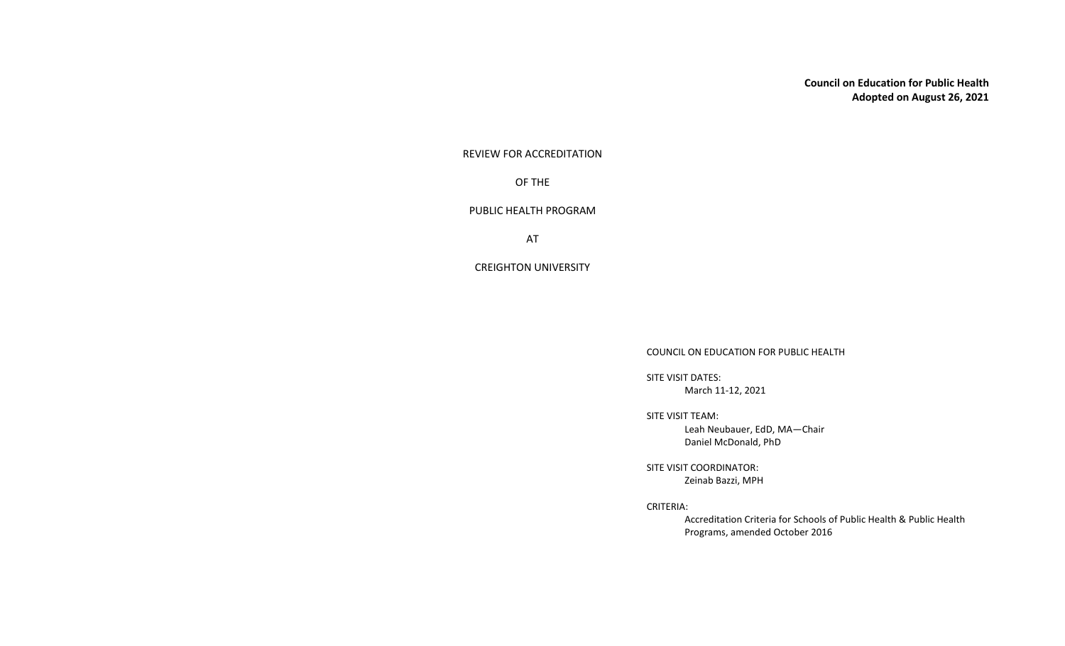**Council on Education for Public Health**
**Adopted on August 26, 2021**

REVIEW FOR ACCREDITATION

OF THE

PUBLIC HEALTH PROGRAM

AT

CREIGHTON UNIVERSITY

COUNCIL ON EDUCATION FOR PUBLIC HEALTH

SITE VISIT DATES:
March 11-12, 2021

SITE VISIT TEAM:
Leah Neubauer, EdD, MA—Chair
Daniel McDonald, PhD

SITE VISIT COORDINATOR:
Zeinab Bazzi, MPH

CRITERIA:
Accreditation Criteria for Schools of Public Health & Public Health Programs, amended October 2016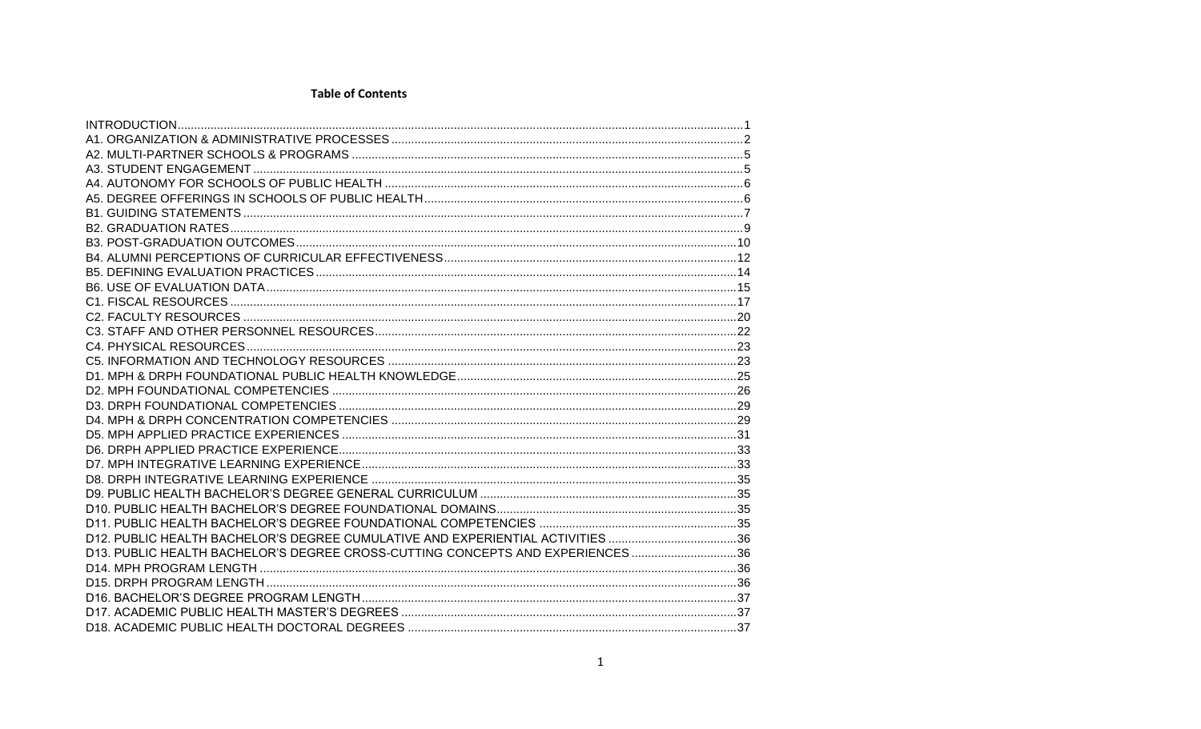**Table of Contents**

INTRODUCTION .......... 1
A1. ORGANIZATION & ADMINISTRATIVE PROCESSES .......... 2
A2. MULTI-PARTNER SCHOOLS & PROGRAMS .......... 5
A3. STUDENT ENGAGEMENT .......... 5
A4. AUTONOMY FOR SCHOOLS OF PUBLIC HEALTH .......... 6
A5. DEGREE OFFERINGS IN SCHOOLS OF PUBLIC HEALTH .......... 6
B1. GUIDING STATEMENTS .......... 7
B2. GRADUATION RATES .......... 9
B3. POST-GRADUATION OUTCOMES .......... 10
B4. ALUMNI PERCEPTIONS OF CURRICULAR EFFECTIVENESS .......... 12
B5. DEFINING EVALUATION PRACTICES .......... 14
B6. USE OF EVALUATION DATA .......... 15
C1. FISCAL RESOURCES .......... 17
C2. FACULTY RESOURCES .......... 20
C3. STAFF AND OTHER PERSONNEL RESOURCES .......... 22
C4. PHYSICAL RESOURCES .......... 23
C5. INFORMATION AND TECHNOLOGY RESOURCES .......... 23
D1. MPH & DRPH FOUNDATIONAL PUBLIC HEALTH KNOWLEDGE .......... 25
D2. MPH FOUNDATIONAL COMPETENCIES .......... 26
D3. DRPH FOUNDATIONAL COMPETENCIES .......... 29
D4. MPH & DRPH CONCENTRATION COMPETENCIES .......... 29
D5. MPH APPLIED PRACTICE EXPERIENCES .......... 31
D6. DRPH APPLIED PRACTICE EXPERIENCE .......... 33
D7. MPH INTEGRATIVE LEARNING EXPERIENCE .......... 33
D8. DRPH INTEGRATIVE LEARNING EXPERIENCE .......... 35
D9. PUBLIC HEALTH BACHELOR'S DEGREE GENERAL CURRICULUM .......... 35
D10. PUBLIC HEALTH BACHELOR'S DEGREE FOUNDATIONAL DOMAINS .......... 35
D11. PUBLIC HEALTH BACHELOR'S DEGREE FOUNDATIONAL COMPETENCIES .......... 35
D12. PUBLIC HEALTH BACHELOR'S DEGREE CUMULATIVE AND EXPERIENTIAL ACTIVITIES .......... 36
D13. PUBLIC HEALTH BACHELOR'S DEGREE CROSS-CUTTING CONCEPTS AND EXPERIENCES .......... 36
D14. MPH PROGRAM LENGTH .......... 36
D15. DRPH PROGRAM LENGTH .......... 36
D16. BACHELOR'S DEGREE PROGRAM LENGTH .......... 37
D17. ACADEMIC PUBLIC HEALTH MASTER'S DEGREES .......... 37
D18. ACADEMIC PUBLIC HEALTH DOCTORAL DEGREES .......... 37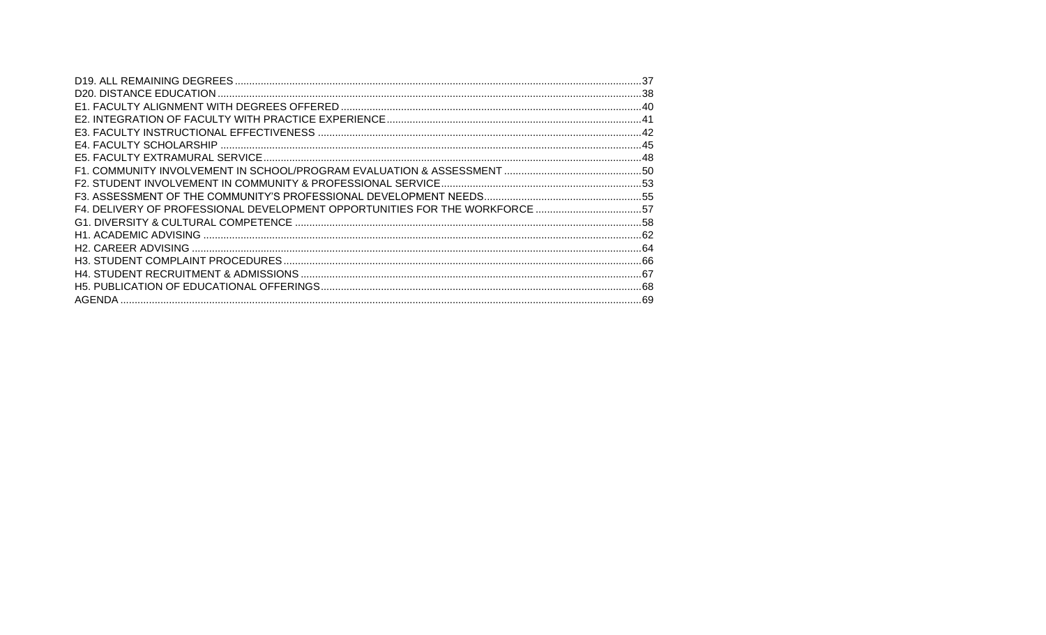D19. ALL REMAINING DEGREES .......... 37
D20. DISTANCE EDUCATION .......... 38
E1. FACULTY ALIGNMENT WITH DEGREES OFFERED .......... 40
E2. INTEGRATION OF FACULTY WITH PRACTICE EXPERIENCE .......... 41
E3. FACULTY INSTRUCTIONAL EFFECTIVENESS .......... 42
E4. FACULTY SCHOLARSHIP .......... 45
E5. FACULTY EXTRAMURAL SERVICE .......... 48
F1. COMMUNITY INVOLVEMENT IN SCHOOL/PROGRAM EVALUATION & ASSESSMENT .......... 50
F2. STUDENT INVOLVEMENT IN COMMUNITY & PROFESSIONAL SERVICE .......... 53
F3. ASSESSMENT OF THE COMMUNITY'S PROFESSIONAL DEVELOPMENT NEEDS .......... 55
F4. DELIVERY OF PROFESSIONAL DEVELOPMENT OPPORTUNITIES FOR THE WORKFORCE .......... 57
G1. DIVERSITY & CULTURAL COMPETENCE .......... 58
H1. ACADEMIC ADVISING .......... 62
H2. CAREER ADVISING .......... 64
H3. STUDENT COMPLAINT PROCEDURES .......... 66
H4. STUDENT RECRUITMENT & ADMISSIONS .......... 67
H5. PUBLICATION OF EDUCATIONAL OFFERINGS .......... 68
AGENDA .......... 69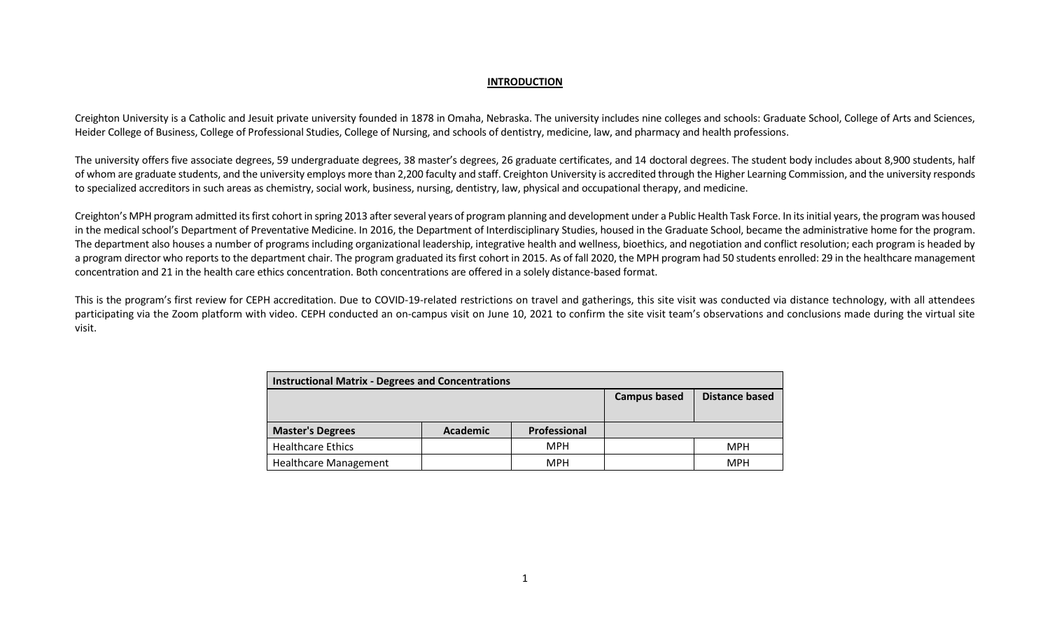## INTRODUCTION

Creighton University is a Catholic and Jesuit private university founded in 1878 in Omaha, Nebraska. The university includes nine colleges and schools: Graduate School, College of Arts and Sciences, Heider College of Business, College of Professional Studies, College of Nursing, and schools of dentistry, medicine, law, and pharmacy and health professions.

The university offers five associate degrees, 59 undergraduate degrees, 38 master's degrees, 26 graduate certificates, and 14 doctoral degrees. The student body includes about 8,900 students, half of whom are graduate students, and the university employs more than 2,200 faculty and staff. Creighton University is accredited through the Higher Learning Commission, and the university responds to specialized accreditors in such areas as chemistry, social work, business, nursing, dentistry, law, physical and occupational therapy, and medicine.

Creighton's MPH program admitted its first cohort in spring 2013 after several years of program planning and development under a Public Health Task Force. In its initial years, the program was housed in the medical school's Department of Preventative Medicine. In 2016, the Department of Interdisciplinary Studies, housed in the Graduate School, became the administrative home for the program. The department also houses a number of programs including organizational leadership, integrative health and wellness, bioethics, and negotiation and conflict resolution; each program is headed by a program director who reports to the department chair. The program graduated its first cohort in 2015. As of fall 2020, the MPH program had 50 students enrolled: 29 in the healthcare management concentration and 21 in the health care ethics concentration. Both concentrations are offered in a solely distance-based format.

This is the program's first review for CEPH accreditation. Due to COVID-19-related restrictions on travel and gatherings, this site visit was conducted via distance technology, with all attendees participating via the Zoom platform with video. CEPH conducted an on-campus visit on June 10, 2021 to confirm the site visit team's observations and conclusions made during the virtual site visit.

| Instructional Matrix - Degrees and Concentrations | | | | |
|---|---|---|---|---|
| | | | Campus based | Distance based |
| Master's Degrees | Academic | Professional | | |
| Healthcare Ethics | | MPH | | MPH |
| Healthcare Management | | MPH | | MPH |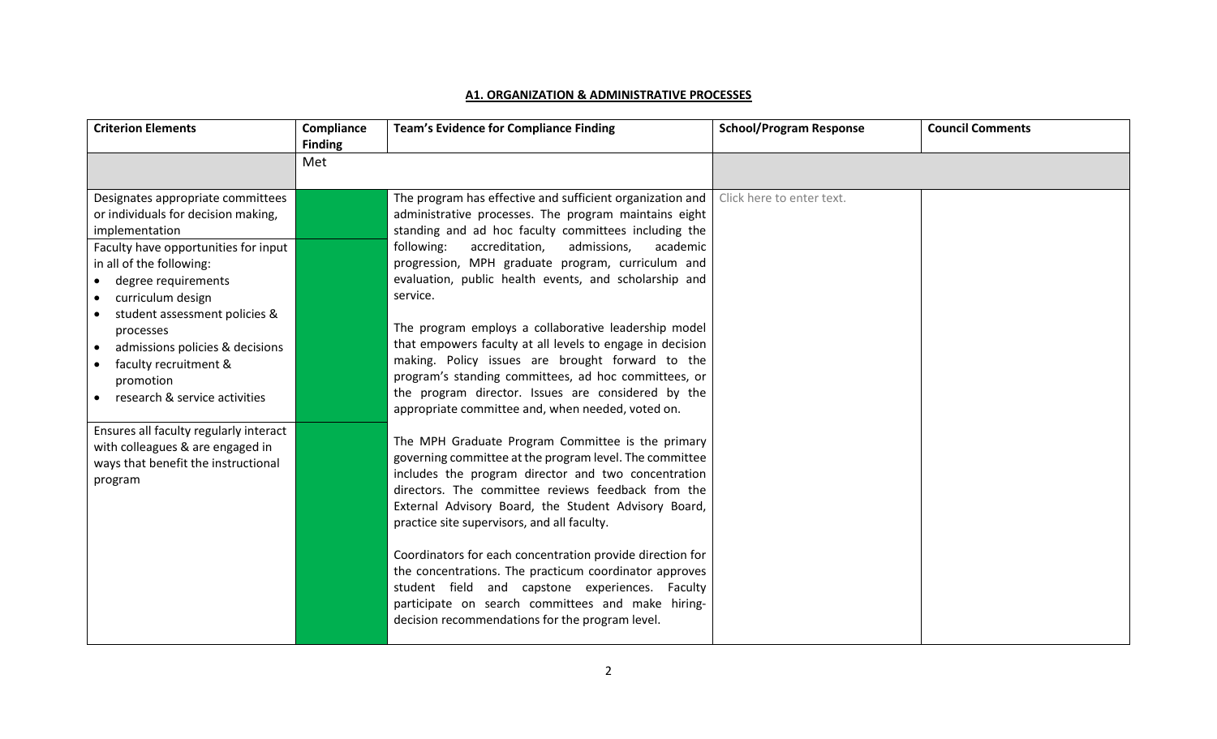## A1. ORGANIZATION & ADMINISTRATIVE PROCESSES

| Criterion Elements | Compliance Finding | Team's Evidence for Compliance Finding | School/Program Response | Council Comments |
|---|---|---|---|---|
| | Met | | | |
| Designates appropriate committees or individuals for decision making, implementation | | The program has effective and sufficient organization and administrative processes. The program maintains eight standing and ad hoc faculty committees including the following: accreditation, admissions, academic progression, MPH graduate program, curriculum and evaluation, public health events, and scholarship and service.<br><br>The program employs a collaborative leadership model that empowers faculty at all levels to engage in decision making. Policy issues are brought forward to the program's standing committees, ad hoc committees, or the program director. Issues are considered by the appropriate committee and, when needed, voted on.<br><br>The MPH Graduate Program Committee is the primary governing committee at the program level. The committee includes the program director and two concentration directors. The committee reviews feedback from the External Advisory Board, the Student Advisory Board, practice site supervisors, and all faculty.<br><br>Coordinators for each concentration provide direction for the concentrations. The practicum coordinator approves student field and capstone experiences. Faculty participate on search committees and make hiring-decision recommendations for the program level. | Click here to enter text. | |
| Faculty have opportunities for input in all of the following:<br>• degree requirements<br>• curriculum design<br>• student assessment policies & processes<br>• admissions policies & decisions<br>• faculty recruitment & promotion<br>• research & service activities | | | | |
| Ensures all faculty regularly interact with colleagues & are engaged in ways that benefit the instructional program | | | | |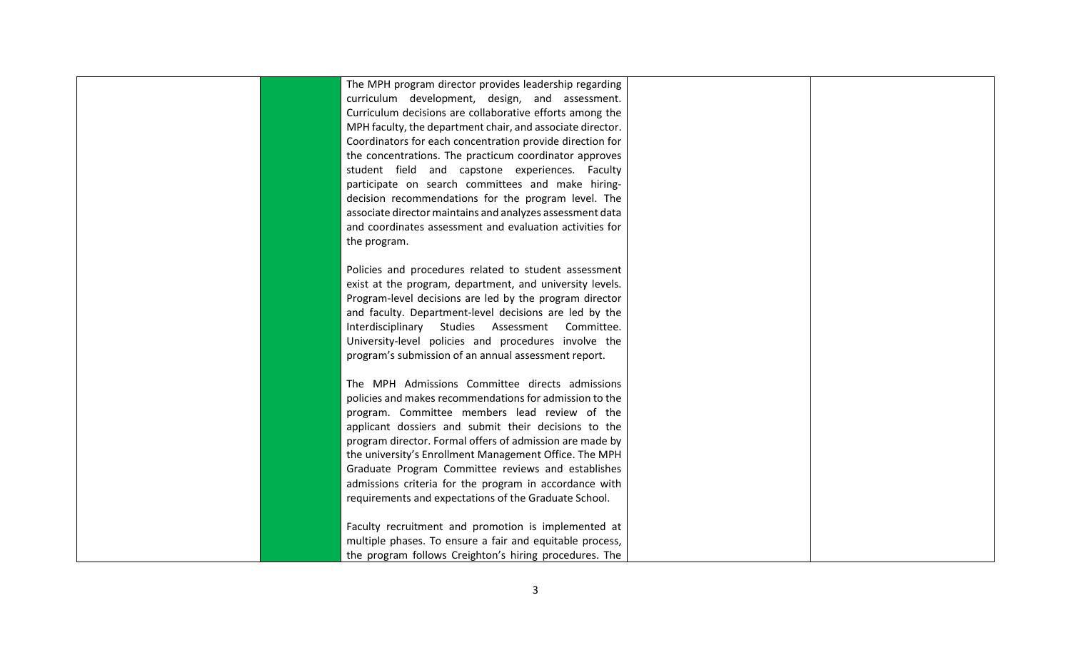| | | | | |
|---|---|---|---|---|
| | | The MPH program director provides leadership regarding curriculum development, design, and assessment. Curriculum decisions are collaborative efforts among the MPH faculty, the department chair, and associate director. Coordinators for each concentration provide direction for the concentrations. The practicum coordinator approves student field and capstone experiences. Faculty participate on search committees and make hiring-decision recommendations for the program level. The associate director maintains and analyzes assessment data and coordinates assessment and evaluation activities for the program.<br><br>Policies and procedures related to student assessment exist at the program, department, and university levels. Program-level decisions are led by the program director and faculty. Department-level decisions are led by the Interdisciplinary Studies Assessment Committee. University-level policies and procedures involve the program's submission of an annual assessment report.<br><br>The MPH Admissions Committee directs admissions policies and makes recommendations for admission to the program. Committee members lead review of the applicant dossiers and submit their decisions to the program director. Formal offers of admission are made by the university's Enrollment Management Office. The MPH Graduate Program Committee reviews and establishes admissions criteria for the program in accordance with requirements and expectations of the Graduate School.<br><br>Faculty recruitment and promotion is implemented at multiple phases. To ensure a fair and equitable process, the program follows Creighton's hiring procedures. The | | |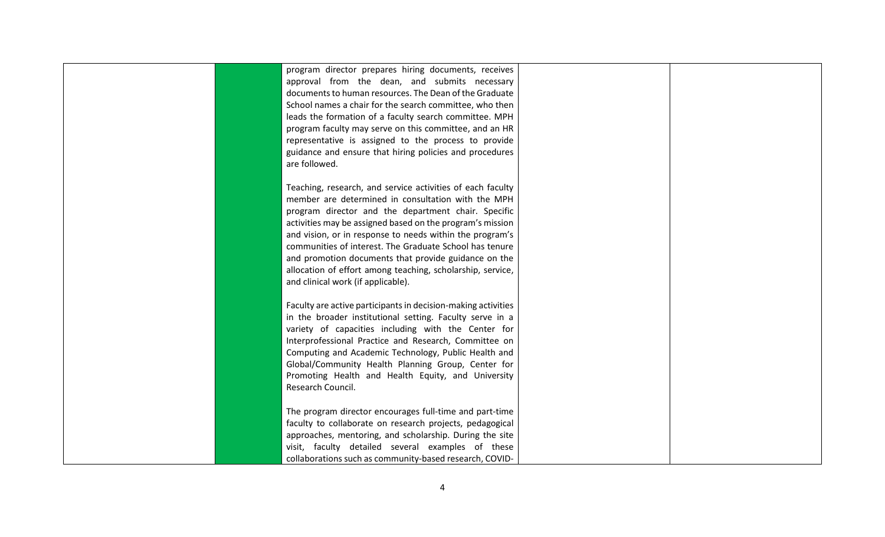| | | | | |
|---|---|---|---|---|
| | | program director prepares hiring documents, receives approval from the dean, and submits necessary documents to human resources. The Dean of the Graduate School names a chair for the search committee, who then leads the formation of a faculty search committee. MPH program faculty may serve on this committee, and an HR representative is assigned to the process to provide guidance and ensure that hiring policies and procedures are followed.<br><br>Teaching, research, and service activities of each faculty member are determined in consultation with the MPH program director and the department chair. Specific activities may be assigned based on the program's mission and vision, or in response to needs within the program's communities of interest. The Graduate School has tenure and promotion documents that provide guidance on the allocation of effort among teaching, scholarship, service, and clinical work (if applicable).<br><br>Faculty are active participants in decision-making activities in the broader institutional setting. Faculty serve in a variety of capacities including with the Center for Interprofessional Practice and Research, Committee on Computing and Academic Technology, Public Health and Global/Community Health Planning Group, Center for Promoting Health and Health Equity, and University Research Council.<br><br>The program director encourages full-time and part-time faculty to collaborate on research projects, pedagogical approaches, mentoring, and scholarship. During the site visit, faculty detailed several examples of these collaborations such as community-based research, COVID- | | |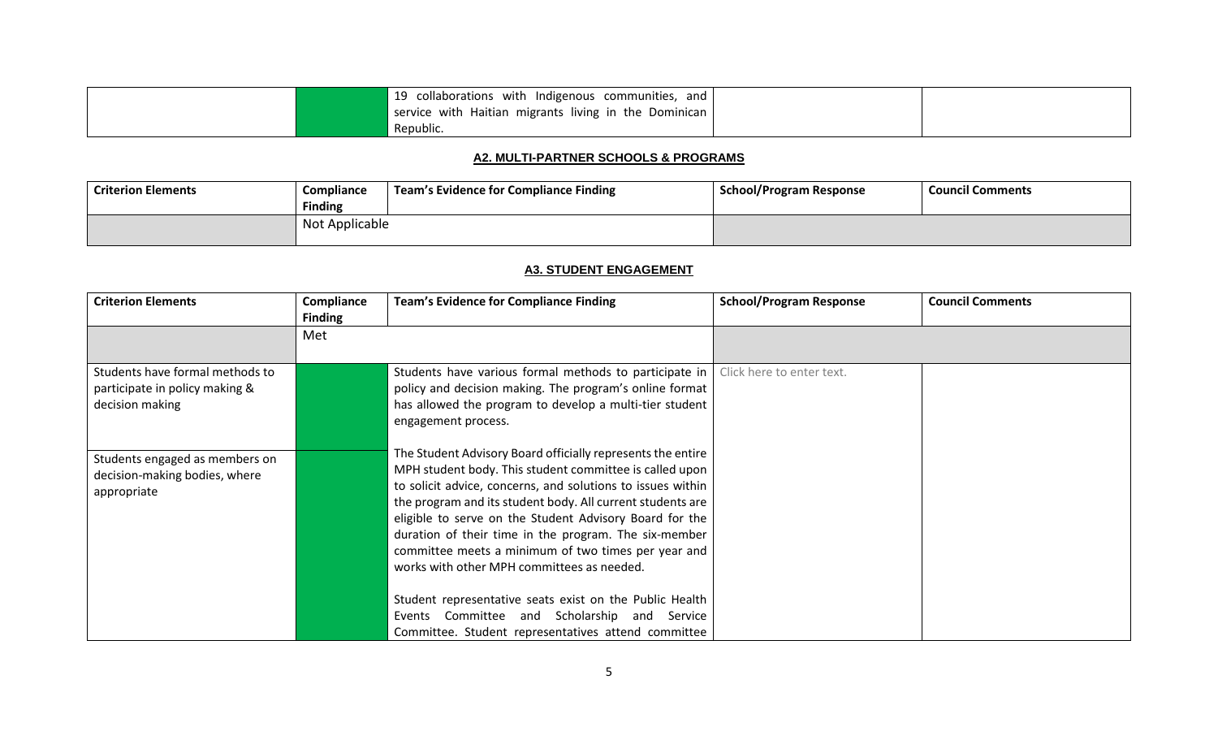| | | | | |
|---|---|---|---|---|
| | | 19 collaborations with Indigenous communities, and service with Haitian migrants living in the Dominican Republic. | | |

### A2. MULTI-PARTNER SCHOOLS & PROGRAMS

| Criterion Elements | Compliance Finding | Team's Evidence for Compliance Finding | School/Program Response | Council Comments |
|---|---|---|---|---|
| | Not Applicable | | | |

### A3. STUDENT ENGAGEMENT

| Criterion Elements | Compliance Finding | Team's Evidence for Compliance Finding | School/Program Response | Council Comments |
|---|---|---|---|---|
| | Met | | | |
| Students have formal methods to participate in policy making & decision making | | Students have various formal methods to participate in policy and decision making. The program's online format has allowed the program to develop a multi-tier student engagement process. | Click here to enter text. | |
| Students engaged as members on decision-making bodies, where appropriate | | The Student Advisory Board officially represents the entire MPH student body. This student committee is called upon to solicit advice, concerns, and solutions to issues within the program and its student body. All current students are eligible to serve on the Student Advisory Board for the duration of their time in the program. The six-member committee meets a minimum of two times per year and works with other MPH committees as needed.<br><br>Student representative seats exist on the Public Health Events Committee and Scholarship and Service Committee. Student representatives attend committee | | |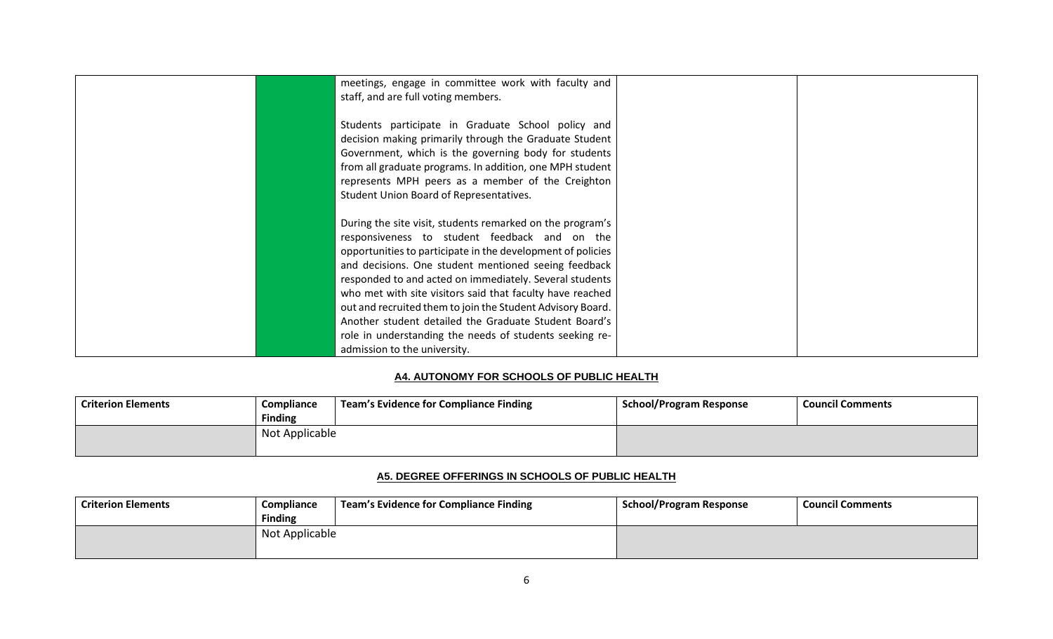| | | | | |
|---|---|---|---|---|
| | | meetings, engage in committee work with faculty and staff, and are full voting members.<br><br>Students participate in Graduate School policy and decision making primarily through the Graduate Student Government, which is the governing body for students from all graduate programs. In addition, one MPH student represents MPH peers as a member of the Creighton Student Union Board of Representatives.<br><br>During the site visit, students remarked on the program's responsiveness to student feedback and on the opportunities to participate in the development of policies and decisions. One student mentioned seeing feedback responded to and acted on immediately. Several students who met with site visitors said that faculty have reached out and recruited them to join the Student Advisory Board. Another student detailed the Graduate Student Board's role in understanding the needs of students seeking re-admission to the university. | | |

**A4. AUTONOMY FOR SCHOOLS OF PUBLIC HEALTH**

| Criterion Elements | Compliance Finding | Team's Evidence for Compliance Finding | School/Program Response | Council Comments |
|---|---|---|---|---|
| | Not Applicable | | | |

**A5. DEGREE OFFERINGS IN SCHOOLS OF PUBLIC HEALTH**

| Criterion Elements | Compliance Finding | Team's Evidence for Compliance Finding | School/Program Response | Council Comments |
|---|---|---|---|---|
| | Not Applicable | | | |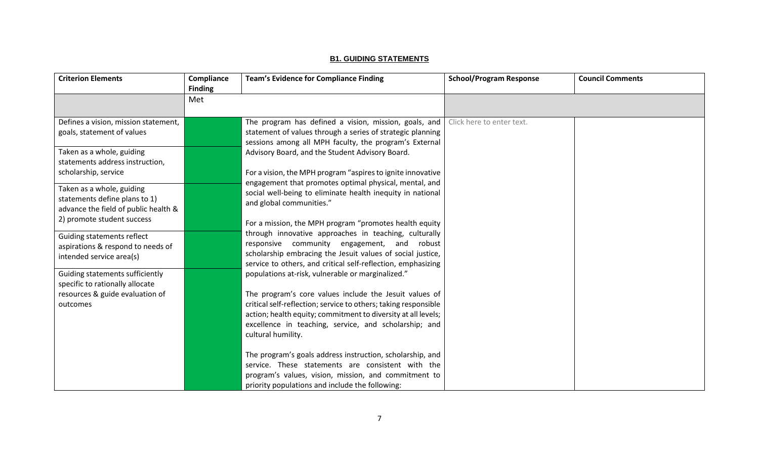## B1. GUIDING STATEMENTS

| Criterion Elements | Compliance Finding | Team's Evidence for Compliance Finding | School/Program Response | Council Comments |
|---|---|---|---|---|
| | Met | | | |
| Defines a vision, mission statement, goals, statement of values | | The program has defined a vision, mission, goals, and statement of values through a series of strategic planning sessions among all MPH faculty, the program's External Advisory Board, and the Student Advisory Board.<br><br>For a vision, the MPH program "aspires to ignite innovative engagement that promotes optimal physical, mental, and social well-being to eliminate health inequity in national and global communities."<br><br>For a mission, the MPH program "promotes health equity through innovative approaches in teaching, culturally responsive community engagement, and robust scholarship embracing the Jesuit values of social justice, service to others, and critical self-reflection, emphasizing populations at-risk, vulnerable or marginalized."<br><br>The program's core values include the Jesuit values of critical self-reflection; service to others; taking responsible action; health equity; commitment to diversity at all levels; excellence in teaching, service, and scholarship; and cultural humility.<br><br>The program's goals address instruction, scholarship, and service. These statements are consistent with the program's values, vision, mission, and commitment to priority populations and include the following: | Click here to enter text. | |
| Taken as a whole, guiding statements address instruction, scholarship, service | | | | |
| Taken as a whole, guiding statements define plans to 1) advance the field of public health & 2) promote student success | | | | |
| Guiding statements reflect aspirations & respond to needs of intended service area(s) | | | | |
| Guiding statements sufficiently specific to rationally allocate resources & guide evaluation of outcomes | | | | |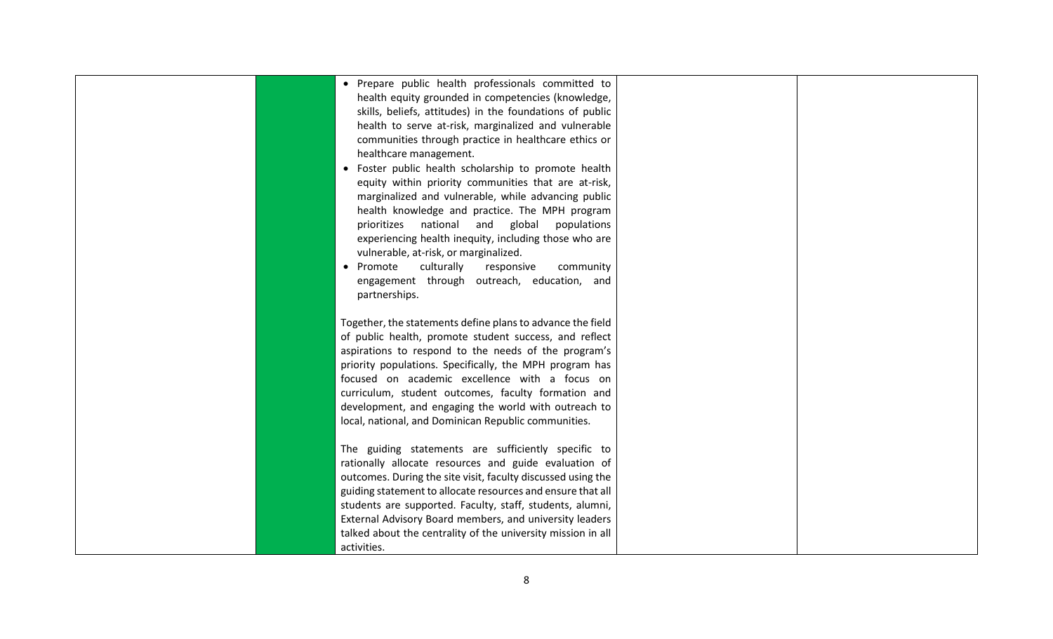| | | | | |
|---|---|---|---|---|
| | | • Prepare public health professionals committed to health equity grounded in competencies (knowledge, skills, beliefs, attitudes) in the foundations of public health to serve at-risk, marginalized and vulnerable communities through practice in healthcare ethics or healthcare management.<br>• Foster public health scholarship to promote health equity within priority communities that are at-risk, marginalized and vulnerable, while advancing public health knowledge and practice. The MPH program prioritizes national and global populations experiencing health inequity, including those who are vulnerable, at-risk, or marginalized.<br>• Promote culturally responsive community engagement through outreach, education, and partnerships.<br><br>Together, the statements define plans to advance the field of public health, promote student success, and reflect aspirations to respond to the needs of the program's priority populations. Specifically, the MPH program has focused on academic excellence with a focus on curriculum, student outcomes, faculty formation and development, and engaging the world with outreach to local, national, and Dominican Republic communities.<br><br>The guiding statements are sufficiently specific to rationally allocate resources and guide evaluation of outcomes. During the site visit, faculty discussed using the guiding statement to allocate resources and ensure that all students are supported. Faculty, staff, students, alumni, External Advisory Board members, and university leaders talked about the centrality of the university mission in all activities. | | |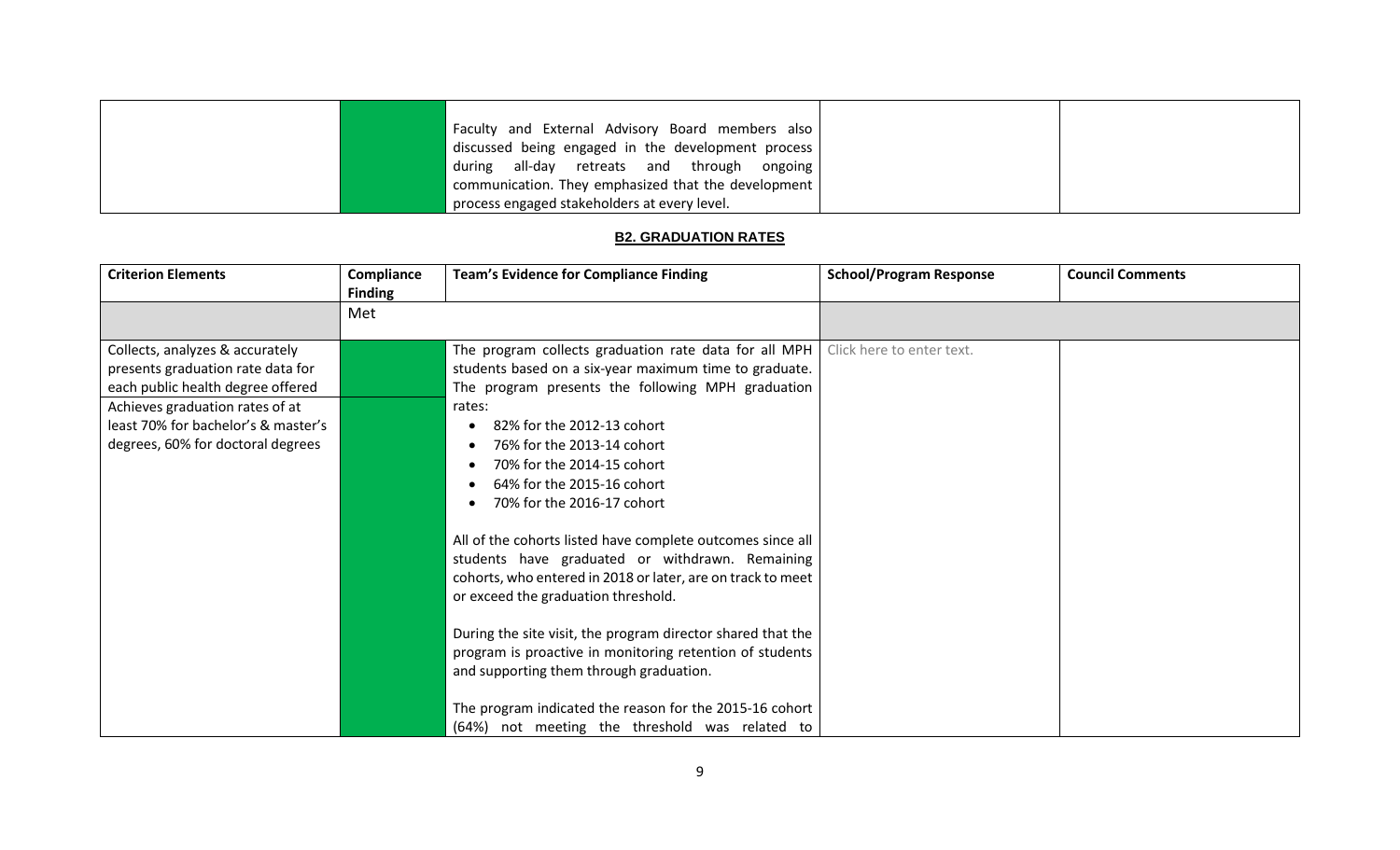| | | | | |
|---|---|---|---|---|
| | | Faculty and External Advisory Board members also discussed being engaged in the development process during all-day retreats and through ongoing communication. They emphasized that the development process engaged stakeholders at every level. | | |

## B2. GRADUATION RATES

| Criterion Elements | Compliance Finding | Team's Evidence for Compliance Finding | School/Program Response | Council Comments |
|---|---|---|---|---|
| | Met | | | |
| Collects, analyzes & accurately presents graduation rate data for each public health degree offered<br><br>Achieves graduation rates of at least 70% for bachelor's & master's degrees, 60% for doctoral degrees | | The program collects graduation rate data for all MPH students based on a six-year maximum time to graduate. The program presents the following MPH graduation rates:<br>• 82% for the 2012-13 cohort<br>• 76% for the 2013-14 cohort<br>• 70% for the 2014-15 cohort<br>• 64% for the 2015-16 cohort<br>• 70% for the 2016-17 cohort<br><br>All of the cohorts listed have complete outcomes since all students have graduated or withdrawn. Remaining cohorts, who entered in 2018 or later, are on track to meet or exceed the graduation threshold.<br><br>During the site visit, the program director shared that the program is proactive in monitoring retention of students and supporting them through graduation.<br><br>The program indicated the reason for the 2015-16 cohort (64%) not meeting the threshold was related to | Click here to enter text. | |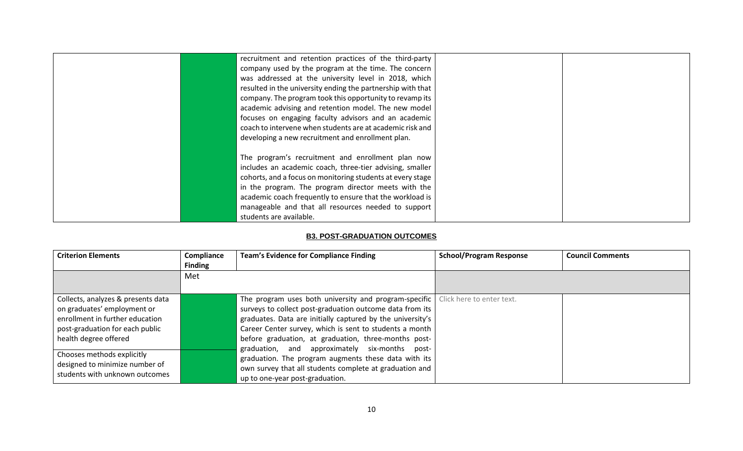| | | | | |
|---|---|---|---|---|
| | | recruitment and retention practices of the third-party company used by the program at the time. The concern was addressed at the university level in 2018, which resulted in the university ending the partnership with that company. The program took this opportunity to revamp its academic advising and retention model. The new model focuses on engaging faculty advisors and an academic coach to intervene when students are at academic risk and developing a new recruitment and enrollment plan.<br><br>The program's recruitment and enrollment plan now includes an academic coach, three-tier advising, smaller cohorts, and a focus on monitoring students at every stage in the program. The program director meets with the academic coach frequently to ensure that the workload is manageable and that all resources needed to support students are available. | | |

**B3. POST-GRADUATION OUTCOMES**

| Criterion Elements | Compliance Finding | Team's Evidence for Compliance Finding | School/Program Response | Council Comments |
|---|---|---|---|---|
| | Met | | | |
| Collects, analyzes & presents data on graduates' employment or enrollment in further education post-graduation for each public health degree offered | | The program uses both university and program-specific surveys to collect post-graduation outcome data from its graduates. Data are initially captured by the university's Career Center survey, which is sent to students a month before graduation, at graduation, three-months post-graduation, and approximately six-months post-graduation. The program augments these data with its own survey that all students complete at graduation and up to one-year post-graduation. | Click here to enter text. | |
| Chooses methods explicitly designed to minimize number of students with unknown outcomes | | | | |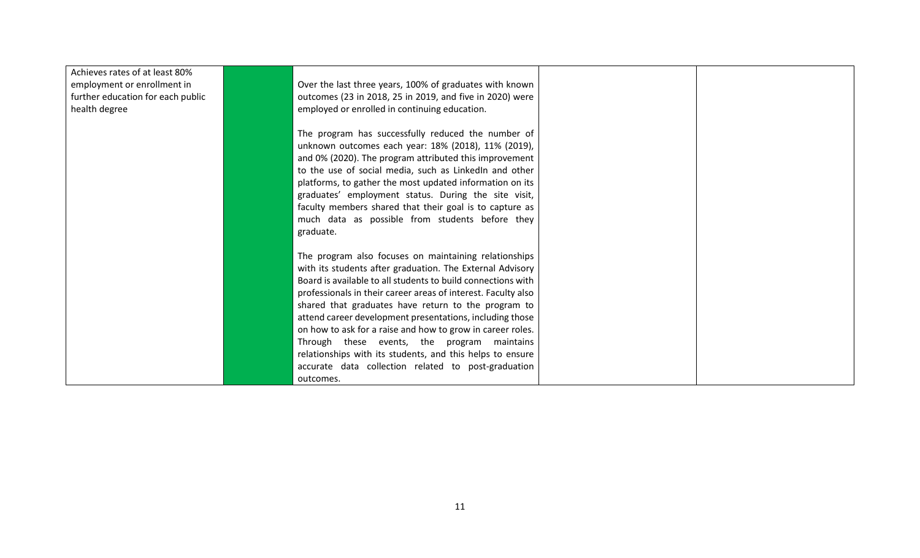| | | | | |
|---|---|---|---|---|
| Achieves rates of at least 80% employment or enrollment in further education for each public health degree | | Over the last three years, 100% of graduates with known outcomes (23 in 2018, 25 in 2019, and five in 2020) were employed or enrolled in continuing education.<br><br>The program has successfully reduced the number of unknown outcomes each year: 18% (2018), 11% (2019), and 0% (2020). The program attributed this improvement to the use of social media, such as LinkedIn and other platforms, to gather the most updated information on its graduates' employment status. During the site visit, faculty members shared that their goal is to capture as much data as possible from students before they graduate.<br><br>The program also focuses on maintaining relationships with its students after graduation. The External Advisory Board is available to all students to build connections with professionals in their career areas of interest. Faculty also shared that graduates have return to the program to attend career development presentations, including those on how to ask for a raise and how to grow in career roles. Through these events, the program maintains relationships with its students, and this helps to ensure accurate data collection related to post-graduation outcomes. | | |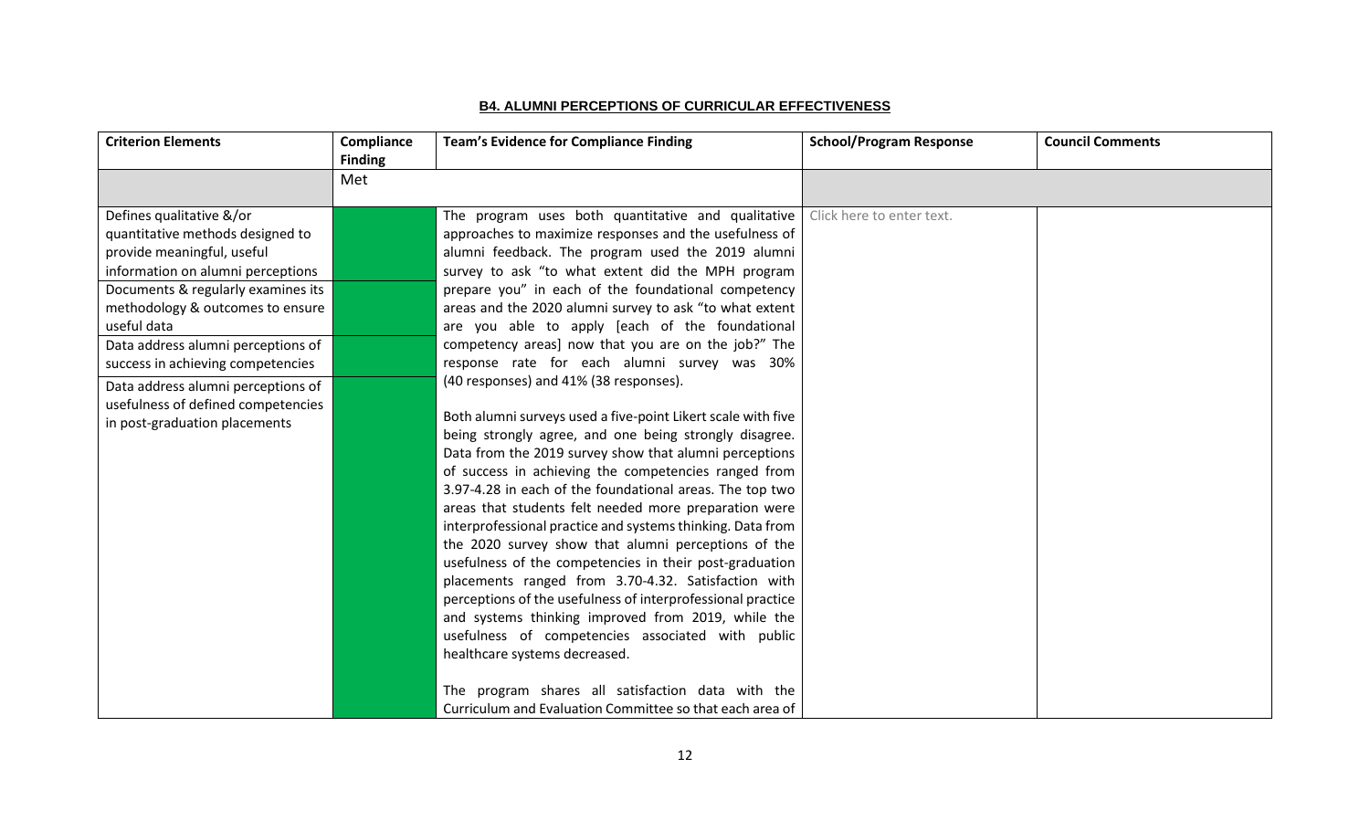**B4. ALUMNI PERCEPTIONS OF CURRICULAR EFFECTIVENESS**

| Criterion Elements | Compliance Finding | Team's Evidence for Compliance Finding | School/Program Response | Council Comments |
|---|---|---|---|---|
| | Met | | | |
| Defines qualitative &/or quantitative methods designed to provide meaningful, useful information on alumni perceptions<br>Documents & regularly examines its methodology & outcomes to ensure useful data<br>Data address alumni perceptions of success in achieving competencies<br>Data address alumni perceptions of usefulness of defined competencies in post-graduation placements | | The program uses both quantitative and qualitative approaches to maximize responses and the usefulness of alumni feedback. The program used the 2019 alumni survey to ask "to what extent did the MPH program prepare you" in each of the foundational competency areas and the 2020 alumni survey to ask "to what extent are you able to apply [each of the foundational competency areas] now that you are on the job?" The response rate for each alumni survey was 30% (40 responses) and 41% (38 responses).<br><br>Both alumni surveys used a five-point Likert scale with five being strongly agree, and one being strongly disagree. Data from the 2019 survey show that alumni perceptions of success in achieving the competencies ranged from 3.97-4.28 in each of the foundational areas. The top two areas that students felt needed more preparation were interprofessional practice and systems thinking. Data from the 2020 survey show that alumni perceptions of the usefulness of the competencies in their post-graduation placements ranged from 3.70-4.32. Satisfaction with perceptions of the usefulness of interprofessional practice and systems thinking improved from 2019, while the usefulness of competencies associated with public healthcare systems decreased.<br><br>The program shares all satisfaction data with the Curriculum and Evaluation Committee so that each area of | Click here to enter text. | |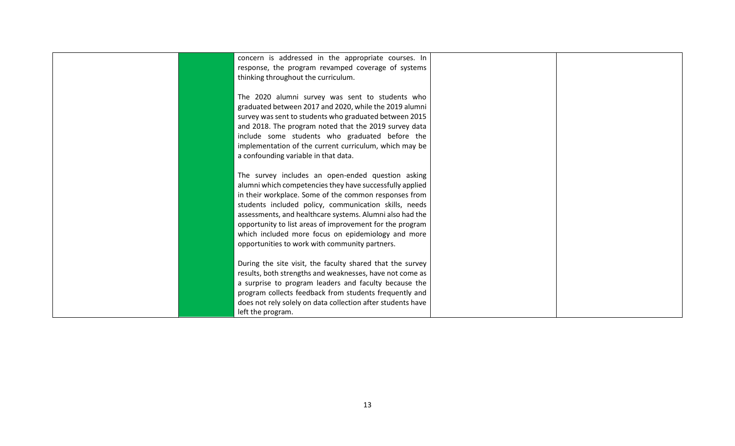|  |  | concern is addressed in the appropriate courses. In response, the program revamped coverage of systems thinking throughout the curriculum.<br><br>The 2020 alumni survey was sent to students who graduated between 2017 and 2020, while the 2019 alumni survey was sent to students who graduated between 2015 and 2018. The program noted that the 2019 survey data include some students who graduated before the implementation of the current curriculum, which may be a confounding variable in that data.<br><br>The survey includes an open-ended question asking alumni which competencies they have successfully applied in their workplace. Some of the common responses from students included policy, communication skills, needs assessments, and healthcare systems. Alumni also had the opportunity to list areas of improvement for the program which included more focus on epidemiology and more opportunities to work with community partners.<br><br>During the site visit, the faculty shared that the survey results, both strengths and weaknesses, have not come as a surprise to program leaders and faculty because the program collects feedback from students frequently and does not rely solely on data collection after students have left the program. |  |  |
|---|---|---|---|---|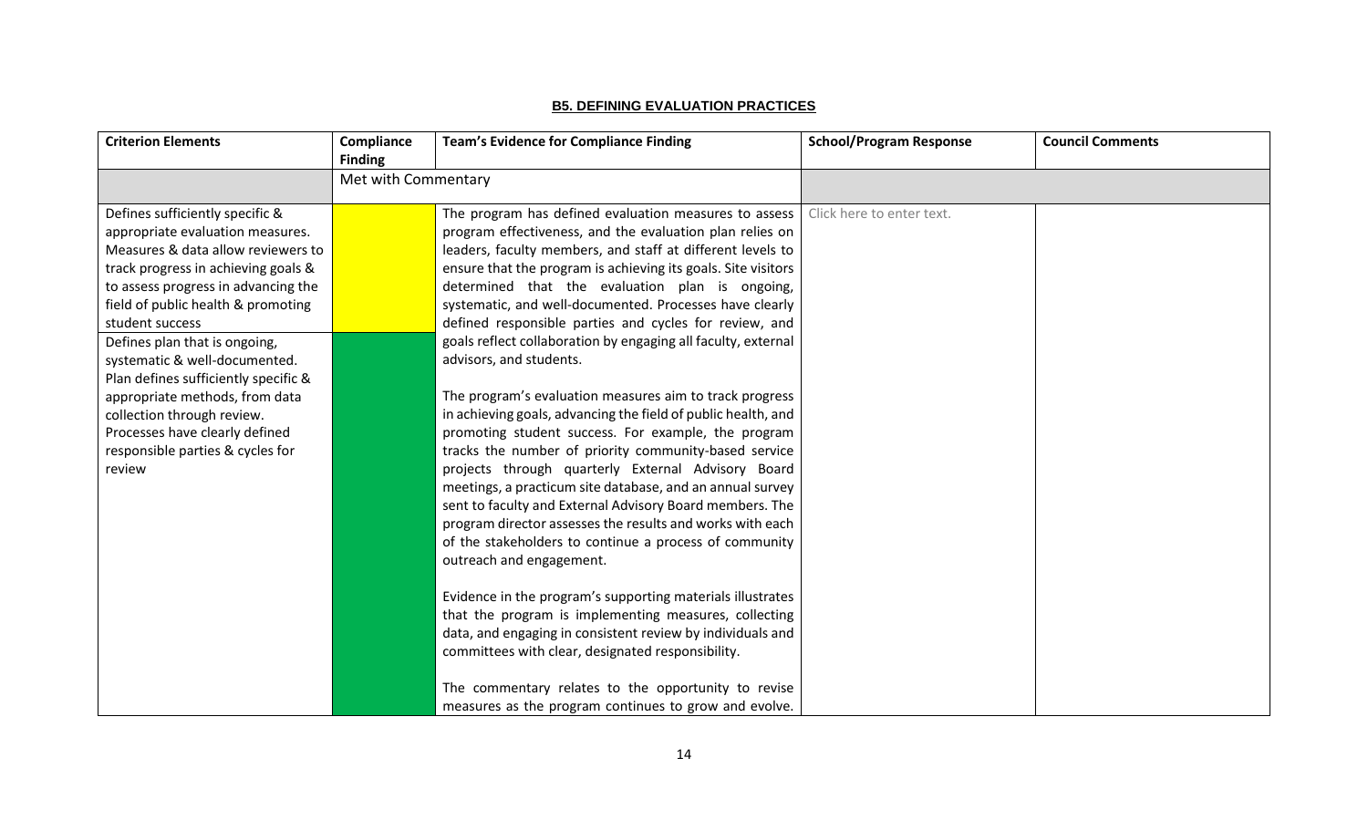## B5. DEFINING EVALUATION PRACTICES

| Criterion Elements | Compliance Finding | Team's Evidence for Compliance Finding | School/Program Response | Council Comments |
|---|---|---|---|---|
| | Met with Commentary | | | |
| Defines sufficiently specific & appropriate evaluation measures. Measures & data allow reviewers to track progress in achieving goals & to assess progress in advancing the field of public health & promoting student success | | The program has defined evaluation measures to assess program effectiveness, and the evaluation plan relies on leaders, faculty members, and staff at different levels to ensure that the program is achieving its goals. Site visitors determined that the evaluation plan is ongoing, systematic, and well-documented. Processes have clearly defined responsible parties and cycles for review, and goals reflect collaboration by engaging all faculty, external advisors, and students.<br><br>The program's evaluation measures aim to track progress in achieving goals, advancing the field of public health, and promoting student success. For example, the program tracks the number of priority community-based service projects through quarterly External Advisory Board meetings, a practicum site database, and an annual survey sent to faculty and External Advisory Board members. The program director assesses the results and works with each of the stakeholders to continue a process of community outreach and engagement.<br><br>Evidence in the program's supporting materials illustrates that the program is implementing measures, collecting data, and engaging in consistent review by individuals and committees with clear, designated responsibility.<br><br>The commentary relates to the opportunity to revise measures as the program continues to grow and evolve. | Click here to enter text. | |
| Defines plan that is ongoing, systematic & well-documented. Plan defines sufficiently specific & appropriate methods, from data collection through review. Processes have clearly defined responsible parties & cycles for review | | | | |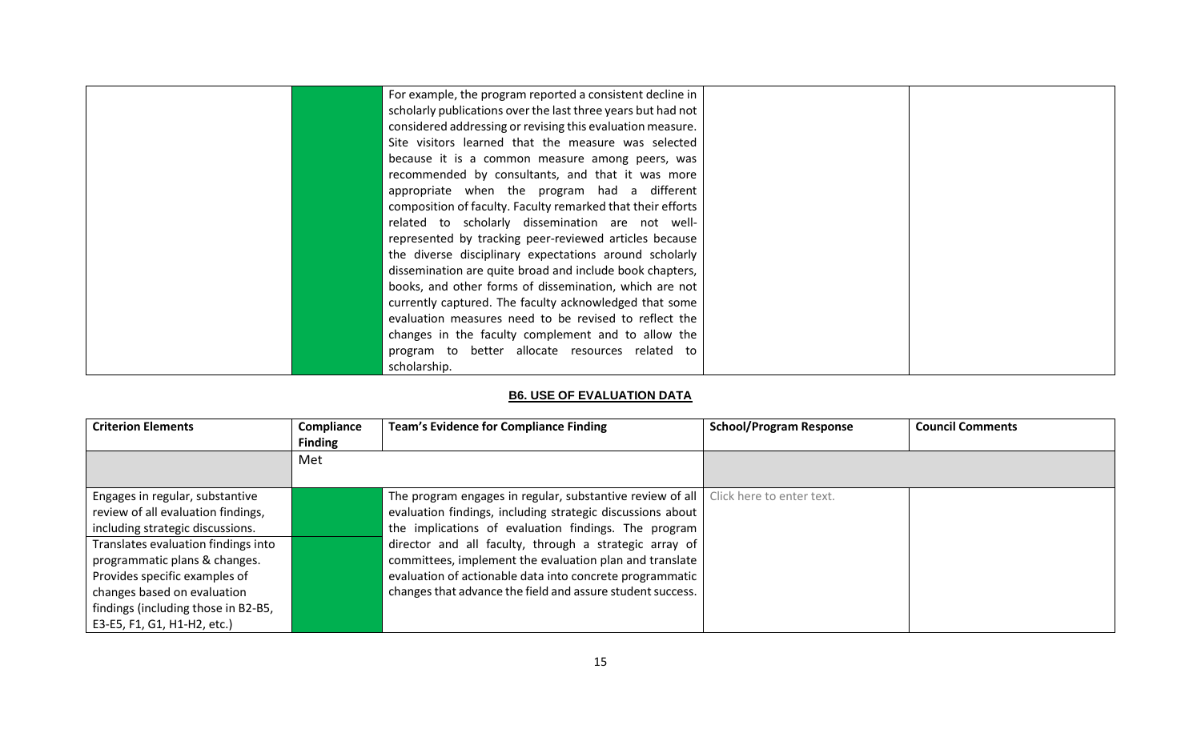| | | | | |
|---|---|---|---|---|
| | | For example, the program reported a consistent decline in scholarly publications over the last three years but had not considered addressing or revising this evaluation measure. Site visitors learned that the measure was selected because it is a common measure among peers, was recommended by consultants, and that it was more appropriate when the program had a different composition of faculty. Faculty remarked that their efforts related to scholarly dissemination are not well-represented by tracking peer-reviewed articles because the diverse disciplinary expectations around scholarly dissemination are quite broad and include book chapters, books, and other forms of dissemination, which are not currently captured. The faculty acknowledged that some evaluation measures need to be revised to reflect the changes in the faculty complement and to allow the program to better allocate resources related to scholarship. | | |

## B6. USE OF EVALUATION DATA

| Criterion Elements | Compliance Finding | Team's Evidence for Compliance Finding | School/Program Response | Council Comments |
|---|---|---|---|---|
| | Met | | | |
| Engages in regular, substantive review of all evaluation findings, including strategic discussions. | | The program engages in regular, substantive review of all evaluation findings, including strategic discussions about the implications of evaluation findings. The program director and all faculty, through a strategic array of committees, implement the evaluation plan and translate evaluation of actionable data into concrete programmatic changes that advance the field and assure student success. | Click here to enter text. | |
| Translates evaluation findings into programmatic plans & changes. Provides specific examples of changes based on evaluation findings (including those in B2-B5, E3-E5, F1, G1, H1-H2, etc.) | | | | |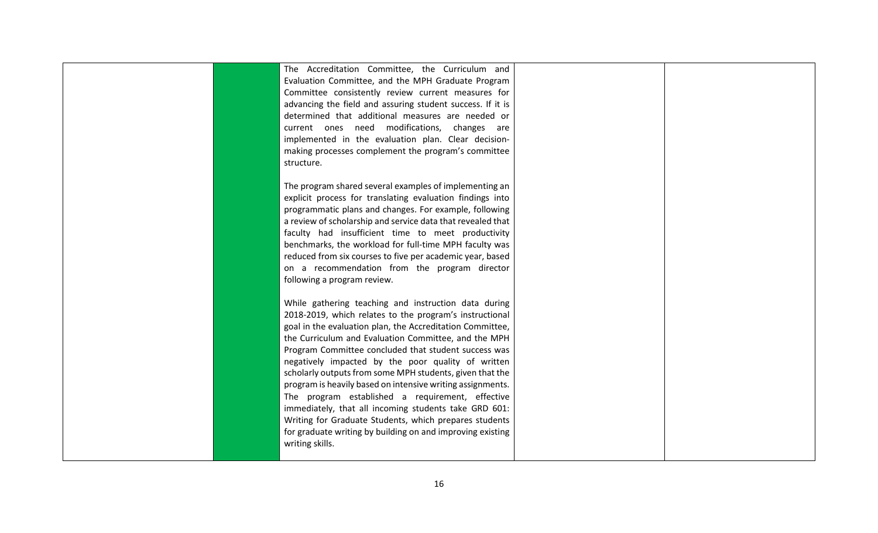|  |  | The Accreditation Committee, the Curriculum and Evaluation Committee, and the MPH Graduate Program Committee consistently review current measures for advancing the field and assuring student success. If it is determined that additional measures are needed or current ones need modifications, changes are implemented in the evaluation plan. Clear decision-making processes complement the program's committee structure.<br><br>The program shared several examples of implementing an explicit process for translating evaluation findings into programmatic plans and changes. For example, following a review of scholarship and service data that revealed that faculty had insufficient time to meet productivity benchmarks, the workload for full-time MPH faculty was reduced from six courses to five per academic year, based on a recommendation from the program director following a program review.<br><br>While gathering teaching and instruction data during 2018-2019, which relates to the program's instructional goal in the evaluation plan, the Accreditation Committee, the Curriculum and Evaluation Committee, and the MPH Program Committee concluded that student success was negatively impacted by the poor quality of written scholarly outputs from some MPH students, given that the program is heavily based on intensive writing assignments. The program established a requirement, effective immediately, that all incoming students take GRD 601: Writing for Graduate Students, which prepares students for graduate writing by building on and improving existing writing skills. |  |  |
|---|---|---|---|---|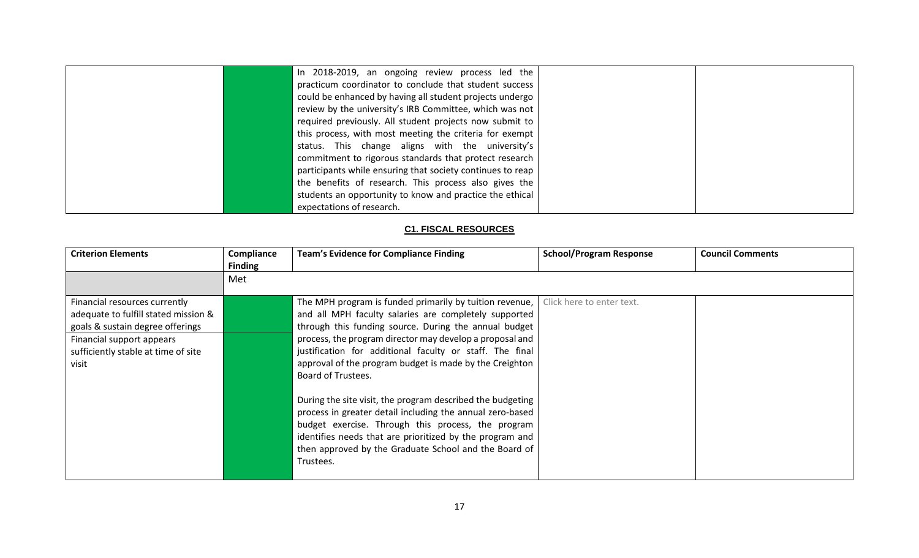| | | | | |
|---|---|---|---|---|
| | | In 2018-2019, an ongoing review process led the practicum coordinator to conclude that student success could be enhanced by having all student projects undergo review by the university's IRB Committee, which was not required previously. All student projects now submit to this process, with most meeting the criteria for exempt status. This change aligns with the university's commitment to rigorous standards that protect research participants while ensuring that society continues to reap the benefits of research. This process also gives the students an opportunity to know and practice the ethical expectations of research. | | |

**C1. FISCAL RESOURCES**

| Criterion Elements | Compliance Finding | Team's Evidence for Compliance Finding | School/Program Response | Council Comments |
|---|---|---|---|---|
| | Met | | | |
| Financial resources currently adequate to fulfill stated mission & goals & sustain degree offerings<br>Financial support appears sufficiently stable at time of site visit | | The MPH program is funded primarily by tuition revenue, and all MPH faculty salaries are completely supported through this funding source. During the annual budget process, the program director may develop a proposal and justification for additional faculty or staff. The final approval of the program budget is made by the Creighton Board of Trustees.<br><br>During the site visit, the program described the budgeting process in greater detail including the annual zero-based budget exercise. Through this process, the program identifies needs that are prioritized by the program and then approved by the Graduate School and the Board of Trustees. | Click here to enter text. | |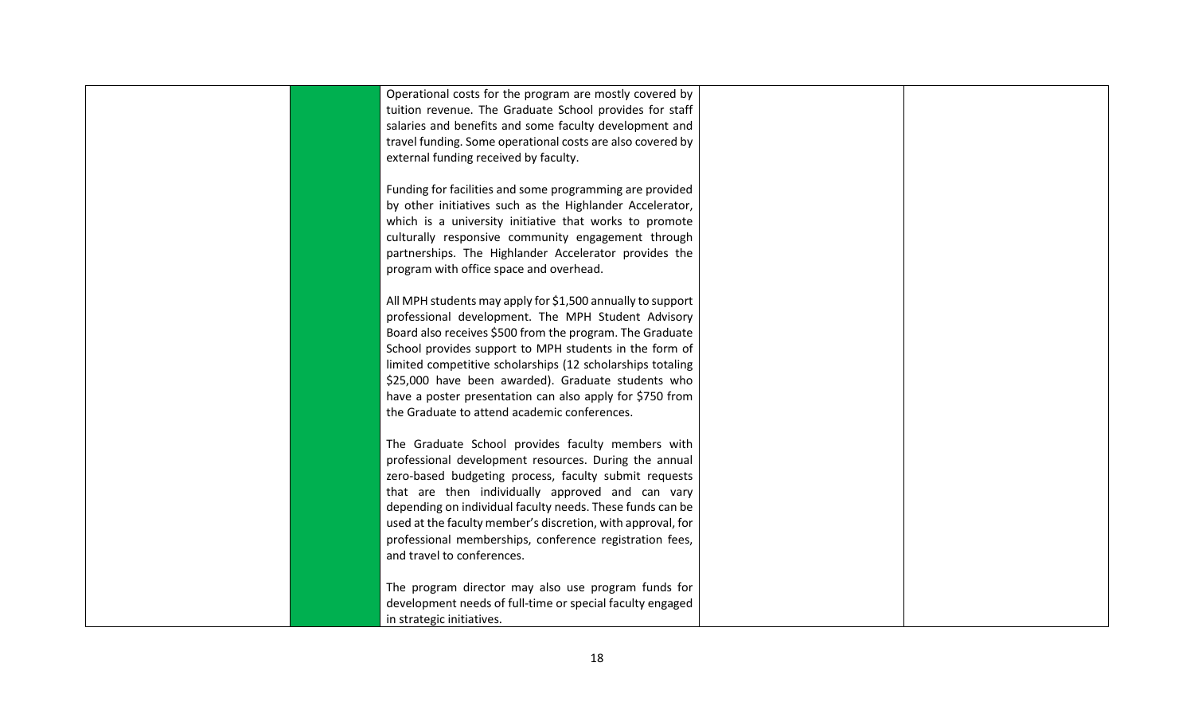|  |  | Operational costs for the program are mostly covered by tuition revenue. The Graduate School provides for staff salaries and benefits and some faculty development and travel funding. Some operational costs are also covered by external funding received by faculty.<br><br>Funding for facilities and some programming are provided by other initiatives such as the Highlander Accelerator, which is a university initiative that works to promote culturally responsive community engagement through partnerships. The Highlander Accelerator provides the program with office space and overhead.<br><br>All MPH students may apply for $1,500 annually to support professional development. The MPH Student Advisory Board also receives $500 from the program. The Graduate School provides support to MPH students in the form of limited competitive scholarships (12 scholarships totaling $25,000 have been awarded). Graduate students who have a poster presentation can also apply for $750 from the Graduate to attend academic conferences.<br><br>The Graduate School provides faculty members with professional development resources. During the annual zero-based budgeting process, faculty submit requests that are then individually approved and can vary depending on individual faculty needs. These funds can be used at the faculty member's discretion, with approval, for professional memberships, conference registration fees, and travel to conferences.<br><br>The program director may also use program funds for development needs of full-time or special faculty engaged in strategic initiatives. |  |  |
|---|---|---|---|---|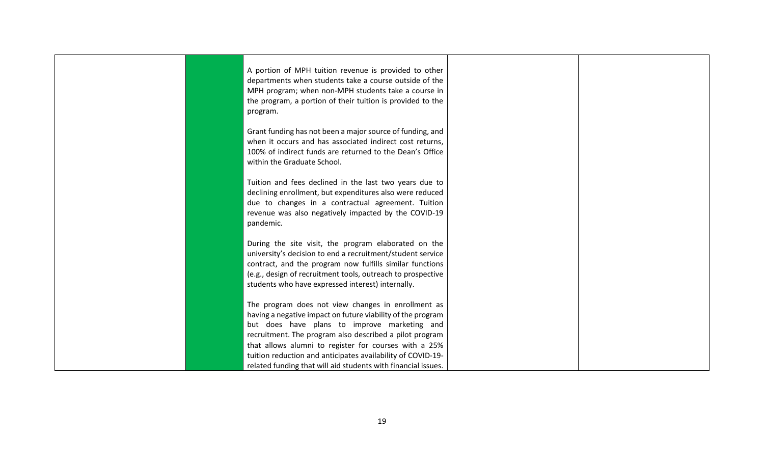| | | | | |
|---|---|---|---|---|
| | | A portion of MPH tuition revenue is provided to other departments when students take a course outside of the MPH program; when non-MPH students take a course in the program, a portion of their tuition is provided to the program.<br><br>Grant funding has not been a major source of funding, and when it occurs and has associated indirect cost returns, 100% of indirect funds are returned to the Dean's Office within the Graduate School.<br><br>Tuition and fees declined in the last two years due to declining enrollment, but expenditures also were reduced due to changes in a contractual agreement. Tuition revenue was also negatively impacted by the COVID-19 pandemic.<br><br>During the site visit, the program elaborated on the university's decision to end a recruitment/student service contract, and the program now fulfills similar functions (e.g., design of recruitment tools, outreach to prospective students who have expressed interest) internally.<br><br>The program does not view changes in enrollment as having a negative impact on future viability of the program but does have plans to improve marketing and recruitment. The program also described a pilot program that allows alumni to register for courses with a 25% tuition reduction and anticipates availability of COVID-19-related funding that will aid students with financial issues. | | |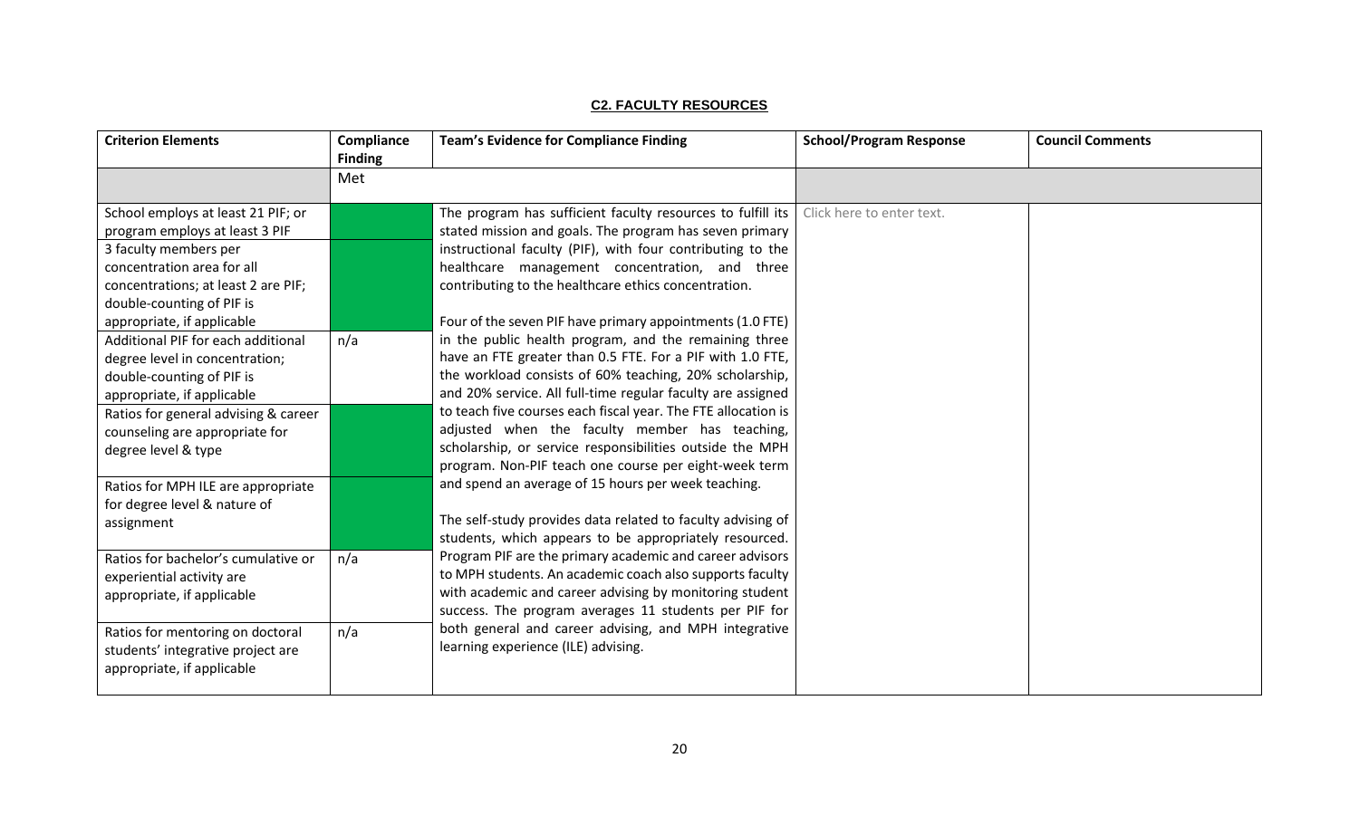**C2. FACULTY RESOURCES**

| Criterion Elements | Compliance Finding | Team's Evidence for Compliance Finding | School/Program Response | Council Comments |
|---|---|---|---|---|
| | Met | | | |
| School employs at least 21 PIF; or program employs at least 3 PIF | | The program has sufficient faculty resources to fulfill its stated mission and goals. The program has seven primary instructional faculty (PIF), with four contributing to the healthcare management concentration, and three contributing to the healthcare ethics concentration.<br><br>Four of the seven PIF have primary appointments (1.0 FTE) in the public health program, and the remaining three have an FTE greater than 0.5 FTE. For a PIF with 1.0 FTE, the workload consists of 60% teaching, 20% scholarship, and 20% service. All full-time regular faculty are assigned to teach five courses each fiscal year. The FTE allocation is adjusted when the faculty member has teaching, scholarship, or service responsibilities outside the MPH program. Non-PIF teach one course per eight-week term and spend an average of 15 hours per week teaching.<br><br>The self-study provides data related to faculty advising of students, which appears to be appropriately resourced. Program PIF are the primary academic and career advisors to MPH students. An academic coach also supports faculty with academic and career advising by monitoring student success. The program averages 11 students per PIF for both general and career advising, and MPH integrative learning experience (ILE) advising. | Click here to enter text. | |
| 3 faculty members per concentration area for all concentrations; at least 2 are PIF; double-counting of PIF is appropriate, if applicable | | | | |
| Additional PIF for each additional degree level in concentration; double-counting of PIF is appropriate, if applicable | n/a | | | |
| Ratios for general advising & career counseling are appropriate for degree level & type | | | | |
| Ratios for MPH ILE are appropriate for degree level & nature of assignment | | | | |
| Ratios for bachelor's cumulative or experiential activity are appropriate, if applicable | n/a | | | |
| Ratios for mentoring on doctoral students' integrative project are appropriate, if applicable | n/a | | | |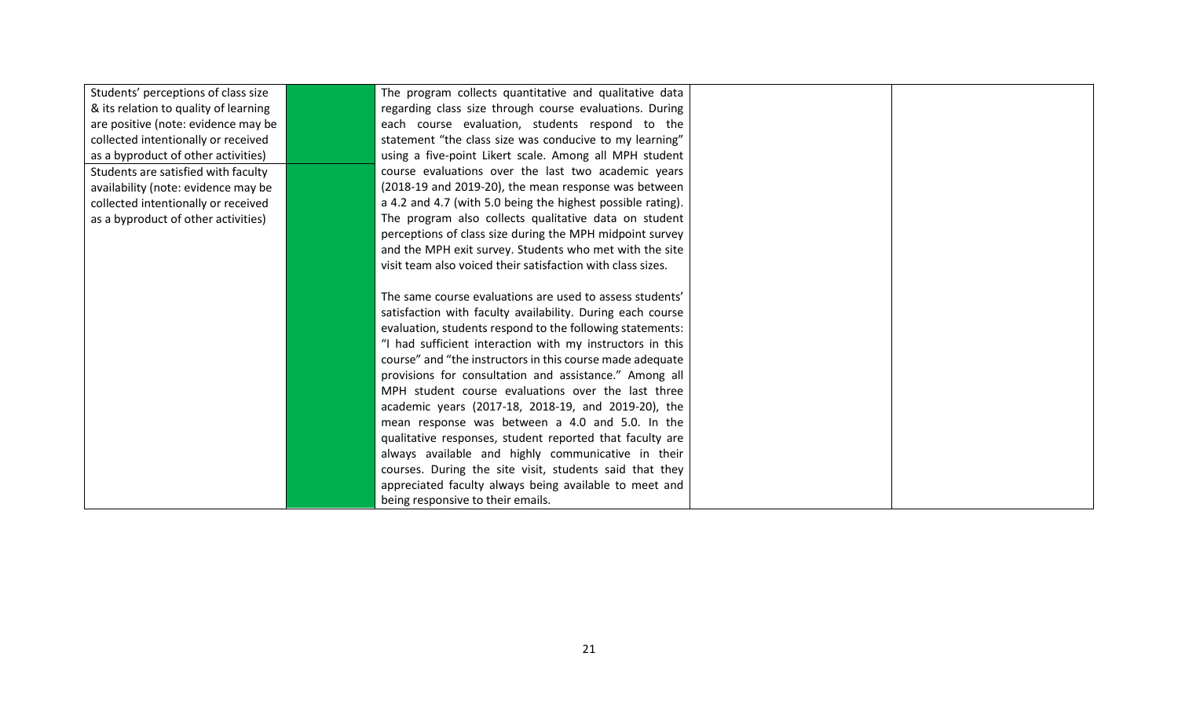| | | | | |
|---|---|---|---|---|
| Students' perceptions of class size & its relation to quality of learning are positive (note: evidence may be collected intentionally or received as a byproduct of other activities)<br><br>Students are satisfied with faculty availability (note: evidence may be collected intentionally or received as a byproduct of other activities) | | The program collects quantitative and qualitative data regarding class size through course evaluations. During each course evaluation, students respond to the statement "the class size was conducive to my learning" using a five-point Likert scale. Among all MPH student course evaluations over the last two academic years (2018-19 and 2019-20), the mean response was between a 4.2 and 4.7 (with 5.0 being the highest possible rating). The program also collects qualitative data on student perceptions of class size during the MPH midpoint survey and the MPH exit survey. Students who met with the site visit team also voiced their satisfaction with class sizes.<br><br>The same course evaluations are used to assess students' satisfaction with faculty availability. During each course evaluation, students respond to the following statements: "I had sufficient interaction with my instructors in this course" and "the instructors in this course made adequate provisions for consultation and assistance." Among all MPH student course evaluations over the last three academic years (2017-18, 2018-19, and 2019-20), the mean response was between a 4.0 and 5.0. In the qualitative responses, student reported that faculty are always available and highly communicative in their courses. During the site visit, students said that they appreciated faculty always being available to meet and being responsive to their emails. | | |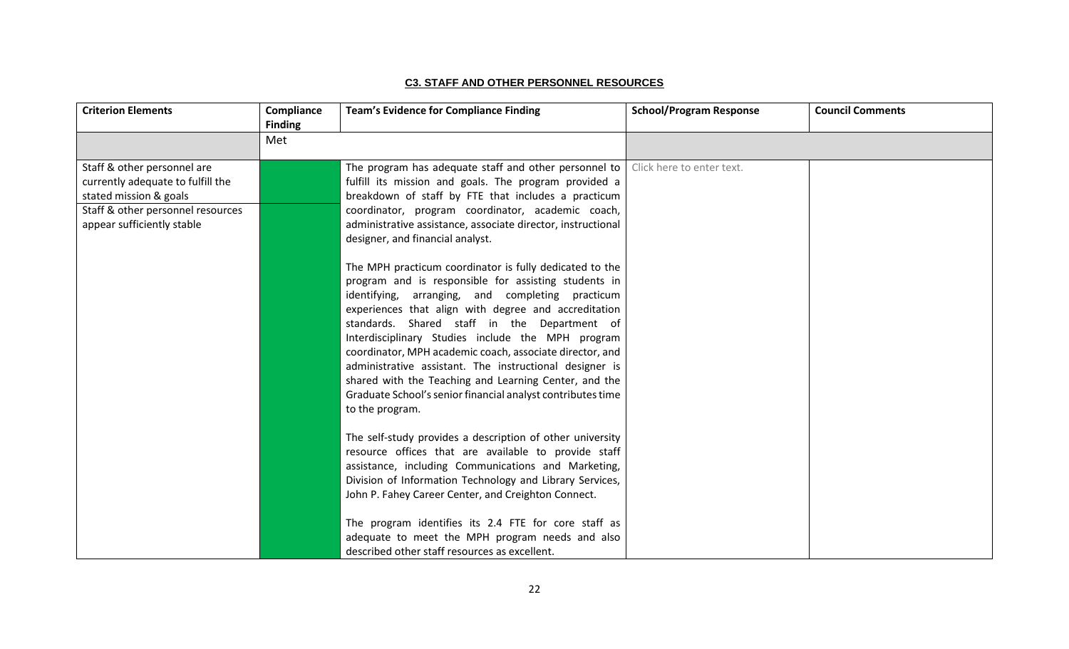## C3. STAFF AND OTHER PERSONNEL RESOURCES

| Criterion Elements | Compliance Finding | Team's Evidence for Compliance Finding | School/Program Response | Council Comments |
| --- | --- | --- | --- | --- |
| | Met | | | |
| Staff & other personnel are currently adequate to fulfill the stated mission & goals<br><br>Staff & other personnel resources appear sufficiently stable | | The program has adequate staff and other personnel to fulfill its mission and goals. The program provided a breakdown of staff by FTE that includes a practicum coordinator, program coordinator, academic coach, administrative assistance, associate director, instructional designer, and financial analyst.<br><br>The MPH practicum coordinator is fully dedicated to the program and is responsible for assisting students in identifying, arranging, and completing practicum experiences that align with degree and accreditation standards. Shared staff in the Department of Interdisciplinary Studies include the MPH program coordinator, MPH academic coach, associate director, and administrative assistant. The instructional designer is shared with the Teaching and Learning Center, and the Graduate School's senior financial analyst contributes time to the program.<br><br>The self-study provides a description of other university resource offices that are available to provide staff assistance, including Communications and Marketing, Division of Information Technology and Library Services, John P. Fahey Career Center, and Creighton Connect.<br><br>The program identifies its 2.4 FTE for core staff as adequate to meet the MPH program needs and also described other staff resources as excellent. | Click here to enter text. | |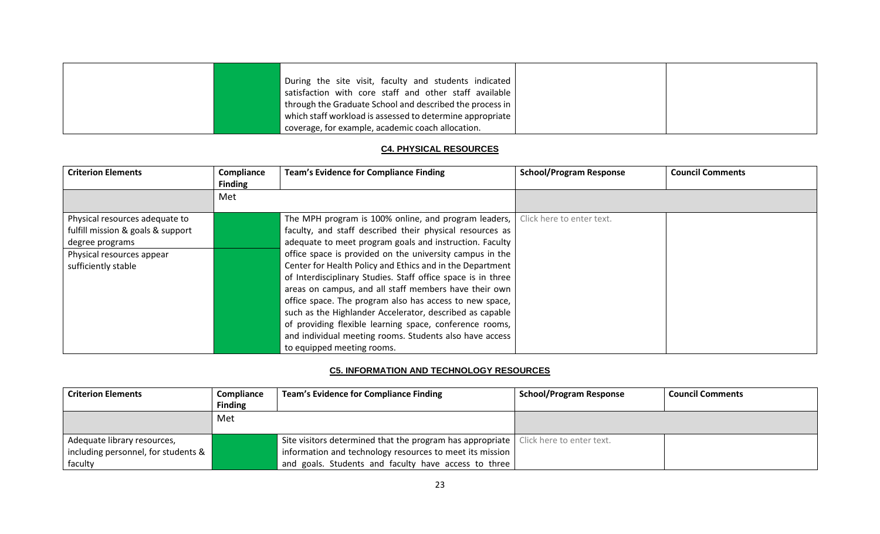| | | | | |
|---|---|---|---|---|
| | | During the site visit, faculty and students indicated satisfaction with core staff and other staff available through the Graduate School and described the process in which staff workload is assessed to determine appropriate coverage, for example, academic coach allocation. | | |

**C4. PHYSICAL RESOURCES**

| Criterion Elements | Compliance Finding | Team's Evidence for Compliance Finding | School/Program Response | Council Comments |
|---|---|---|---|---|
| | Met | | | |
| Physical resources adequate to fulfill mission & goals & support degree programs | | The MPH program is 100% online, and program leaders, faculty, and staff described their physical resources as adequate to meet program goals and instruction. Faculty office space is provided on the university campus in the Center for Health Policy and Ethics and in the Department of Interdisciplinary Studies. Staff office space is in three areas on campus, and all staff members have their own office space. The program also has access to new space, such as the Highlander Accelerator, described as capable of providing flexible learning space, conference rooms, and individual meeting rooms. Students also have access to equipped meeting rooms. | Click here to enter text. | |
| Physical resources appear sufficiently stable | | | | |

**C5. INFORMATION AND TECHNOLOGY RESOURCES**

| Criterion Elements | Compliance Finding | Team's Evidence for Compliance Finding | School/Program Response | Council Comments |
|---|---|---|---|---|
| | Met | | | |
| Adequate library resources, including personnel, for students & faculty | | Site visitors determined that the program has appropriate information and technology resources to meet its mission and goals. Students and faculty have access to three | Click here to enter text. | |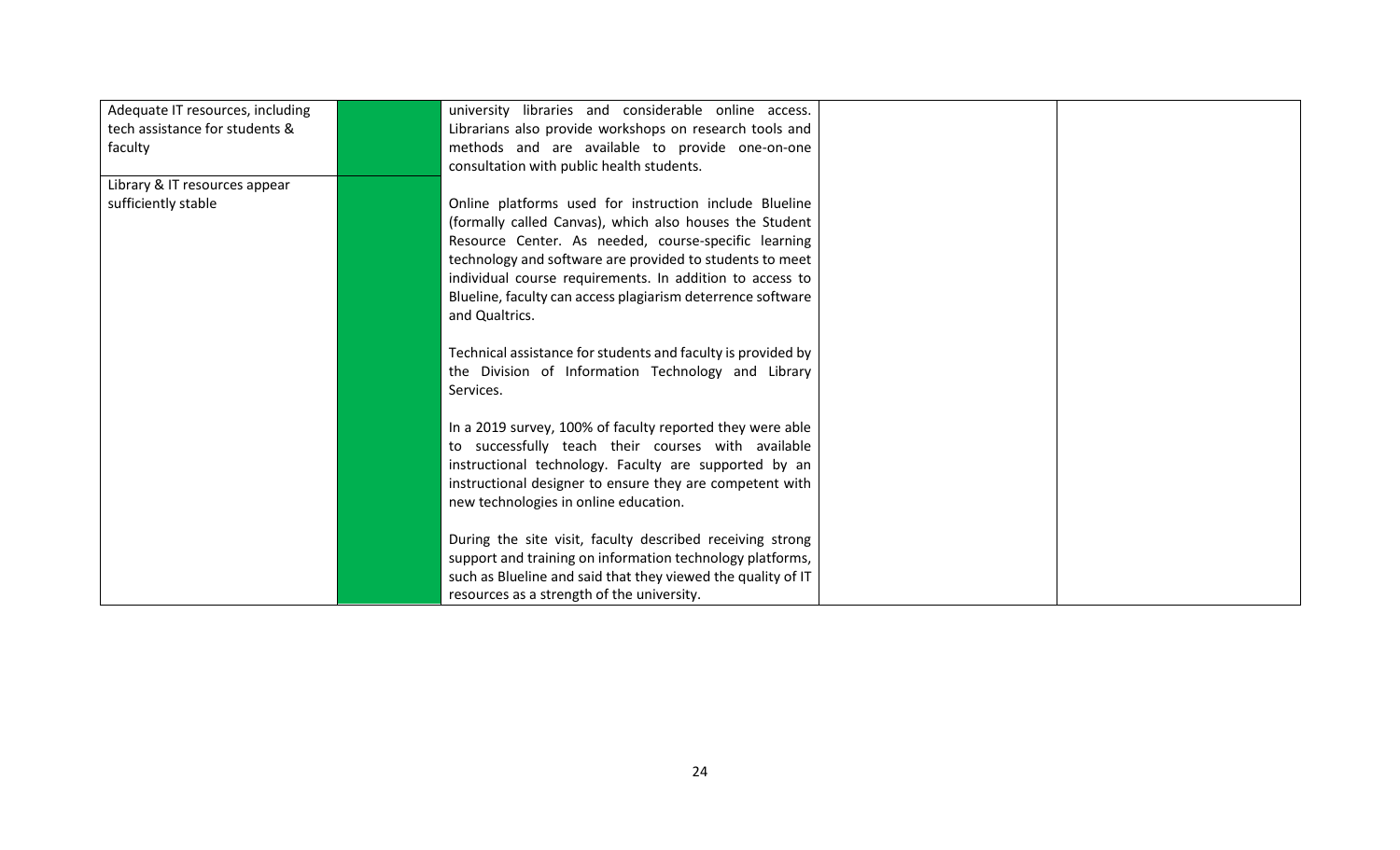| | | | | |
|---|---|---|---|---|
| Adequate IT resources, including tech assistance for students & faculty<br><br>Library & IT resources appear sufficiently stable | | university libraries and considerable online access. Librarians also provide workshops on research tools and methods and are available to provide one-on-one consultation with public health students.<br><br>Online platforms used for instruction include Blueline (formally called Canvas), which also houses the Student Resource Center. As needed, course-specific learning technology and software are provided to students to meet individual course requirements. In addition to access to Blueline, faculty can access plagiarism deterrence software and Qualtrics.<br><br>Technical assistance for students and faculty is provided by the Division of Information Technology and Library Services.<br><br>In a 2019 survey, 100% of faculty reported they were able to successfully teach their courses with available instructional technology. Faculty are supported by an instructional designer to ensure they are competent with new technologies in online education.<br><br>During the site visit, faculty described receiving strong support and training on information technology platforms, such as Blueline and said that they viewed the quality of IT resources as a strength of the university. | | |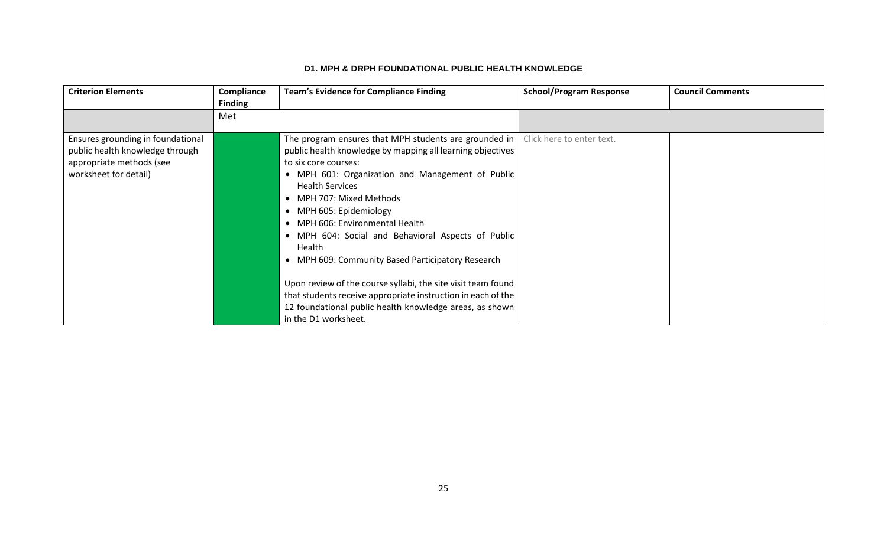## D1. MPH & DRPH FOUNDATIONAL PUBLIC HEALTH KNOWLEDGE

| Criterion Elements | Compliance Finding | Team's Evidence for Compliance Finding | School/Program Response | Council Comments |
|---|---|---|---|---|
| | Met | | | |
| Ensures grounding in foundational public health knowledge through appropriate methods (see worksheet for detail) | | The program ensures that MPH students are grounded in public health knowledge by mapping all learning objectives to six core courses:<br>• MPH 601: Organization and Management of Public Health Services<br>• MPH 707: Mixed Methods<br>• MPH 605: Epidemiology<br>• MPH 606: Environmental Health<br>• MPH 604: Social and Behavioral Aspects of Public Health<br>• MPH 609: Community Based Participatory Research<br><br>Upon review of the course syllabi, the site visit team found that students receive appropriate instruction in each of the 12 foundational public health knowledge areas, as shown in the D1 worksheet. | Click here to enter text. | |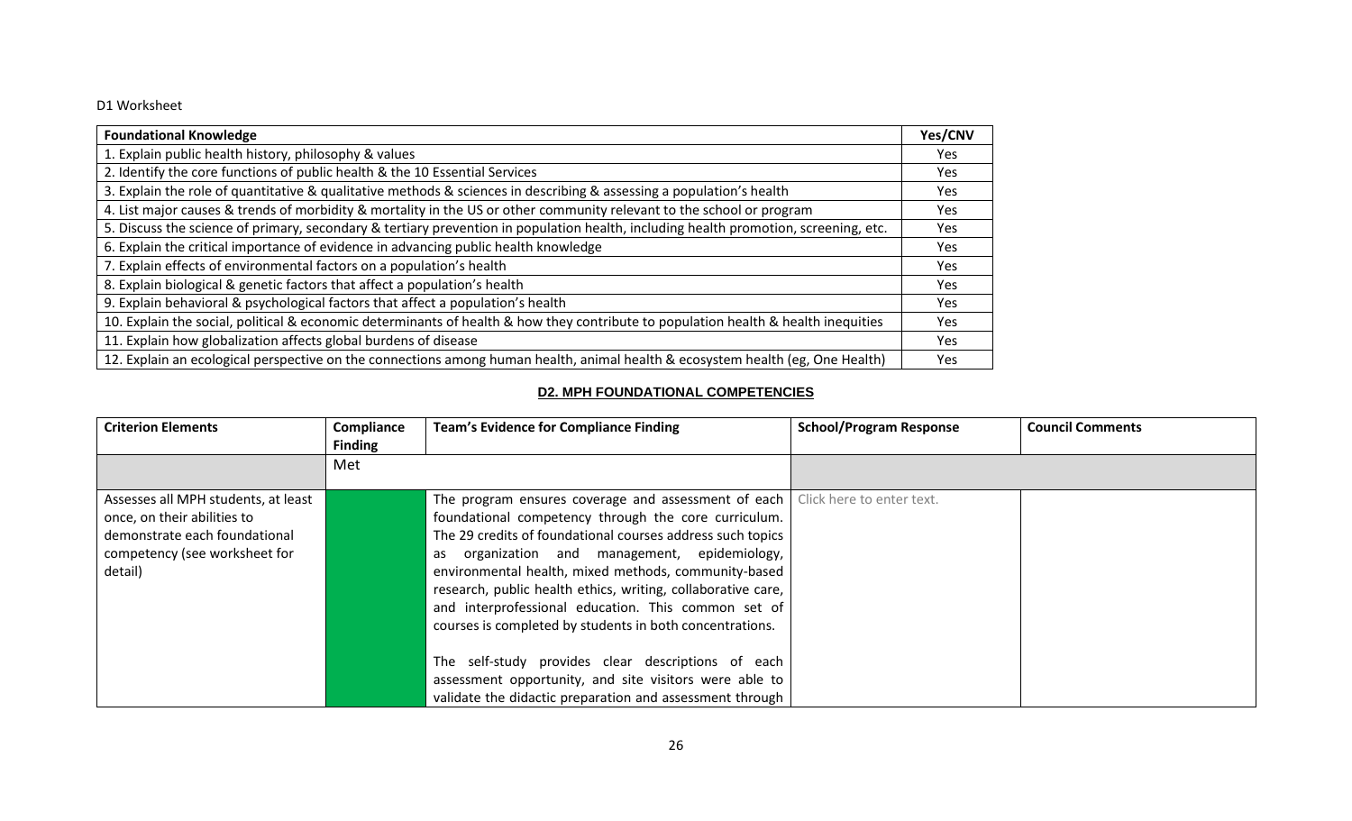D1 Worksheet

| Foundational Knowledge | Yes/CNV |
|---|---|
| 1. Explain public health history, philosophy & values | Yes |
| 2. Identify the core functions of public health & the 10 Essential Services | Yes |
| 3. Explain the role of quantitative & qualitative methods & sciences in describing & assessing a population's health | Yes |
| 4. List major causes & trends of morbidity & mortality in the US or other community relevant to the school or program | Yes |
| 5. Discuss the science of primary, secondary & tertiary prevention in population health, including health promotion, screening, etc. | Yes |
| 6. Explain the critical importance of evidence in advancing public health knowledge | Yes |
| 7. Explain effects of environmental factors on a population's health | Yes |
| 8. Explain biological & genetic factors that affect a population's health | Yes |
| 9. Explain behavioral & psychological factors that affect a population's health | Yes |
| 10. Explain the social, political & economic determinants of health & how they contribute to population health & health inequities | Yes |
| 11. Explain how globalization affects global burdens of disease | Yes |
| 12. Explain an ecological perspective on the connections among human health, animal health & ecosystem health (eg, One Health) | Yes |

## D2. MPH FOUNDATIONAL COMPETENCIES

| Criterion Elements | Compliance Finding | Team's Evidence for Compliance Finding | School/Program Response | Council Comments |
|---|---|---|---|---|
| | Met | | | |
| Assesses all MPH students, at least once, on their abilities to demonstrate each foundational competency (see worksheet for detail) | | The program ensures coverage and assessment of each foundational competency through the core curriculum. The 29 credits of foundational courses address such topics as organization and management, epidemiology, environmental health, mixed methods, community-based research, public health ethics, writing, collaborative care, and interprofessional education. This common set of courses is completed by students in both concentrations.<br><br>The self-study provides clear descriptions of each assessment opportunity, and site visitors were able to validate the didactic preparation and assessment through | Click here to enter text. | |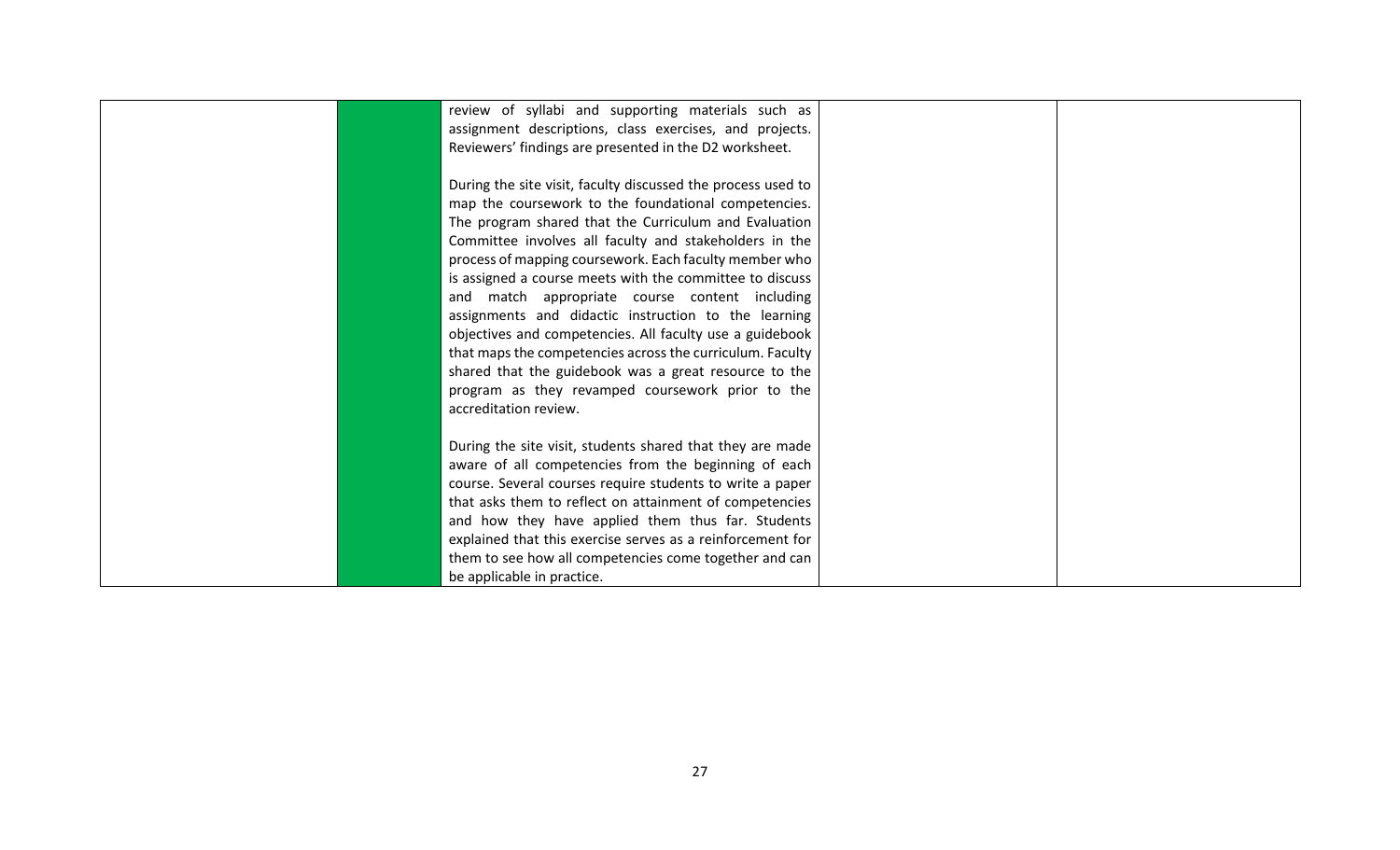| | | | | |
|---|---|---|---|---|
| | | review of syllabi and supporting materials such as assignment descriptions, class exercises, and projects. Reviewers' findings are presented in the D2 worksheet.<br><br>During the site visit, faculty discussed the process used to map the coursework to the foundational competencies. The program shared that the Curriculum and Evaluation Committee involves all faculty and stakeholders in the process of mapping coursework. Each faculty member who is assigned a course meets with the committee to discuss and match appropriate course content including assignments and didactic instruction to the learning objectives and competencies. All faculty use a guidebook that maps the competencies across the curriculum. Faculty shared that the guidebook was a great resource to the program as they revamped coursework prior to the accreditation review.<br><br>During the site visit, students shared that they are made aware of all competencies from the beginning of each course. Several courses require students to write a paper that asks them to reflect on attainment of competencies and how they have applied them thus far. Students explained that this exercise serves as a reinforcement for them to see how all competencies come together and can be applicable in practice. | | |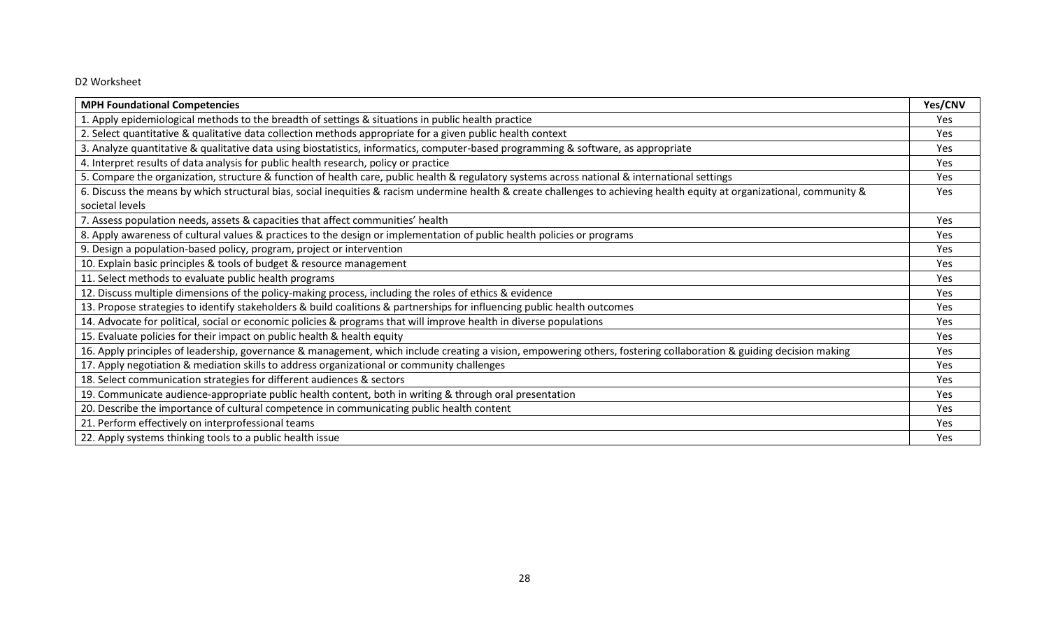D2 Worksheet

| MPH Foundational Competencies | Yes/CNV |
|---|---|
| 1. Apply epidemiological methods to the breadth of settings & situations in public health practice | Yes |
| 2. Select quantitative & qualitative data collection methods appropriate for a given public health context | Yes |
| 3. Analyze quantitative & qualitative data using biostatistics, informatics, computer-based programming & software, as appropriate | Yes |
| 4. Interpret results of data analysis for public health research, policy or practice | Yes |
| 5. Compare the organization, structure & function of health care, public health & regulatory systems across national & international settings | Yes |
| 6. Discuss the means by which structural bias, social inequities & racism undermine health & create challenges to achieving health equity at organizational, community & societal levels | Yes |
| 7. Assess population needs, assets & capacities that affect communities' health | Yes |
| 8. Apply awareness of cultural values & practices to the design or implementation of public health policies or programs | Yes |
| 9. Design a population-based policy, program, project or intervention | Yes |
| 10. Explain basic principles & tools of budget & resource management | Yes |
| 11. Select methods to evaluate public health programs | Yes |
| 12. Discuss multiple dimensions of the policy-making process, including the roles of ethics & evidence | Yes |
| 13. Propose strategies to identify stakeholders & build coalitions & partnerships for influencing public health outcomes | Yes |
| 14. Advocate for political, social or economic policies & programs that will improve health in diverse populations | Yes |
| 15. Evaluate policies for their impact on public health & health equity | Yes |
| 16. Apply principles of leadership, governance & management, which include creating a vision, empowering others, fostering collaboration & guiding decision making | Yes |
| 17. Apply negotiation & mediation skills to address organizational or community challenges | Yes |
| 18. Select communication strategies for different audiences & sectors | Yes |
| 19. Communicate audience-appropriate public health content, both in writing & through oral presentation | Yes |
| 20. Describe the importance of cultural competence in communicating public health content | Yes |
| 21. Perform effectively on interprofessional teams | Yes |
| 22. Apply systems thinking tools to a public health issue | Yes |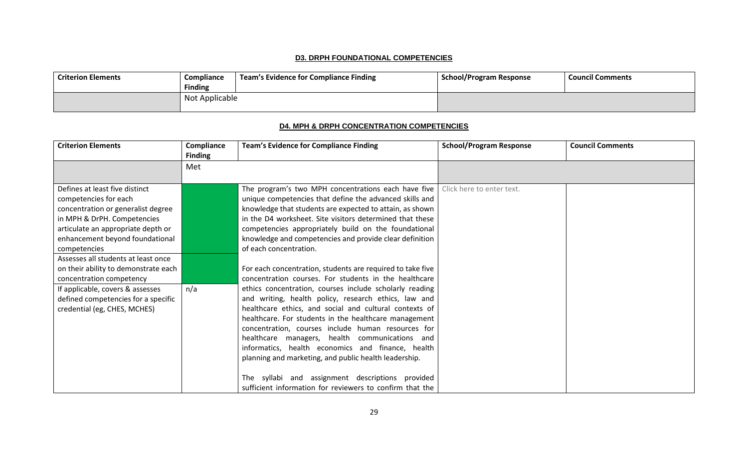**D3. DRPH FOUNDATIONAL COMPETENCIES**

| Criterion Elements | Compliance Finding | Team's Evidence for Compliance Finding | School/Program Response | Council Comments |
|---|---|---|---|---|
| | Not Applicable | | | |

**D4. MPH & DRPH CONCENTRATION COMPETENCIES**

| Criterion Elements | Compliance Finding | Team's Evidence for Compliance Finding | School/Program Response | Council Comments |
|---|---|---|---|---|
| | Met | | | |
| Defines at least five distinct competencies for each concentration or generalist degree in MPH & DrPH. Competencies articulate an appropriate depth or enhancement beyond foundational competencies | | The program's two MPH concentrations each have five unique competencies that define the advanced skills and knowledge that students are expected to attain, as shown in the D4 worksheet. Site visitors determined that these competencies appropriately build on the foundational knowledge and competencies and provide clear definition of each concentration.<br><br>For each concentration, students are required to take five concentration courses. For students in the healthcare ethics concentration, courses include scholarly reading and writing, health policy, research ethics, law and healthcare ethics, and social and cultural contexts of healthcare. For students in the healthcare management concentration, courses include human resources for healthcare managers, health communications and informatics, health economics and finance, health planning and marketing, and public health leadership.<br><br>The syllabi and assignment descriptions provided sufficient information for reviewers to confirm that the | Click here to enter text. | |
| Assesses all students at least once on their ability to demonstrate each concentration competency | | | | |
| If applicable, covers & assesses defined competencies for a specific credential (eg, CHES, MCHES) | n/a | | | |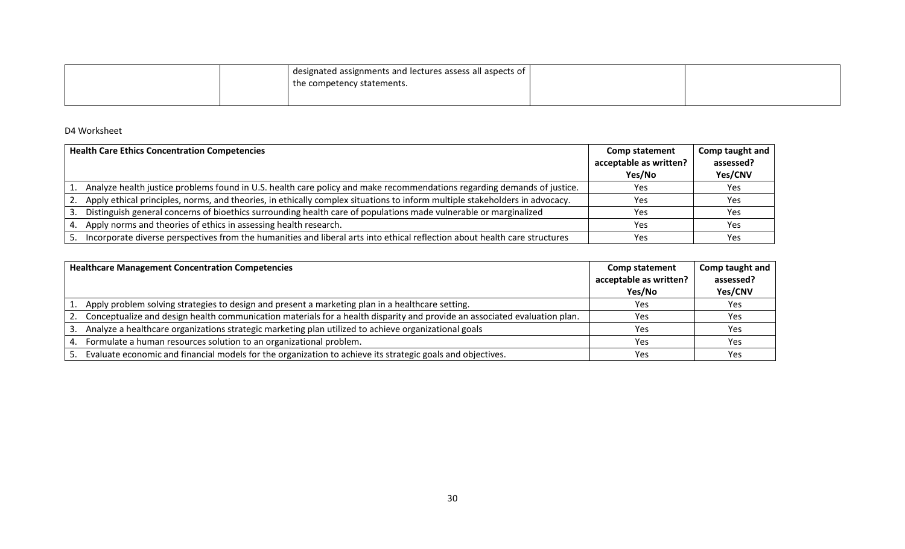| | | designated assignments and lectures assess all aspects of the competency statements. | | |
|---|---|---|---|---|

D4 Worksheet

| Health Care Ethics Concentration Competencies | Comp statement acceptable as written? Yes/No | Comp taught and assessed? Yes/CNV |
|---|---|---|
| 1. Analyze health justice problems found in U.S. health care policy and make recommendations regarding demands of justice. | Yes | Yes |
| 2. Apply ethical principles, norms, and theories, in ethically complex situations to inform multiple stakeholders in advocacy. | Yes | Yes |
| 3. Distinguish general concerns of bioethics surrounding health care of populations made vulnerable or marginalized | Yes | Yes |
| 4. Apply norms and theories of ethics in assessing health research. | Yes | Yes |
| 5. Incorporate diverse perspectives from the humanities and liberal arts into ethical reflection about health care structures | Yes | Yes |

| Healthcare Management Concentration Competencies | Comp statement acceptable as written? Yes/No | Comp taught and assessed? Yes/CNV |
|---|---|---|
| 1. Apply problem solving strategies to design and present a marketing plan in a healthcare setting. | Yes | Yes |
| 2. Conceptualize and design health communication materials for a health disparity and provide an associated evaluation plan. | Yes | Yes |
| 3. Analyze a healthcare organizations strategic marketing plan utilized to achieve organizational goals | Yes | Yes |
| 4. Formulate a human resources solution to an organizational problem. | Yes | Yes |
| 5. Evaluate economic and financial models for the organization to achieve its strategic goals and objectives. | Yes | Yes |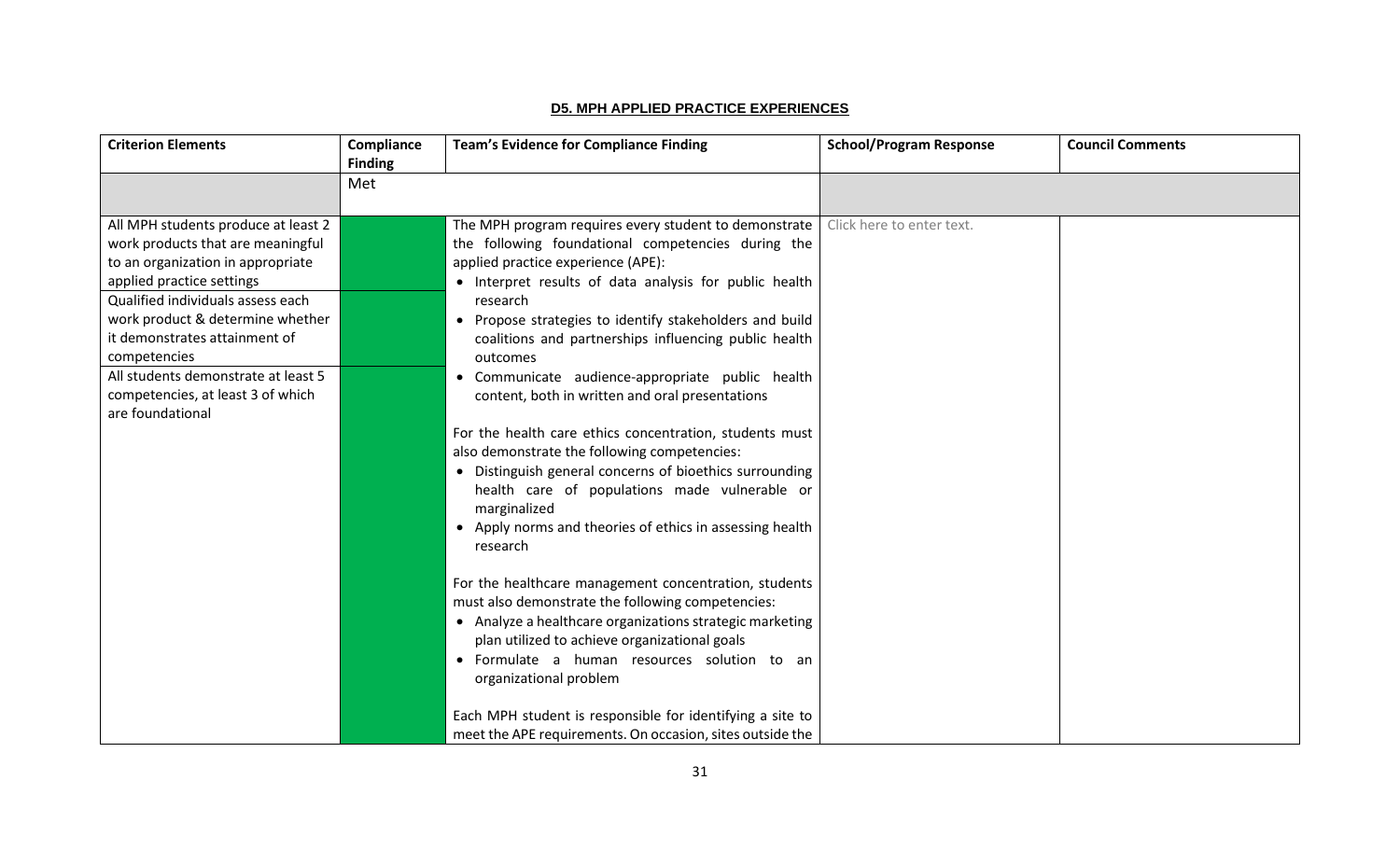## D5. MPH APPLIED PRACTICE EXPERIENCES

| Criterion Elements | Compliance Finding | Team's Evidence for Compliance Finding | School/Program Response | Council Comments |
|---|---|---|---|---|
| | Met | | | |
| All MPH students produce at least 2 work products that are meaningful to an organization in appropriate applied practice settings<br><br>Qualified individuals assess each work product & determine whether it demonstrates attainment of competencies<br><br>All students demonstrate at least 5 competencies, at least 3 of which are foundational | | The MPH program requires every student to demonstrate the following foundational competencies during the applied practice experience (APE):<br>• Interpret results of data analysis for public health research<br>• Propose strategies to identify stakeholders and build coalitions and partnerships influencing public health outcomes<br>• Communicate audience-appropriate public health content, both in written and oral presentations<br><br>For the health care ethics concentration, students must also demonstrate the following competencies:<br>• Distinguish general concerns of bioethics surrounding health care of populations made vulnerable or marginalized<br>• Apply norms and theories of ethics in assessing health research<br><br>For the healthcare management concentration, students must also demonstrate the following competencies:<br>• Analyze a healthcare organizations strategic marketing plan utilized to achieve organizational goals<br>• Formulate a human resources solution to an organizational problem<br><br>Each MPH student is responsible for identifying a site to meet the APE requirements. On occasion, sites outside the | Click here to enter text. | |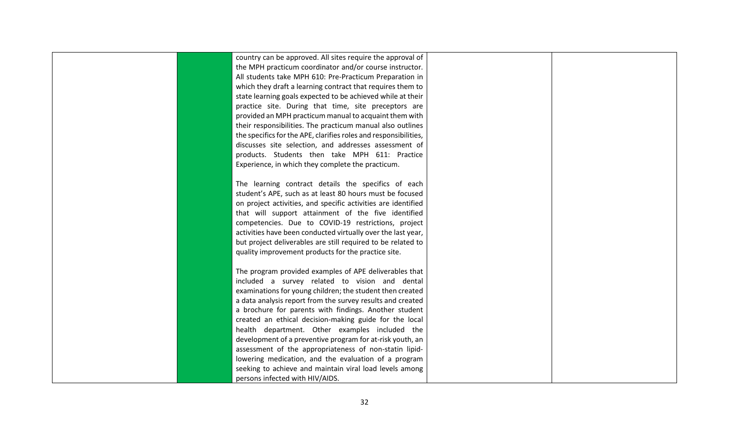| | | | | |
|---|---|---|---|---|
| | | country can be approved. All sites require the approval of the MPH practicum coordinator and/or course instructor. All students take MPH 610: Pre-Practicum Preparation in which they draft a learning contract that requires them to state learning goals expected to be achieved while at their practice site. During that time, site preceptors are provided an MPH practicum manual to acquaint them with their responsibilities. The practicum manual also outlines the specifics for the APE, clarifies roles and responsibilities, discusses site selection, and addresses assessment of products. Students then take MPH 611: Practice Experience, in which they complete the practicum.<br><br>The learning contract details the specifics of each student's APE, such as at least 80 hours must be focused on project activities, and specific activities are identified that will support attainment of the five identified competencies. Due to COVID-19 restrictions, project activities have been conducted virtually over the last year, but project deliverables are still required to be related to quality improvement products for the practice site.<br><br>The program provided examples of APE deliverables that included a survey related to vision and dental examinations for young children; the student then created a data analysis report from the survey results and created a brochure for parents with findings. Another student created an ethical decision-making guide for the local health department. Other examples included the development of a preventive program for at-risk youth, an assessment of the appropriateness of non-statin lipid-lowering medication, and the evaluation of a program seeking to achieve and maintain viral load levels among persons infected with HIV/AIDS. | | |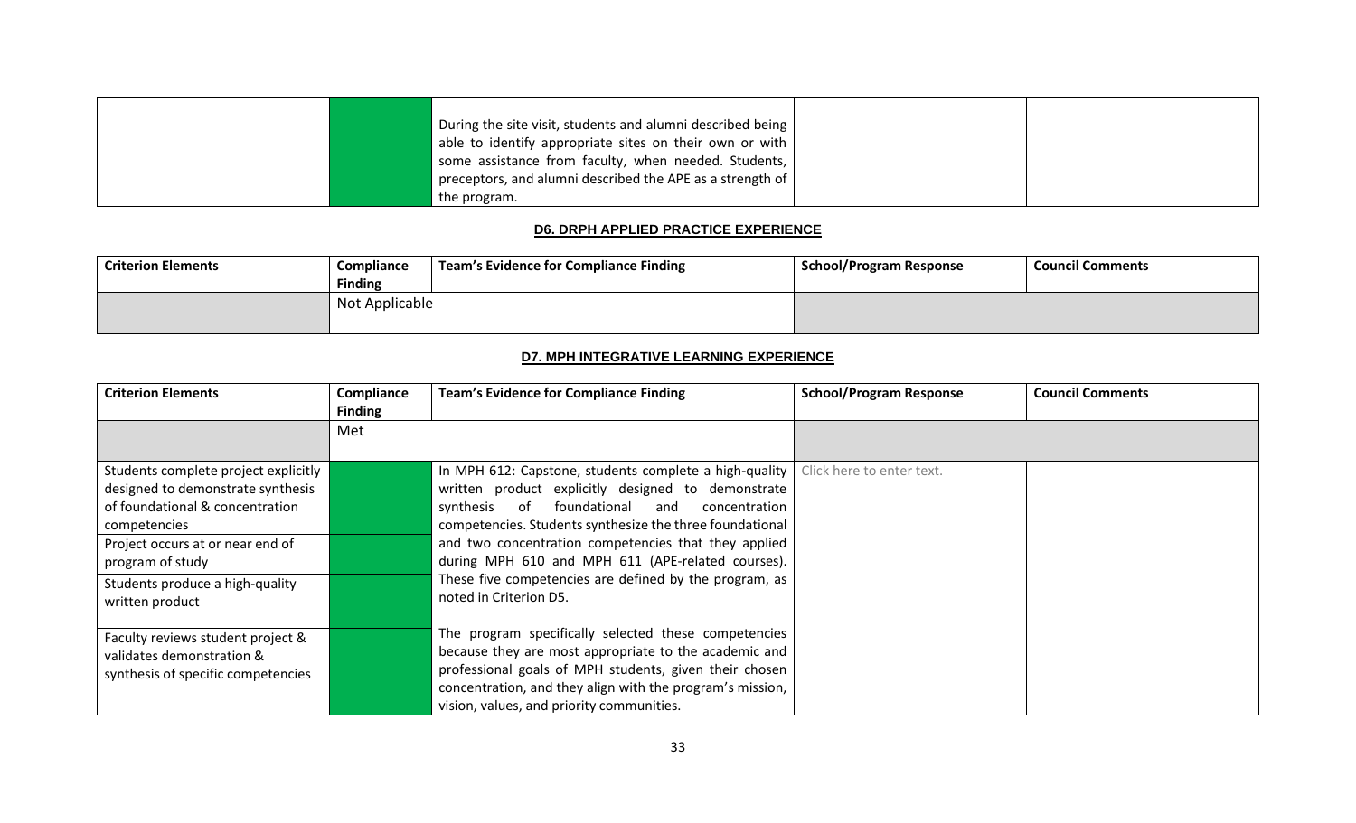| | | | | |
|---|---|---|---|---|
| | | During the site visit, students and alumni described being able to identify appropriate sites on their own or with some assistance from faculty, when needed. Students, preceptors, and alumni described the APE as a strength of the program. | | |

**D6. DRPH APPLIED PRACTICE EXPERIENCE**

| Criterion Elements | Compliance Finding | Team's Evidence for Compliance Finding | School/Program Response | Council Comments |
|---|---|---|---|---|
| | Not Applicable | | | |

**D7. MPH INTEGRATIVE LEARNING EXPERIENCE**

| Criterion Elements | Compliance Finding | Team's Evidence for Compliance Finding | School/Program Response | Council Comments |
|---|---|---|---|---|
| | Met | | | |
| Students complete project explicitly designed to demonstrate synthesis of foundational & concentration competencies | | In MPH 612: Capstone, students complete a high-quality written product explicitly designed to demonstrate synthesis of foundational and concentration competencies. Students synthesize the three foundational and two concentration competencies that they applied during MPH 610 and MPH 611 (APE-related courses). These five competencies are defined by the program, as noted in Criterion D5.<br><br>The program specifically selected these competencies because they are most appropriate to the academic and professional goals of MPH students, given their chosen concentration, and they align with the program's mission, vision, values, and priority communities. | Click here to enter text. | |
| Project occurs at or near end of program of study | | | | |
| Students produce a high-quality written product | | | | |
| Faculty reviews student project & validates demonstration & synthesis of specific competencies | | | | |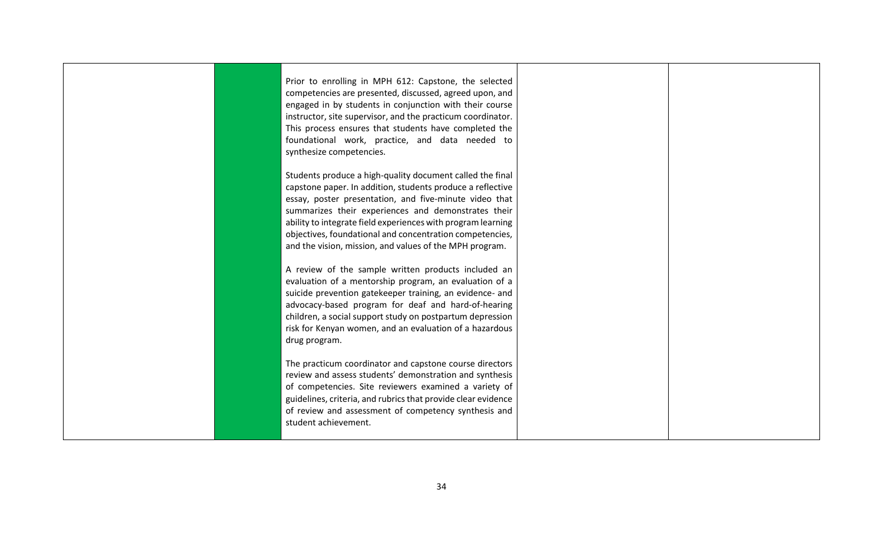| | | | | |
|---|---|---|---|---|
| | | Prior to enrolling in MPH 612: Capstone, the selected competencies are presented, discussed, agreed upon, and engaged in by students in conjunction with their course instructor, site supervisor, and the practicum coordinator. This process ensures that students have completed the foundational work, practice, and data needed to synthesize competencies.<br><br>Students produce a high-quality document called the final capstone paper. In addition, students produce a reflective essay, poster presentation, and five-minute video that summarizes their experiences and demonstrates their ability to integrate field experiences with program learning objectives, foundational and concentration competencies, and the vision, mission, and values of the MPH program.<br><br>A review of the sample written products included an evaluation of a mentorship program, an evaluation of a suicide prevention gatekeeper training, an evidence- and advocacy-based program for deaf and hard-of-hearing children, a social support study on postpartum depression risk for Kenyan women, and an evaluation of a hazardous drug program.<br><br>The practicum coordinator and capstone course directors review and assess students' demonstration and synthesis of competencies. Site reviewers examined a variety of guidelines, criteria, and rubrics that provide clear evidence of review and assessment of competency synthesis and student achievement. | | |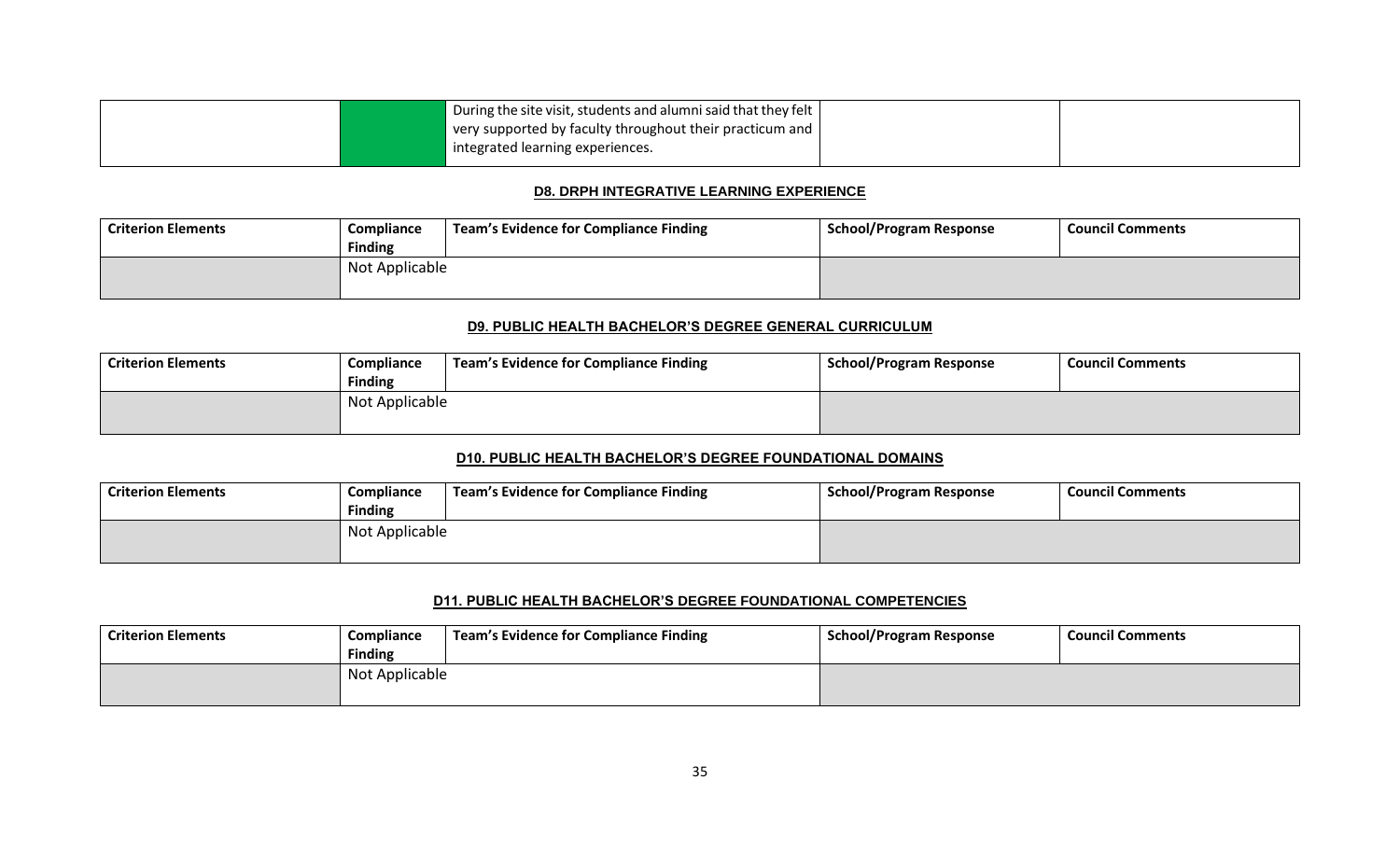| | | | | |
|---|---|---|---|---|
| | | During the site visit, students and alumni said that they felt very supported by faculty throughout their practicum and integrated learning experiences. | | |

## D8. DRPH INTEGRATIVE LEARNING EXPERIENCE

| Criterion Elements | Compliance Finding | Team's Evidence for Compliance Finding | School/Program Response | Council Comments |
|---|---|---|---|---|
| | Not Applicable | | | |

## D9. PUBLIC HEALTH BACHELOR'S DEGREE GENERAL CURRICULUM

| Criterion Elements | Compliance Finding | Team's Evidence for Compliance Finding | School/Program Response | Council Comments |
|---|---|---|---|---|
| | Not Applicable | | | |

## D10. PUBLIC HEALTH BACHELOR'S DEGREE FOUNDATIONAL DOMAINS

| Criterion Elements | Compliance Finding | Team's Evidence for Compliance Finding | School/Program Response | Council Comments |
|---|---|---|---|---|
| | Not Applicable | | | |

## D11. PUBLIC HEALTH BACHELOR'S DEGREE FOUNDATIONAL COMPETENCIES

| Criterion Elements | Compliance Finding | Team's Evidence for Compliance Finding | School/Program Response | Council Comments |
|---|---|---|---|---|
| | Not Applicable | | | |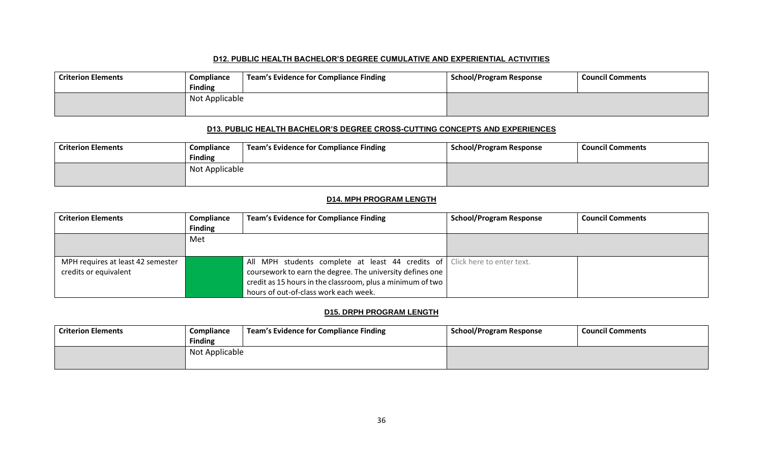### D12. PUBLIC HEALTH BACHELOR'S DEGREE CUMULATIVE AND EXPERIENTIAL ACTIVITIES

| Criterion Elements | Compliance Finding | Team's Evidence for Compliance Finding | School/Program Response | Council Comments |
|---|---|---|---|---|
| | Not Applicable | | | |

### D13. PUBLIC HEALTH BACHELOR'S DEGREE CROSS-CUTTING CONCEPTS AND EXPERIENCES

| Criterion Elements | Compliance Finding | Team's Evidence for Compliance Finding | School/Program Response | Council Comments |
|---|---|---|---|---|
| | Not Applicable | | | |

### D14. MPH PROGRAM LENGTH

| Criterion Elements | Compliance Finding | Team's Evidence for Compliance Finding | School/Program Response | Council Comments |
|---|---|---|---|---|
| | Met | | | |
| MPH requires at least 42 semester credits or equivalent | | All MPH students complete at least 44 credits of coursework to earn the degree. The university defines one credit as 15 hours in the classroom, plus a minimum of two hours of out-of-class work each week. | Click here to enter text. | |

### D15. DRPH PROGRAM LENGTH

| Criterion Elements | Compliance Finding | Team's Evidence for Compliance Finding | School/Program Response | Council Comments |
|---|---|---|---|---|
| | Not Applicable | | | |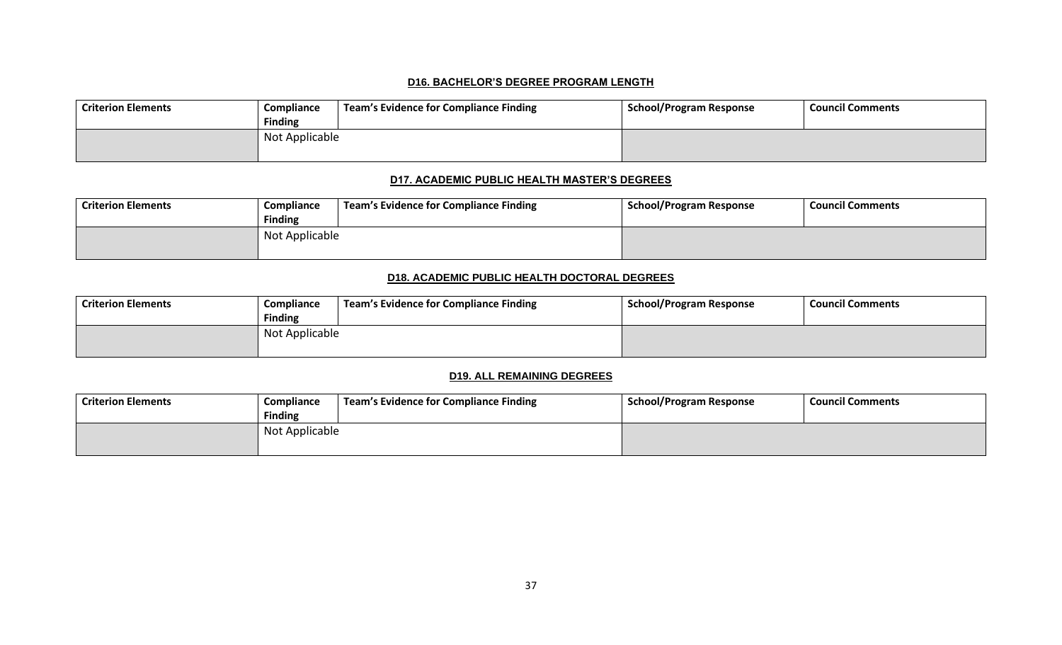#### D16. BACHELOR'S DEGREE PROGRAM LENGTH

| Criterion Elements | Compliance Finding | Team's Evidence for Compliance Finding | School/Program Response | Council Comments |
|---|---|---|---|---|
| | Not Applicable | | | |

#### D17. ACADEMIC PUBLIC HEALTH MASTER'S DEGREES

| Criterion Elements | Compliance Finding | Team's Evidence for Compliance Finding | School/Program Response | Council Comments |
|---|---|---|---|---|
| | Not Applicable | | | |

#### D18. ACADEMIC PUBLIC HEALTH DOCTORAL DEGREES

| Criterion Elements | Compliance Finding | Team's Evidence for Compliance Finding | School/Program Response | Council Comments |
|---|---|---|---|---|
| | Not Applicable | | | |

#### D19. ALL REMAINING DEGREES

| Criterion Elements | Compliance Finding | Team's Evidence for Compliance Finding | School/Program Response | Council Comments |
|---|---|---|---|---|
| | Not Applicable | | | |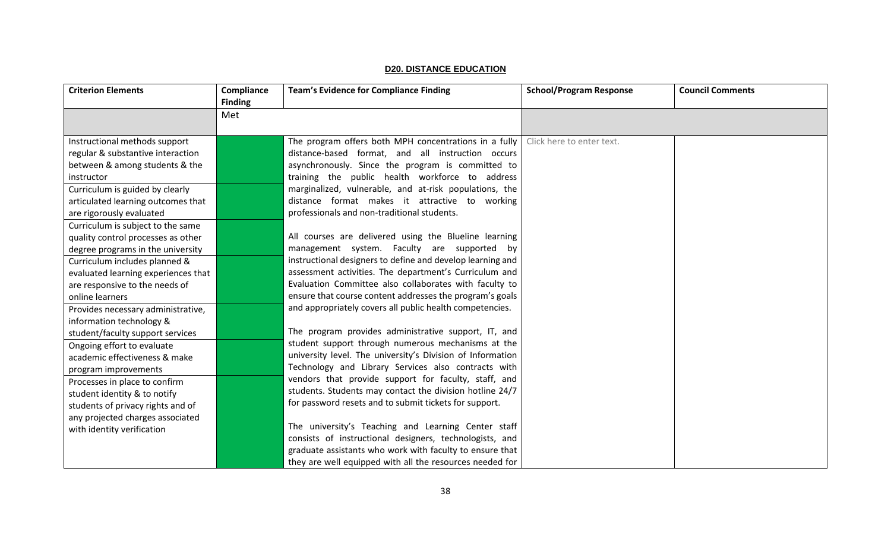## D20. DISTANCE EDUCATION

| Criterion Elements | Compliance Finding | Team's Evidence for Compliance Finding | School/Program Response | Council Comments |
|---|---|---|---|---|
| | Met | | | |
| Instructional methods support regular & substantive interaction between & among students & the instructor<br>Curriculum is guided by clearly articulated learning outcomes that are rigorously evaluated<br>Curriculum is subject to the same quality control processes as other degree programs in the university<br>Curriculum includes planned & evaluated learning experiences that are responsive to the needs of online learners<br>Provides necessary administrative, information technology & student/faculty support services<br>Ongoing effort to evaluate academic effectiveness & make program improvements<br>Processes in place to confirm student identity & to notify students of privacy rights and of any projected charges associated with identity verification | | The program offers both MPH concentrations in a fully distance-based format, and all instruction occurs asynchronously. Since the program is committed to training the public health workforce to address marginalized, vulnerable, and at-risk populations, the distance format makes it attractive to working professionals and non-traditional students.<br><br>All courses are delivered using the Blueline learning management system. Faculty are supported by instructional designers to define and develop learning and assessment activities. The department's Curriculum and Evaluation Committee also collaborates with faculty to ensure that course content addresses the program's goals and appropriately covers all public health competencies.<br><br>The program provides administrative support, IT, and student support through numerous mechanisms at the university level. The university's Division of Information Technology and Library Services also contracts with vendors that provide support for faculty, staff, and students. Students may contact the division hotline 24/7 for password resets and to submit tickets for support.<br><br>The university's Teaching and Learning Center staff consists of instructional designers, technologists, and graduate assistants who work with faculty to ensure that they are well equipped with all the resources needed for | Click here to enter text. | |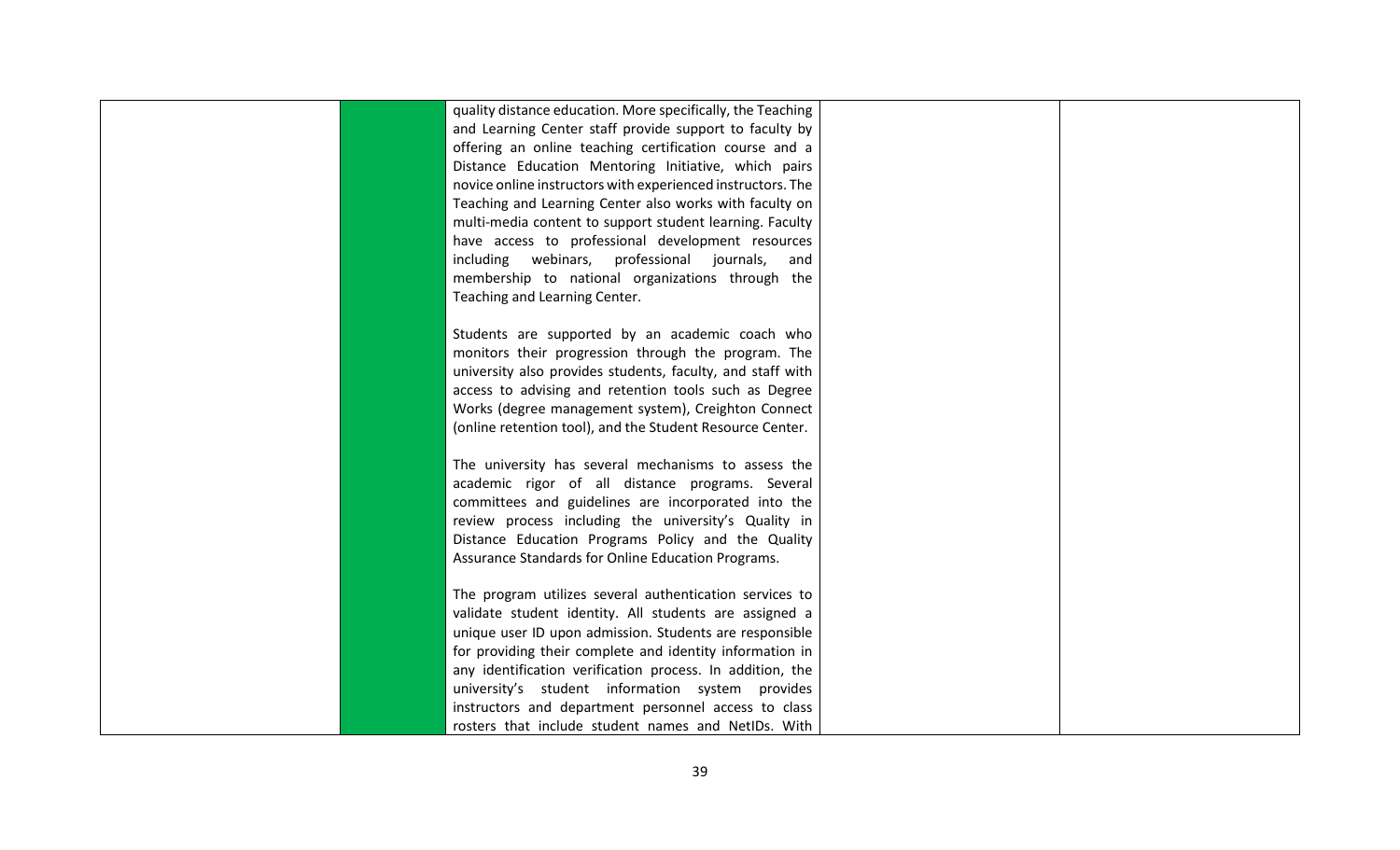| | | | | |
|---|---|---|---|---|
| | | quality distance education. More specifically, the Teaching and Learning Center staff provide support to faculty by offering an online teaching certification course and a Distance Education Mentoring Initiative, which pairs novice online instructors with experienced instructors. The Teaching and Learning Center also works with faculty on multi-media content to support student learning. Faculty have access to professional development resources including webinars, professional journals, and membership to national organizations through the Teaching and Learning Center.<br><br>Students are supported by an academic coach who monitors their progression through the program. The university also provides students, faculty, and staff with access to advising and retention tools such as Degree Works (degree management system), Creighton Connect (online retention tool), and the Student Resource Center.<br><br>The university has several mechanisms to assess the academic rigor of all distance programs. Several committees and guidelines are incorporated into the review process including the university's Quality in Distance Education Programs Policy and the Quality Assurance Standards for Online Education Programs.<br><br>The program utilizes several authentication services to validate student identity. All students are assigned a unique user ID upon admission. Students are responsible for providing their complete and identity information in any identification verification process. In addition, the university's student information system provides instructors and department personnel access to class rosters that include student names and NetIDs. With | | |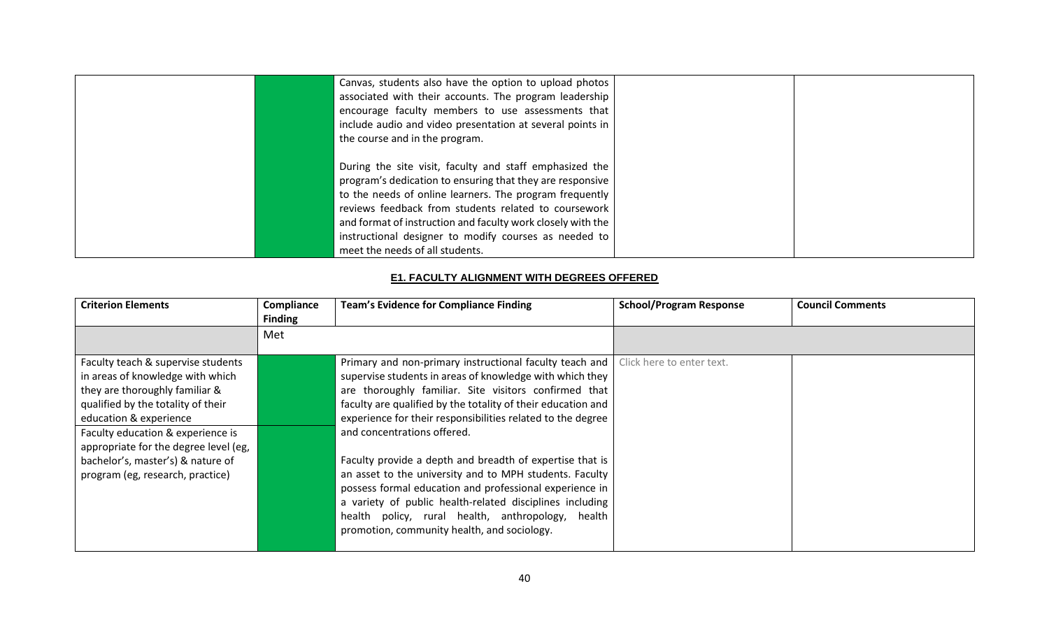| | | | | |
|---|---|---|---|---|
| | | Canvas, students also have the option to upload photos associated with their accounts. The program leadership encourage faculty members to use assessments that include audio and video presentation at several points in the course and in the program.<br><br>During the site visit, faculty and staff emphasized the program's dedication to ensuring that they are responsive to the needs of online learners. The program frequently reviews feedback from students related to coursework and format of instruction and faculty work closely with the instructional designer to modify courses as needed to meet the needs of all students. | | |

### E1. FACULTY ALIGNMENT WITH DEGREES OFFERED

| Criterion Elements | Compliance Finding | Team's Evidence for Compliance Finding | School/Program Response | Council Comments |
|---|---|---|---|---|
| | Met | | | |
| Faculty teach & supervise students in areas of knowledge with which they are thoroughly familiar & qualified by the totality of their education & experience | | Primary and non-primary instructional faculty teach and supervise students in areas of knowledge with which they are thoroughly familiar. Site visitors confirmed that faculty are qualified by the totality of their education and experience for their responsibilities related to the degree and concentrations offered.<br><br>Faculty provide a depth and breadth of expertise that is an asset to the university and to MPH students. Faculty possess formal education and professional experience in a variety of public health-related disciplines including health policy, rural health, anthropology, health promotion, community health, and sociology. | Click here to enter text. | |
| Faculty education & experience is appropriate for the degree level (eg, bachelor's, master's) & nature of program (eg, research, practice) | | | | |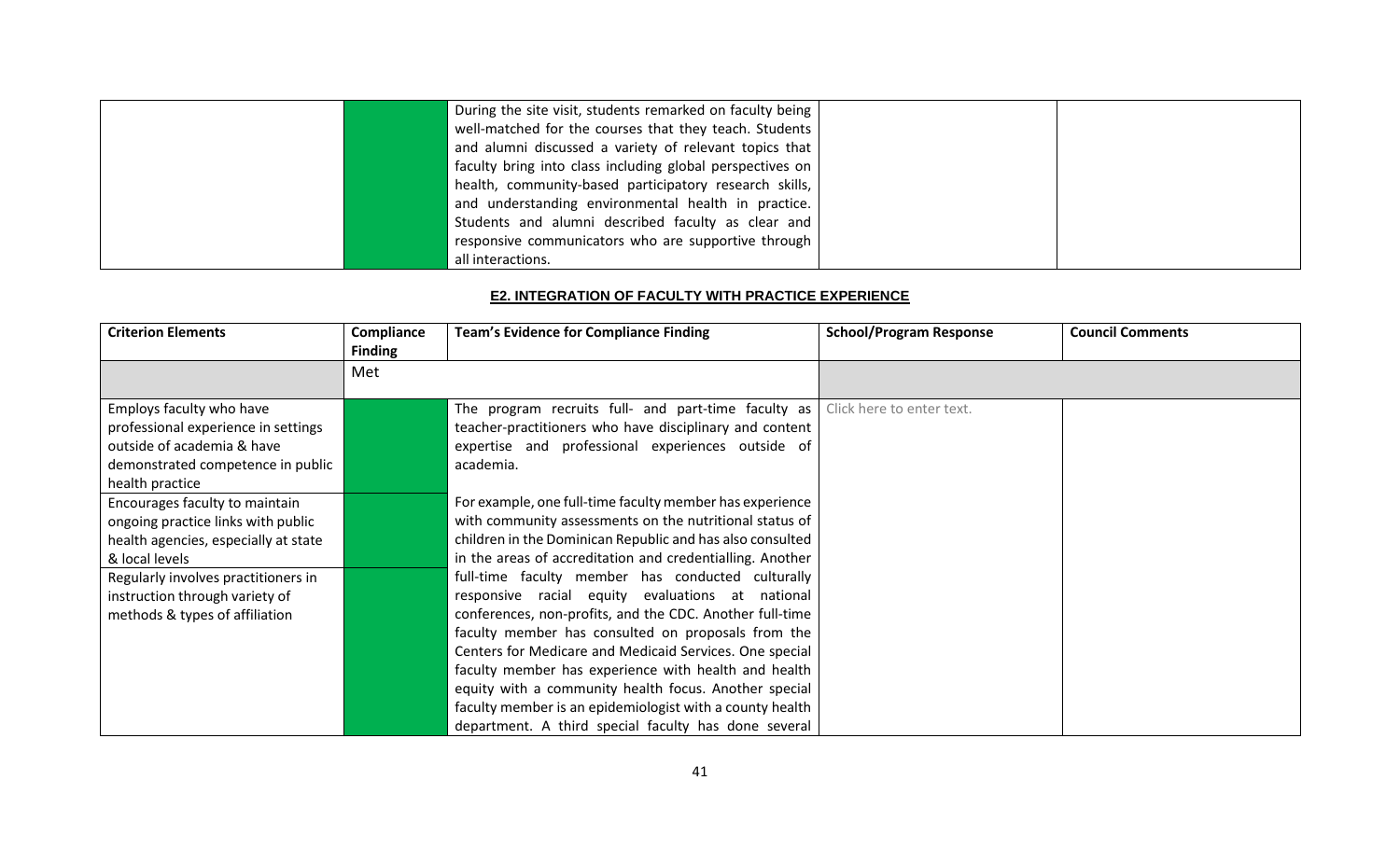| | | | | |
|---|---|---|---|---|
| | | During the site visit, students remarked on faculty being well-matched for the courses that they teach. Students and alumni discussed a variety of relevant topics that faculty bring into class including global perspectives on health, community-based participatory research skills, and understanding environmental health in practice. Students and alumni described faculty as clear and responsive communicators who are supportive through all interactions. | | |

**E2. INTEGRATION OF FACULTY WITH PRACTICE EXPERIENCE**

| Criterion Elements | Compliance Finding | Team's Evidence for Compliance Finding | School/Program Response | Council Comments |
|---|---|---|---|---|
| | Met | | | |
| Employs faculty who have professional experience in settings outside of academia & have demonstrated competence in public health practice<br><br>Encourages faculty to maintain ongoing practice links with public health agencies, especially at state & local levels<br><br>Regularly involves practitioners in instruction through variety of methods & types of affiliation | | The program recruits full- and part-time faculty as teacher-practitioners who have disciplinary and content expertise and professional experiences outside of academia.<br><br>For example, one full-time faculty member has experience with community assessments on the nutritional status of children in the Dominican Republic and has also consulted in the areas of accreditation and credentialling. Another full-time faculty member has conducted culturally responsive racial equity evaluations at national conferences, non-profits, and the CDC. Another full-time faculty member has consulted on proposals from the Centers for Medicare and Medicaid Services. One special faculty member has experience with health and health equity with a community health focus. Another special faculty member is an epidemiologist with a county health department. A third special faculty has done several | Click here to enter text. | |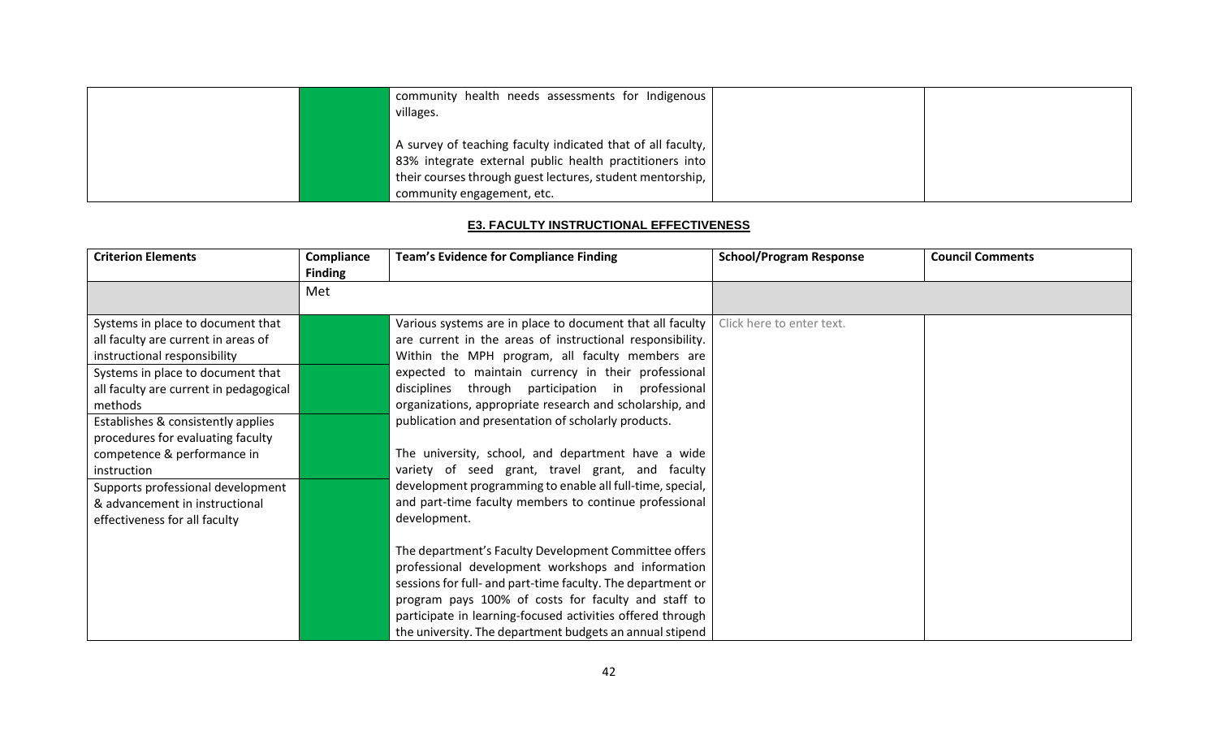| | | | | |
|---|---|---|---|---|
| | | community health needs assessments for Indigenous villages.<br><br>A survey of teaching faculty indicated that of all faculty, 83% integrate external public health practitioners into their courses through guest lectures, student mentorship, community engagement, etc. | | |

**E3. FACULTY INSTRUCTIONAL EFFECTIVENESS**

| Criterion Elements | Compliance Finding | Team's Evidence for Compliance Finding | School/Program Response | Council Comments |
|---|---|---|---|---|
| | Met | | | |
| Systems in place to document that all faculty are current in areas of instructional responsibility<br>Systems in place to document that all faculty are current in pedagogical methods<br>Establishes & consistently applies procedures for evaluating faculty competence & performance in instruction<br>Supports professional development & advancement in instructional effectiveness for all faculty | | Various systems are in place to document that all faculty are current in the areas of instructional responsibility. Within the MPH program, all faculty members are expected to maintain currency in their professional disciplines through participation in professional organizations, appropriate research and scholarship, and publication and presentation of scholarly products.<br><br>The university, school, and department have a wide variety of seed grant, travel grant, and faculty development programming to enable all full-time, special, and part-time faculty members to continue professional development.<br><br>The department's Faculty Development Committee offers professional development workshops and information sessions for full- and part-time faculty. The department or program pays 100% of costs for faculty and staff to participate in learning-focused activities offered through the university. The department budgets an annual stipend | Click here to enter text. | |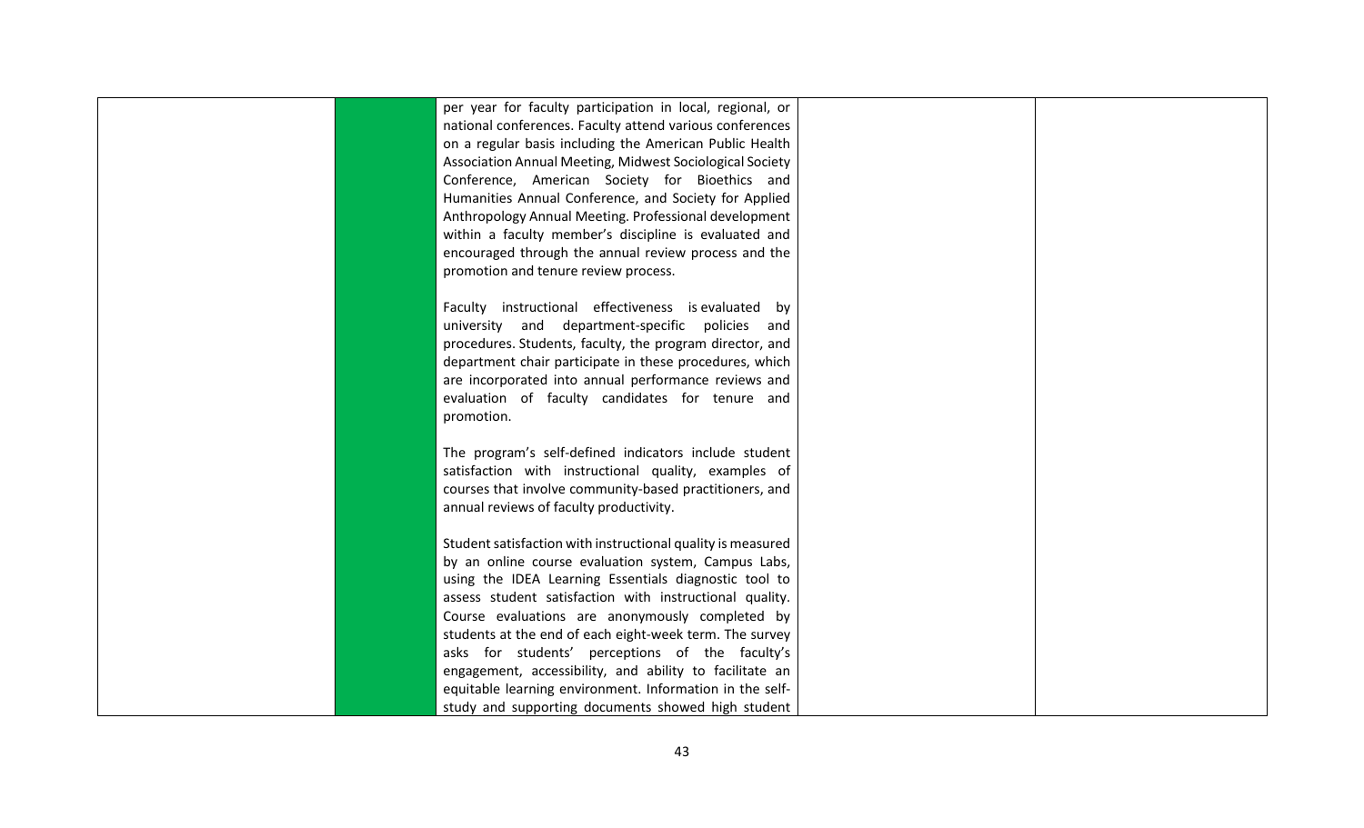| | | | | |
|---|---|---|---|---|
| | | per year for faculty participation in local, regional, or national conferences. Faculty attend various conferences on a regular basis including the American Public Health Association Annual Meeting, Midwest Sociological Society Conference, American Society for Bioethics and Humanities Annual Conference, and Society for Applied Anthropology Annual Meeting. Professional development within a faculty member's discipline is evaluated and encouraged through the annual review process and the promotion and tenure review process.<br><br>Faculty instructional effectiveness is evaluated by university and department-specific policies and procedures. Students, faculty, the program director, and department chair participate in these procedures, which are incorporated into annual performance reviews and evaluation of faculty candidates for tenure and promotion.<br><br>The program's self-defined indicators include student satisfaction with instructional quality, examples of courses that involve community-based practitioners, and annual reviews of faculty productivity.<br><br>Student satisfaction with instructional quality is measured by an online course evaluation system, Campus Labs, using the IDEA Learning Essentials diagnostic tool to assess student satisfaction with instructional quality. Course evaluations are anonymously completed by students at the end of each eight-week term. The survey asks for students' perceptions of the faculty's engagement, accessibility, and ability to facilitate an equitable learning environment. Information in the self-study and supporting documents showed high student | | |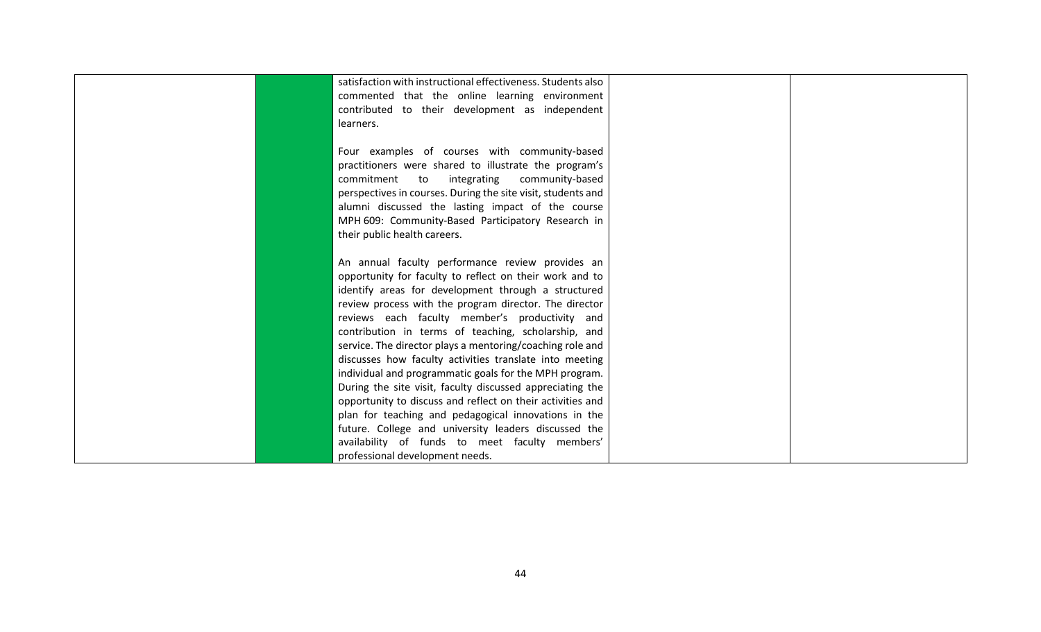| | | | | |
|---|---|---|---|---|
| | | satisfaction with instructional effectiveness. Students also commented that the online learning environment contributed to their development as independent learners.<br><br>Four examples of courses with community-based practitioners were shared to illustrate the program's commitment to integrating community-based perspectives in courses. During the site visit, students and alumni discussed the lasting impact of the course MPH 609: Community-Based Participatory Research in their public health careers.<br><br>An annual faculty performance review provides an opportunity for faculty to reflect on their work and to identify areas for development through a structured review process with the program director. The director reviews each faculty member's productivity and contribution in terms of teaching, scholarship, and service. The director plays a mentoring/coaching role and discusses how faculty activities translate into meeting individual and programmatic goals for the MPH program. During the site visit, faculty discussed appreciating the opportunity to discuss and reflect on their activities and plan for teaching and pedagogical innovations in the future. College and university leaders discussed the availability of funds to meet faculty members' professional development needs. | | |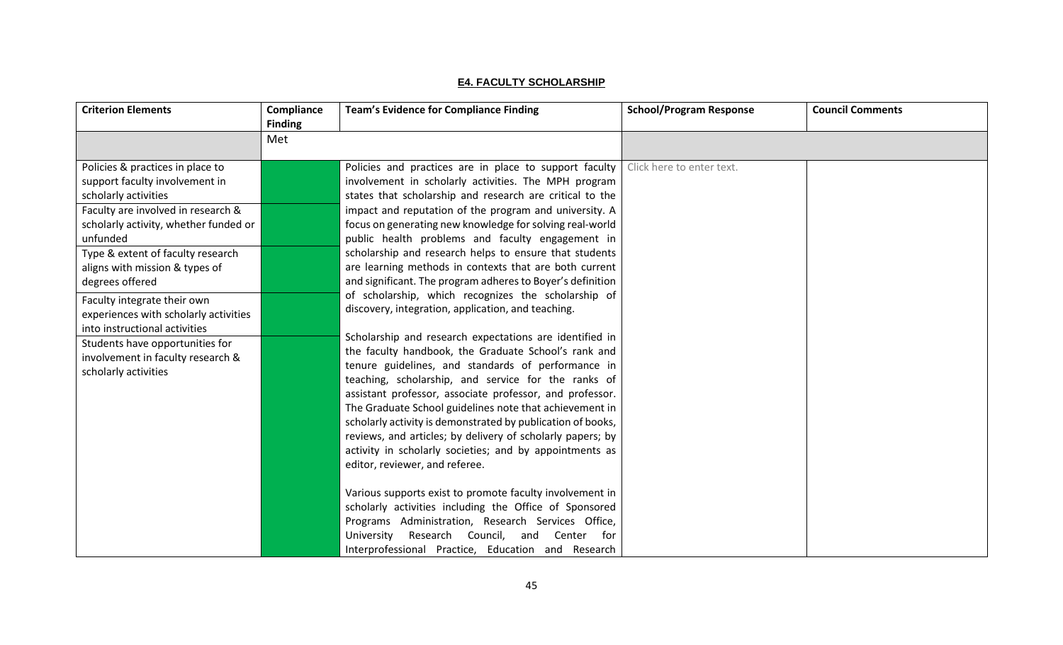## E4. FACULTY SCHOLARSHIP

| Criterion Elements | Compliance Finding | Team's Evidence for Compliance Finding | School/Program Response | Council Comments |
|---|---|---|---|---|
| | Met | | | |
| Policies & practices in place to support faculty involvement in scholarly activities<br><br>Faculty are involved in research & scholarly activity, whether funded or unfunded<br><br>Type & extent of faculty research aligns with mission & types of degrees offered<br><br>Faculty integrate their own experiences with scholarly activities into instructional activities<br><br>Students have opportunities for involvement in faculty research & scholarly activities | | Policies and practices are in place to support faculty involvement in scholarly activities. The MPH program states that scholarship and research are critical to the impact and reputation of the program and university. A focus on generating new knowledge for solving real-world public health problems and faculty engagement in scholarship and research helps to ensure that students are learning methods in contexts that are both current and significant. The program adheres to Boyer's definition of scholarship, which recognizes the scholarship of discovery, integration, application, and teaching.<br><br>Scholarship and research expectations are identified in the faculty handbook, the Graduate School's rank and tenure guidelines, and standards of performance in teaching, scholarship, and service for the ranks of assistant professor, associate professor, and professor. The Graduate School guidelines note that achievement in scholarly activity is demonstrated by publication of books, reviews, and articles; by delivery of scholarly papers; by activity in scholarly societies; and by appointments as editor, reviewer, and referee.<br><br>Various supports exist to promote faculty involvement in scholarly activities including the Office of Sponsored Programs Administration, Research Services Office, University Research Council, and Center for Interprofessional Practice, Education and Research | Click here to enter text. | |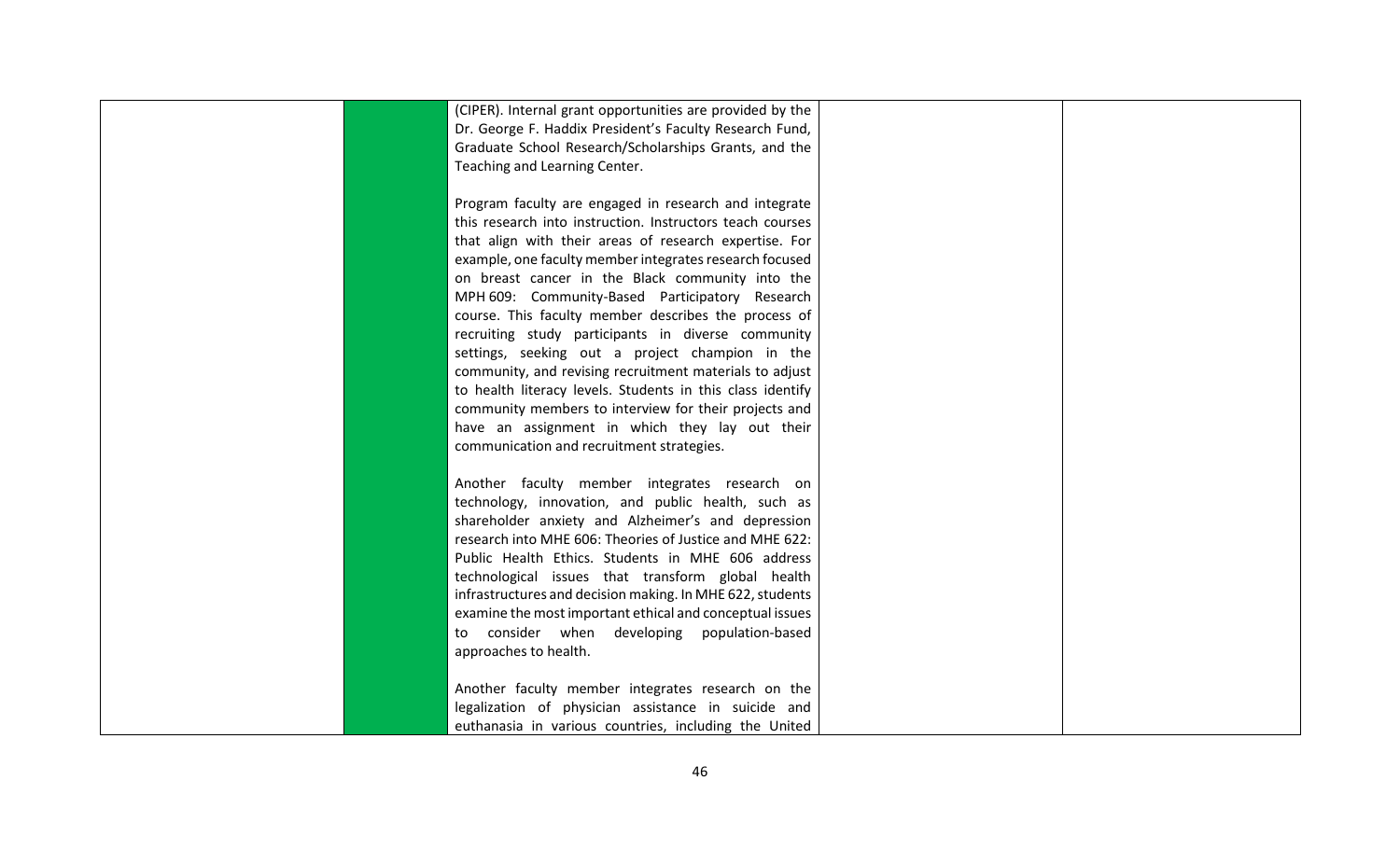| | | | | |
|---|---|---|---|---|
| | | (CIPER). Internal grant opportunities are provided by the Dr. George F. Haddix President's Faculty Research Fund, Graduate School Research/Scholarships Grants, and the Teaching and Learning Center.<br><br>Program faculty are engaged in research and integrate this research into instruction. Instructors teach courses that align with their areas of research expertise. For example, one faculty member integrates research focused on breast cancer in the Black community into the MPH 609: Community-Based Participatory Research course. This faculty member describes the process of recruiting study participants in diverse community settings, seeking out a project champion in the community, and revising recruitment materials to adjust to health literacy levels. Students in this class identify community members to interview for their projects and have an assignment in which they lay out their communication and recruitment strategies.<br><br>Another faculty member integrates research on technology, innovation, and public health, such as shareholder anxiety and Alzheimer's and depression research into MHE 606: Theories of Justice and MHE 622: Public Health Ethics. Students in MHE 606 address technological issues that transform global health infrastructures and decision making. In MHE 622, students examine the most important ethical and conceptual issues to consider when developing population-based approaches to health.<br><br>Another faculty member integrates research on the legalization of physician assistance in suicide and euthanasia in various countries, including the United | | |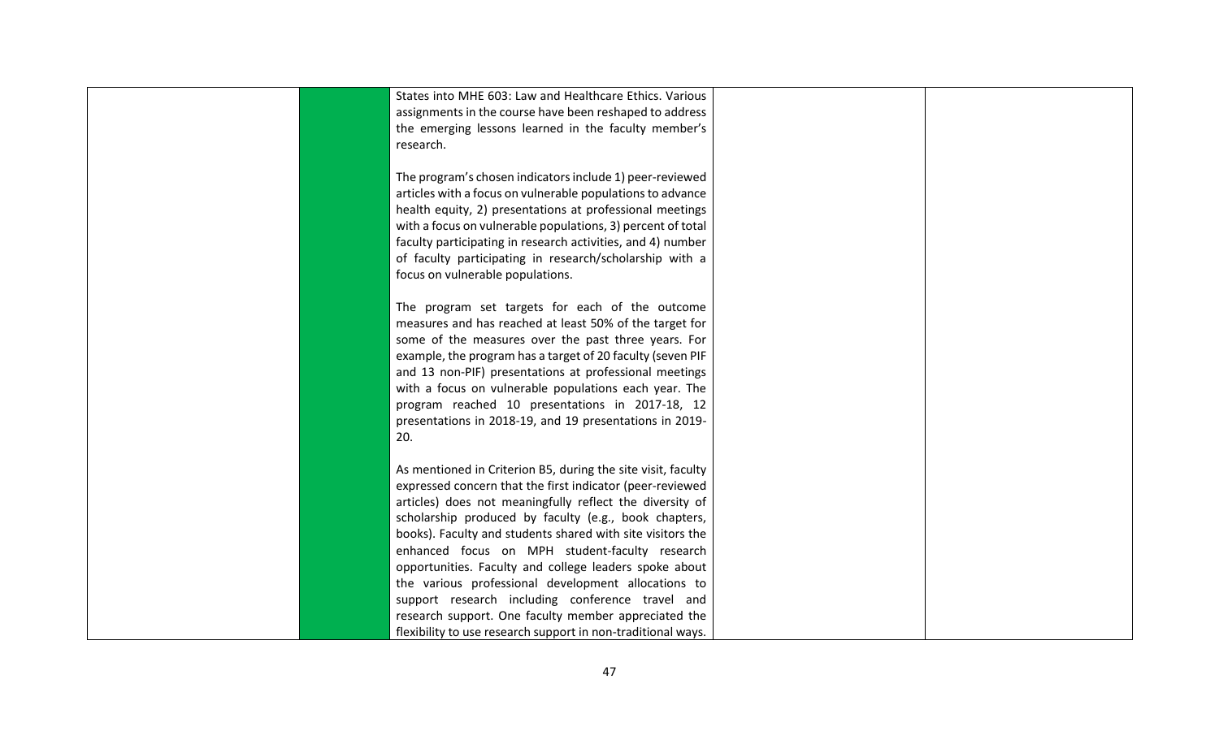| | | | | |
|---|---|---|---|---|
| | | States into MHE 603: Law and Healthcare Ethics. Various assignments in the course have been reshaped to address the emerging lessons learned in the faculty member's research.<br><br>The program's chosen indicators include 1) peer-reviewed articles with a focus on vulnerable populations to advance health equity, 2) presentations at professional meetings with a focus on vulnerable populations, 3) percent of total faculty participating in research activities, and 4) number of faculty participating in research/scholarship with a focus on vulnerable populations.<br><br>The program set targets for each of the outcome measures and has reached at least 50% of the target for some of the measures over the past three years. For example, the program has a target of 20 faculty (seven PIF and 13 non-PIF) presentations at professional meetings with a focus on vulnerable populations each year. The program reached 10 presentations in 2017-18, 12 presentations in 2018-19, and 19 presentations in 2019-20.<br><br>As mentioned in Criterion B5, during the site visit, faculty expressed concern that the first indicator (peer-reviewed articles) does not meaningfully reflect the diversity of scholarship produced by faculty (e.g., book chapters, books). Faculty and students shared with site visitors the enhanced focus on MPH student-faculty research opportunities. Faculty and college leaders spoke about the various professional development allocations to support research including conference travel and research support. One faculty member appreciated the flexibility to use research support in non-traditional ways. | | |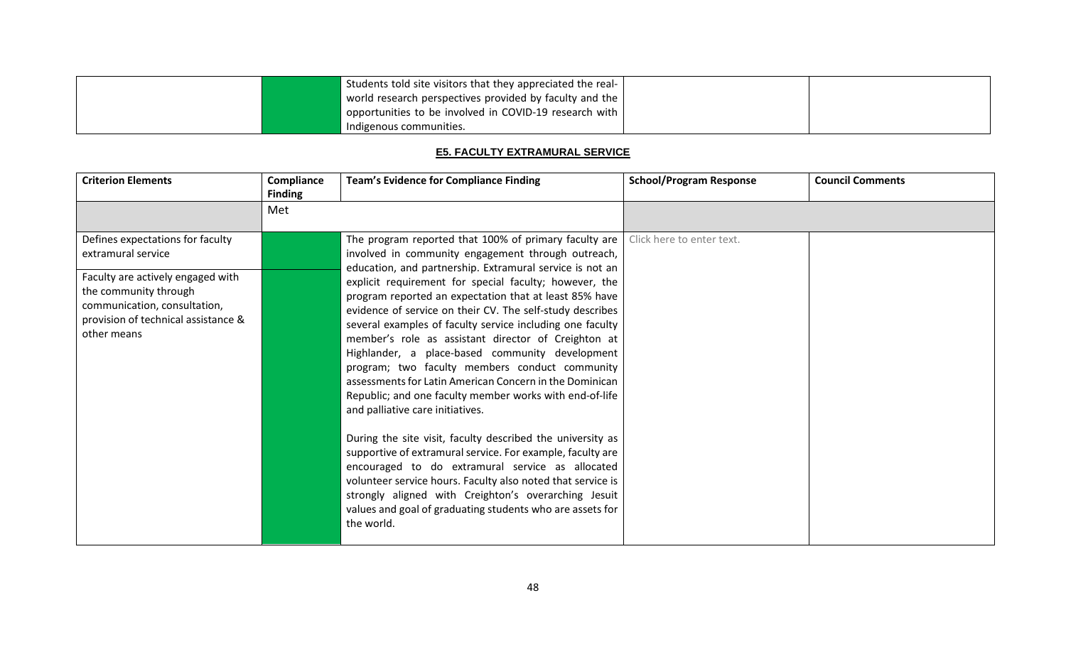| | | Students told site visitors that they appreciated the real-world research perspectives provided by faculty and the opportunities to be involved in COVID-19 research with Indigenous communities. | | |
|---|---|---|---|---|

**E5. FACULTY EXTRAMURAL SERVICE**

| Criterion Elements | Compliance Finding | Team's Evidence for Compliance Finding | School/Program Response | Council Comments |
|---|---|---|---|---|
| | Met | | | |
| Defines expectations for faculty extramural service<br><br>Faculty are actively engaged with the community through communication, consultation, provision of technical assistance & other means | | The program reported that 100% of primary faculty are involved in community engagement through outreach, education, and partnership. Extramural service is not an explicit requirement for special faculty; however, the program reported an expectation that at least 85% have evidence of service on their CV. The self-study describes several examples of faculty service including one faculty member's role as assistant director of Creighton at Highlander, a place-based community development program; two faculty members conduct community assessments for Latin American Concern in the Dominican Republic; and one faculty member works with end-of-life and palliative care initiatives.<br><br>During the site visit, faculty described the university as supportive of extramural service. For example, faculty are encouraged to do extramural service as allocated volunteer service hours. Faculty also noted that service is strongly aligned with Creighton's overarching Jesuit values and goal of graduating students who are assets for the world. | Click here to enter text. | |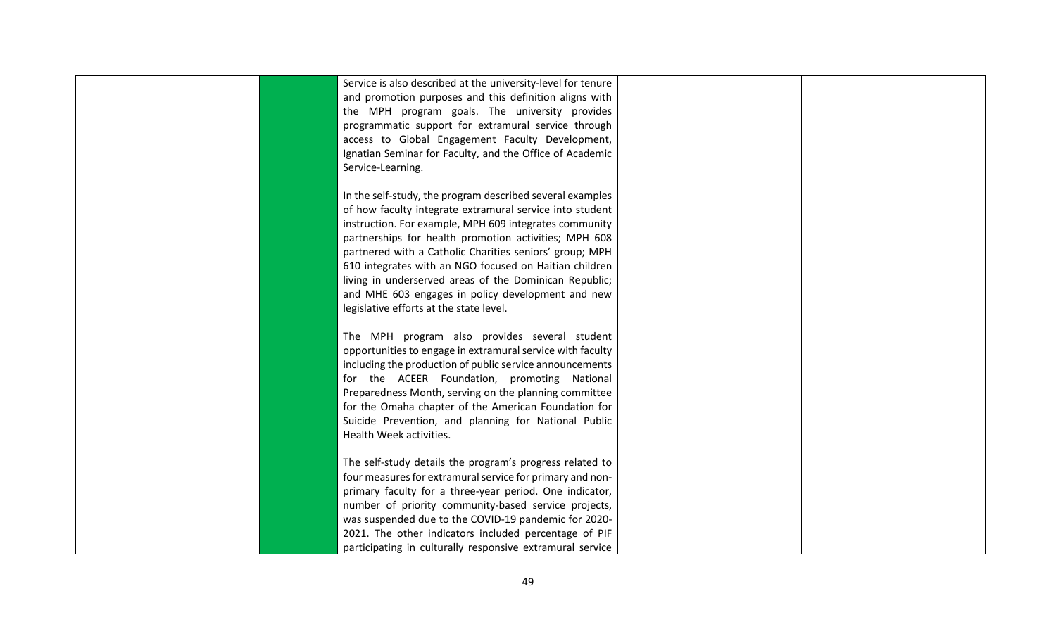| | | | | |
|---|---|---|---|---|
| | | Service is also described at the university-level for tenure and promotion purposes and this definition aligns with the MPH program goals. The university provides programmatic support for extramural service through access to Global Engagement Faculty Development, Ignatian Seminar for Faculty, and the Office of Academic Service-Learning.<br><br>In the self-study, the program described several examples of how faculty integrate extramural service into student instruction. For example, MPH 609 integrates community partnerships for health promotion activities; MPH 608 partnered with a Catholic Charities seniors' group; MPH 610 integrates with an NGO focused on Haitian children living in underserved areas of the Dominican Republic; and MHE 603 engages in policy development and new legislative efforts at the state level.<br><br>The MPH program also provides several student opportunities to engage in extramural service with faculty including the production of public service announcements for the ACEER Foundation, promoting National Preparedness Month, serving on the planning committee for the Omaha chapter of the American Foundation for Suicide Prevention, and planning for National Public Health Week activities.<br><br>The self-study details the program's progress related to four measures for extramural service for primary and non-primary faculty for a three-year period. One indicator, number of priority community-based service projects, was suspended due to the COVID-19 pandemic for 2020-2021. The other indicators included percentage of PIF participating in culturally responsive extramural service | | |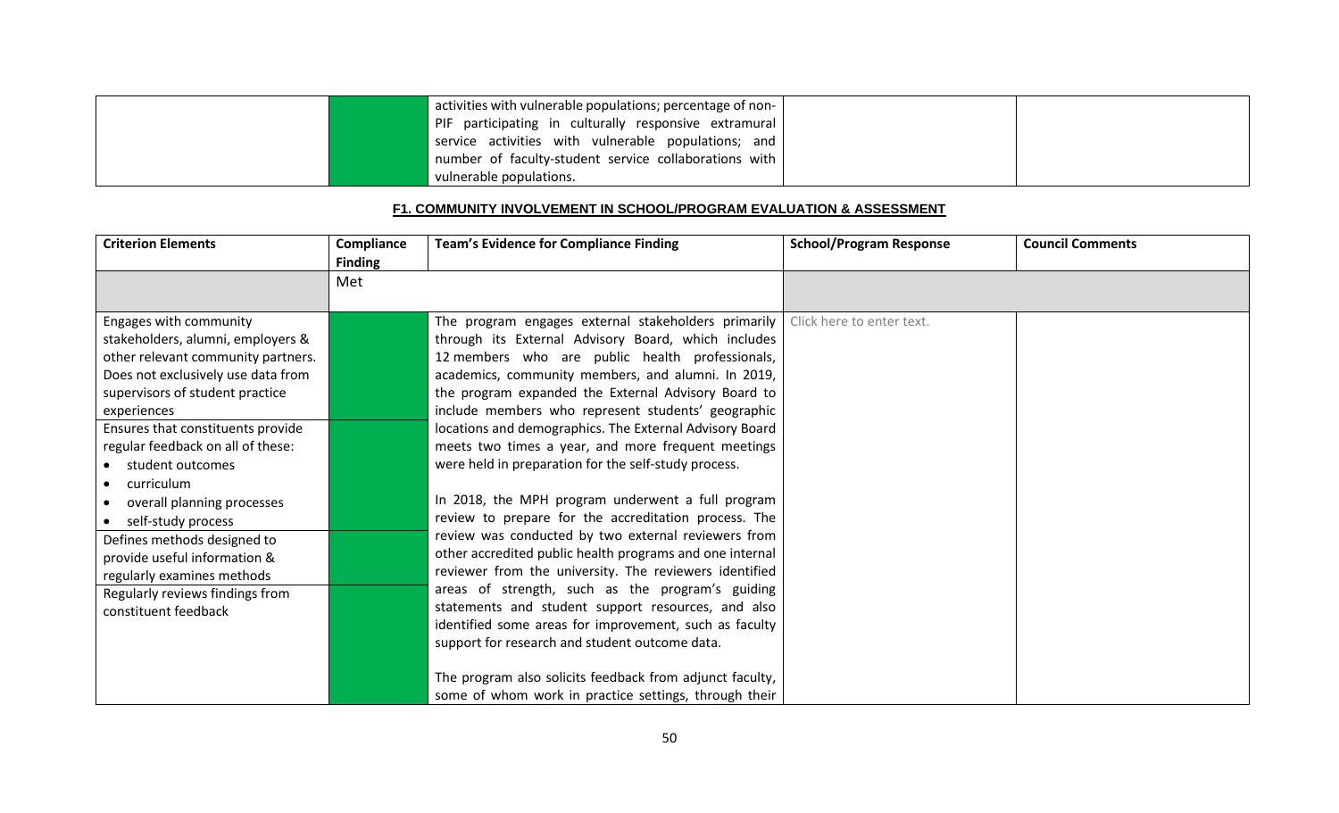| | | | | |
|---|---|---|---|---|
| | | activities with vulnerable populations; percentage of non-PIF participating in culturally responsive extramural service activities with vulnerable populations; and number of faculty-student service collaborations with vulnerable populations. | | |

**F1. COMMUNITY INVOLVEMENT IN SCHOOL/PROGRAM EVALUATION & ASSESSMENT**

| Criterion Elements | Compliance Finding | Team's Evidence for Compliance Finding | School/Program Response | Council Comments |
|---|---|---|---|---|
| | Met | | | |
| Engages with community stakeholders, alumni, employers & other relevant community partners. Does not exclusively use data from supervisors of student practice experiences | | The program engages external stakeholders primarily through its External Advisory Board, which includes 12 members who are public health professionals, academics, community members, and alumni. In 2019, the program expanded the External Advisory Board to include members who represent students' geographic locations and demographics. The External Advisory Board meets two times a year, and more frequent meetings were held in preparation for the self-study process.<br><br>In 2018, the MPH program underwent a full program review to prepare for the accreditation process. The review was conducted by two external reviewers from other accredited public health programs and one internal reviewer from the university. The reviewers identified areas of strength, such as the program's guiding statements and student support resources, and also identified some areas for improvement, such as faculty support for research and student outcome data.<br><br>The program also solicits feedback from adjunct faculty, some of whom work in practice settings, through their | Click here to enter text. | |
| Ensures that constituents provide regular feedback on all of these:<br>• student outcomes<br>• curriculum<br>• overall planning processes<br>• self-study process | | | | |
| Defines methods designed to provide useful information & regularly examines methods | | | | |
| Regularly reviews findings from constituent feedback | | | | |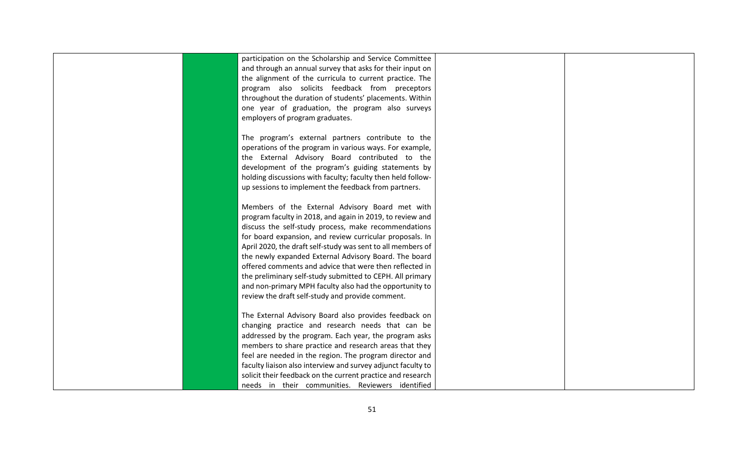| | | | | |
|---|---|---|---|---|
| | | participation on the Scholarship and Service Committee and through an annual survey that asks for their input on the alignment of the curricula to current practice. The program also solicits feedback from preceptors throughout the duration of students' placements. Within one year of graduation, the program also surveys employers of program graduates.<br><br>The program's external partners contribute to the operations of the program in various ways. For example, the External Advisory Board contributed to the development of the program's guiding statements by holding discussions with faculty; faculty then held follow-up sessions to implement the feedback from partners.<br><br>Members of the External Advisory Board met with program faculty in 2018, and again in 2019, to review and discuss the self-study process, make recommendations for board expansion, and review curricular proposals. In April 2020, the draft self-study was sent to all members of the newly expanded External Advisory Board. The board offered comments and advice that were then reflected in the preliminary self-study submitted to CEPH. All primary and non-primary MPH faculty also had the opportunity to review the draft self-study and provide comment.<br><br>The External Advisory Board also provides feedback on changing practice and research needs that can be addressed by the program. Each year, the program asks members to share practice and research areas that they feel are needed in the region. The program director and faculty liaison also interview and survey adjunct faculty to solicit their feedback on the current practice and research needs in their communities. Reviewers identified | | |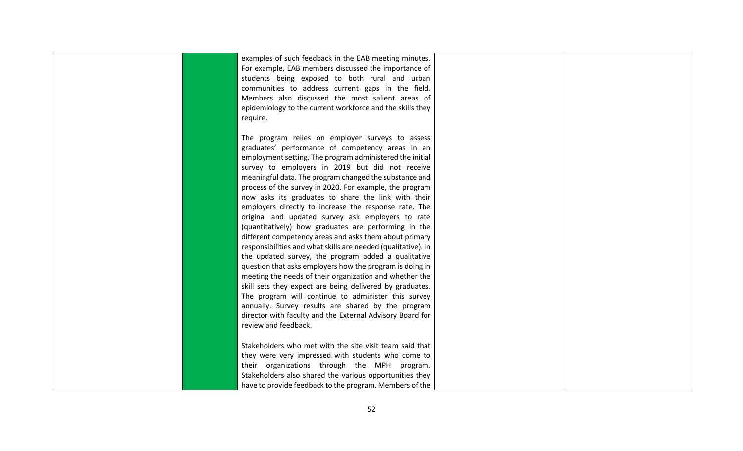| | | | | |
|---|---|---|---|---|
| | | examples of such feedback in the EAB meeting minutes. For example, EAB members discussed the importance of students being exposed to both rural and urban communities to address current gaps in the field. Members also discussed the most salient areas of epidemiology to the current workforce and the skills they require.<br><br>The program relies on employer surveys to assess graduates' performance of competency areas in an employment setting. The program administered the initial survey to employers in 2019 but did not receive meaningful data. The program changed the substance and process of the survey in 2020. For example, the program now asks its graduates to share the link with their employers directly to increase the response rate. The original and updated survey ask employers to rate (quantitatively) how graduates are performing in the different competency areas and asks them about primary responsibilities and what skills are needed (qualitative). In the updated survey, the program added a qualitative question that asks employers how the program is doing in meeting the needs of their organization and whether the skill sets they expect are being delivered by graduates. The program will continue to administer this survey annually. Survey results are shared by the program director with faculty and the External Advisory Board for review and feedback.<br><br>Stakeholders who met with the site visit team said that they were very impressed with students who come to their organizations through the MPH program. Stakeholders also shared the various opportunities they have to provide feedback to the program. Members of the | | |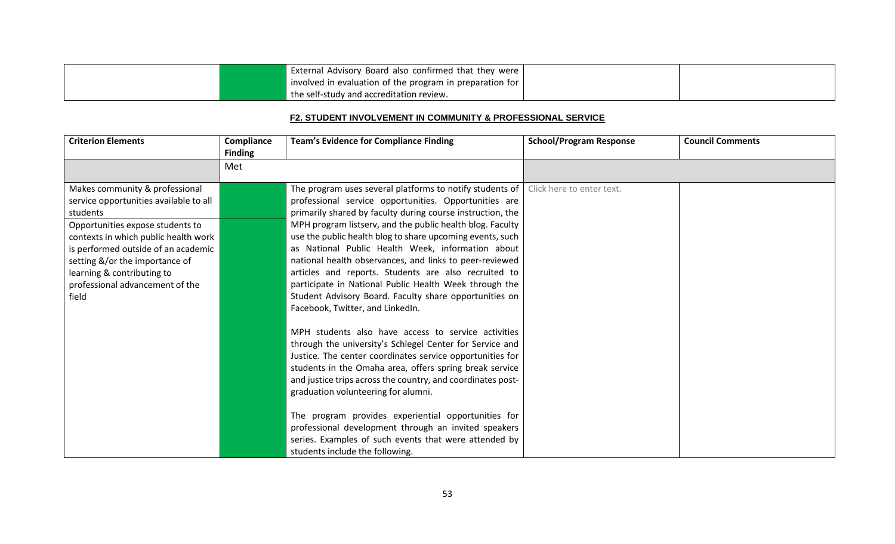| | | External Advisory Board also confirmed that they were involved in evaluation of the program in preparation for the self-study and accreditation review. | | |
|---|---|---|---|---|

**F2. STUDENT INVOLVEMENT IN COMMUNITY & PROFESSIONAL SERVICE**

| Criterion Elements | Compliance Finding | Team's Evidence for Compliance Finding | School/Program Response | Council Comments |
|---|---|---|---|---|
| | Met | | | |
| Makes community & professional service opportunities available to all students<br><br>Opportunities expose students to contexts in which public health work is performed outside of an academic setting &/or the importance of learning & contributing to professional advancement of the field | | The program uses several platforms to notify students of professional service opportunities. Opportunities are primarily shared by faculty during course instruction, the MPH program listserv, and the public health blog. Faculty use the public health blog to share upcoming events, such as National Public Health Week, information about national health observances, and links to peer-reviewed articles and reports. Students are also recruited to participate in National Public Health Week through the Student Advisory Board. Faculty share opportunities on Facebook, Twitter, and LinkedIn.<br><br>MPH students also have access to service activities through the university's Schlegel Center for Service and Justice. The center coordinates service opportunities for students in the Omaha area, offers spring break service and justice trips across the country, and coordinates post-graduation volunteering for alumni.<br><br>The program provides experiential opportunities for professional development through an invited speakers series. Examples of such events that were attended by students include the following. | Click here to enter text. | |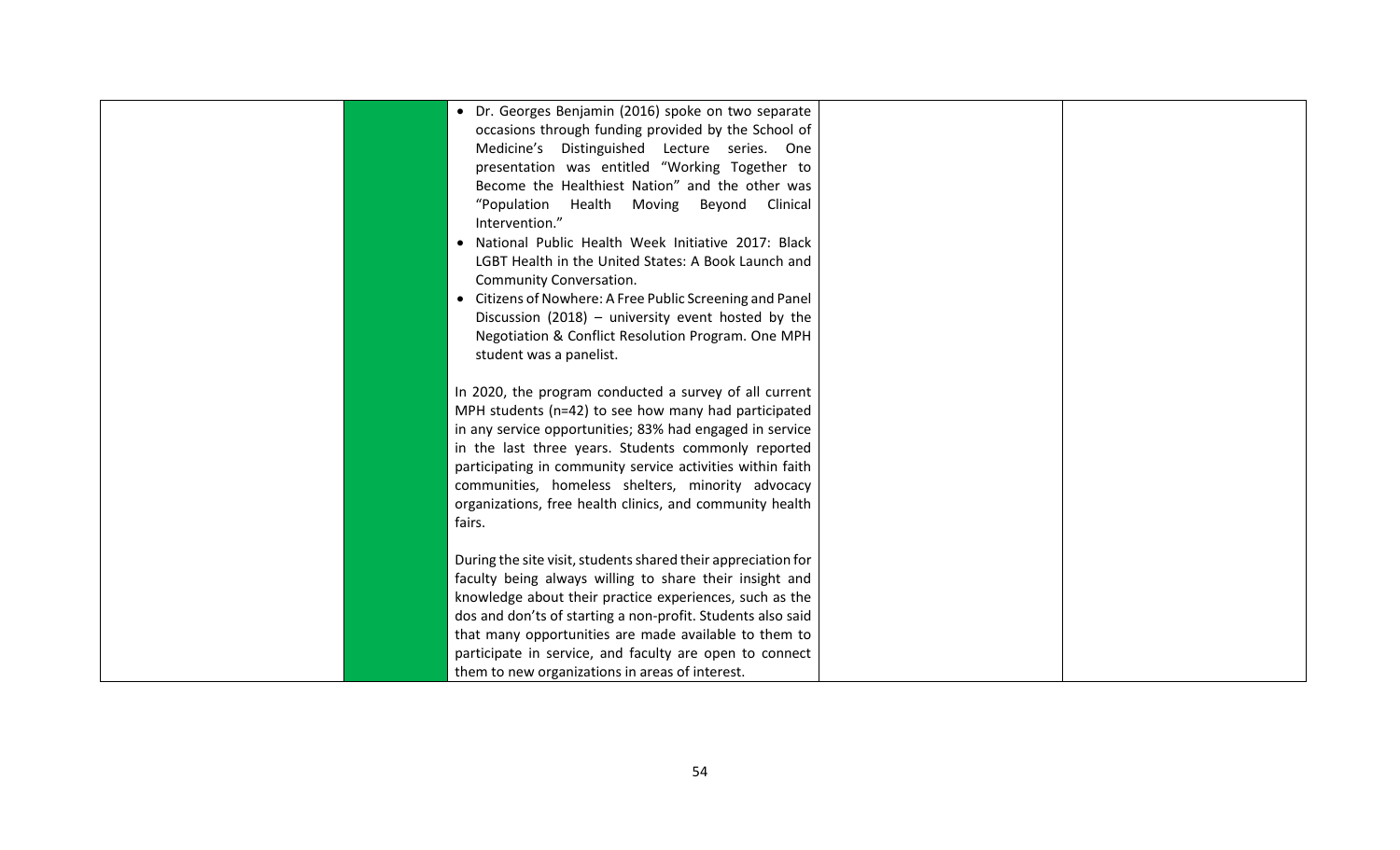| | | | | |
|---|---|---|---|---|
| | | • Dr. Georges Benjamin (2016) spoke on two separate occasions through funding provided by the School of Medicine's Distinguished Lecture series. One presentation was entitled "Working Together to Become the Healthiest Nation" and the other was "Population Health Moving Beyond Clinical Intervention."<br>• National Public Health Week Initiative 2017: Black LGBT Health in the United States: A Book Launch and Community Conversation.<br>• Citizens of Nowhere: A Free Public Screening and Panel Discussion (2018) – university event hosted by the Negotiation & Conflict Resolution Program. One MPH student was a panelist.<br><br>In 2020, the program conducted a survey of all current MPH students (n=42) to see how many had participated in any service opportunities; 83% had engaged in service in the last three years. Students commonly reported participating in community service activities within faith communities, homeless shelters, minority advocacy organizations, free health clinics, and community health fairs.<br><br>During the site visit, students shared their appreciation for faculty being always willing to share their insight and knowledge about their practice experiences, such as the dos and don'ts of starting a non-profit. Students also said that many opportunities are made available to them to participate in service, and faculty are open to connect them to new organizations in areas of interest. | | |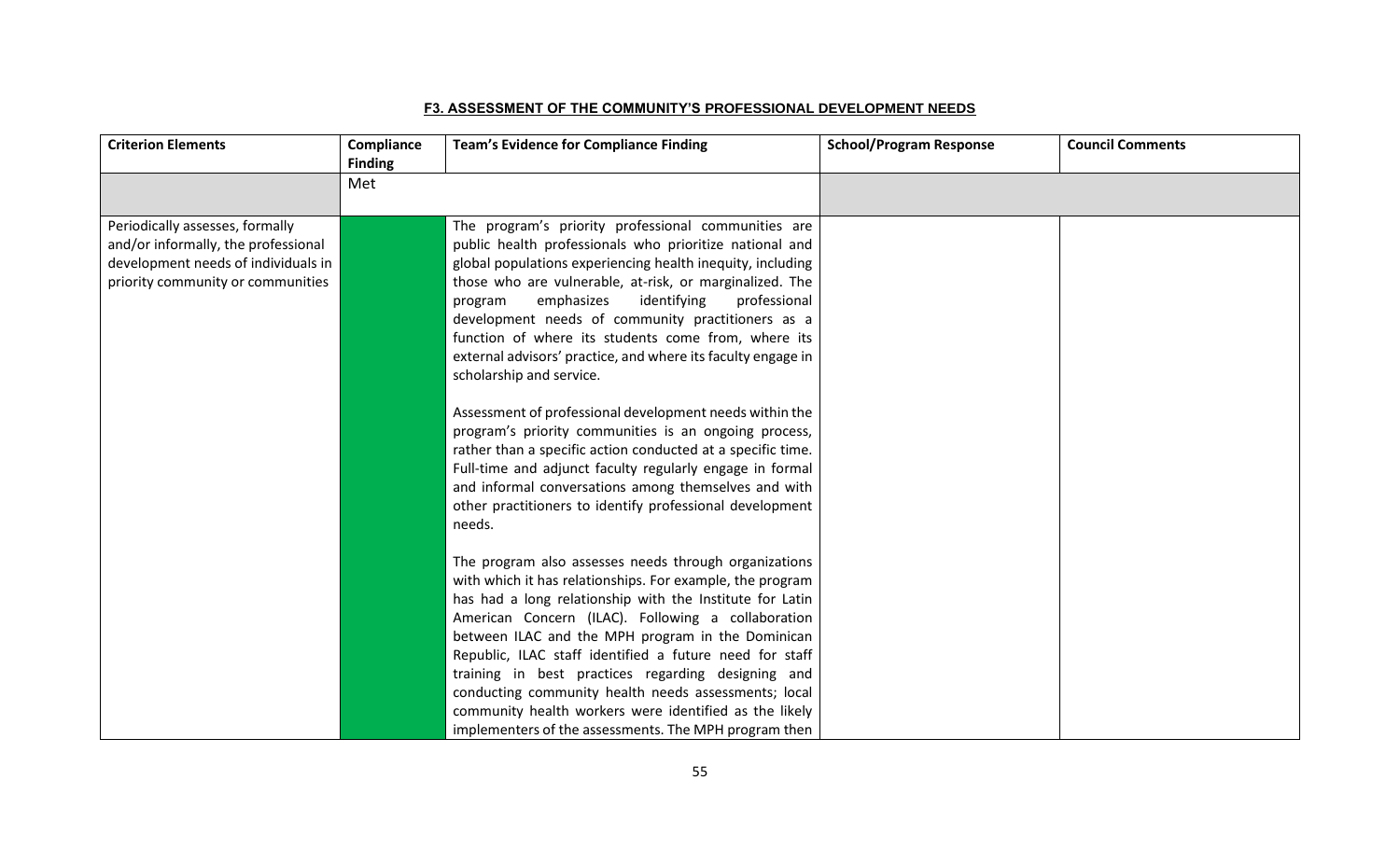#### F3. ASSESSMENT OF THE COMMUNITY'S PROFESSIONAL DEVELOPMENT NEEDS

| Criterion Elements | Compliance Finding | Team's Evidence for Compliance Finding | School/Program Response | Council Comments |
|---|---|---|---|---|
| | Met | | | |
| Periodically assesses, formally and/or informally, the professional development needs of individuals in priority community or communities | | The program's priority professional communities are public health professionals who prioritize national and global populations experiencing health inequity, including those who are vulnerable, at-risk, or marginalized. The program emphasizes identifying professional development needs of community practitioners as a function of where its students come from, where its external advisors' practice, and where its faculty engage in scholarship and service.<br><br>Assessment of professional development needs within the program's priority communities is an ongoing process, rather than a specific action conducted at a specific time. Full-time and adjunct faculty regularly engage in formal and informal conversations among themselves and with other practitioners to identify professional development needs.<br><br>The program also assesses needs through organizations with which it has relationships. For example, the program has had a long relationship with the Institute for Latin American Concern (ILAC). Following a collaboration between ILAC and the MPH program in the Dominican Republic, ILAC staff identified a future need for staff training in best practices regarding designing and conducting community health needs assessments; local community health workers were identified as the likely implementers of the assessments. The MPH program then | | |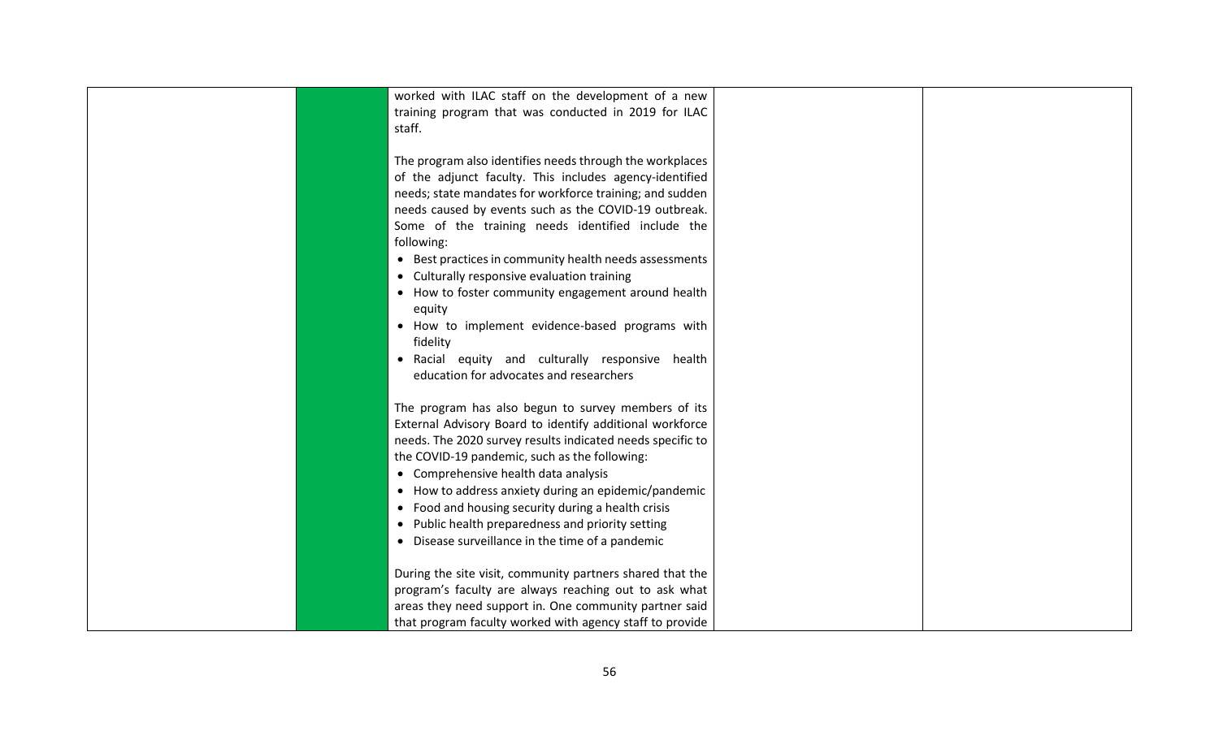| | | | | |
|---|---|---|---|---|
| | | worked with ILAC staff on the development of a new training program that was conducted in 2019 for ILAC staff.<br><br>The program also identifies needs through the workplaces of the adjunct faculty. This includes agency-identified needs; state mandates for workforce training; and sudden needs caused by events such as the COVID-19 outbreak. Some of the training needs identified include the following:<br>• Best practices in community health needs assessments<br>• Culturally responsive evaluation training<br>• How to foster community engagement around health equity<br>• How to implement evidence-based programs with fidelity<br>• Racial equity and culturally responsive health education for advocates and researchers<br><br>The program has also begun to survey members of its External Advisory Board to identify additional workforce needs. The 2020 survey results indicated needs specific to the COVID-19 pandemic, such as the following:<br>• Comprehensive health data analysis<br>• How to address anxiety during an epidemic/pandemic<br>• Food and housing security during a health crisis<br>• Public health preparedness and priority setting<br>• Disease surveillance in the time of a pandemic<br><br>During the site visit, community partners shared that the program's faculty are always reaching out to ask what areas they need support in. One community partner said that program faculty worked with agency staff to provide | | |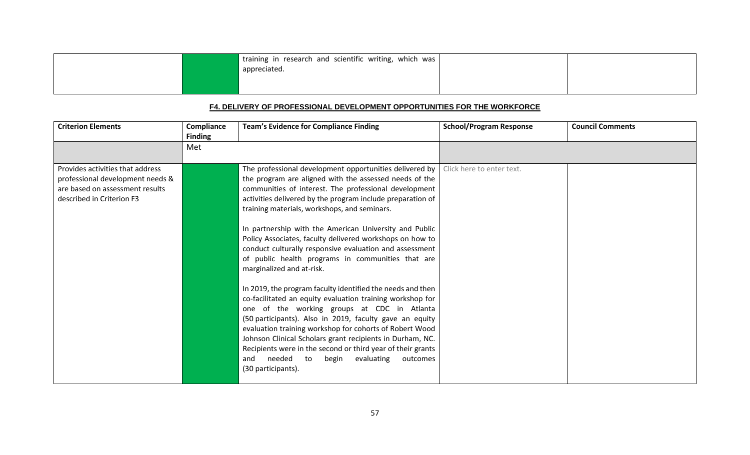| | | | | |
|---|---|---|---|---|
| | | training in research and scientific writing, which was appreciated. | | |

**F4. DELIVERY OF PROFESSIONAL DEVELOPMENT OPPORTUNITIES FOR THE WORKFORCE**

| Criterion Elements | Compliance Finding | Team's Evidence for Compliance Finding | School/Program Response | Council Comments |
|---|---|---|---|---|
| | Met | | | |
| Provides activities that address professional development needs & are based on assessment results described in Criterion F3 | | The professional development opportunities delivered by the program are aligned with the assessed needs of the communities of interest. The professional development activities delivered by the program include preparation of training materials, workshops, and seminars.<br><br>In partnership with the American University and Public Policy Associates, faculty delivered workshops on how to conduct culturally responsive evaluation and assessment of public health programs in communities that are marginalized and at-risk.<br><br>In 2019, the program faculty identified the needs and then co-facilitated an equity evaluation training workshop for one of the working groups at CDC in Atlanta (50 participants). Also in 2019, faculty gave an equity evaluation training workshop for cohorts of Robert Wood Johnson Clinical Scholars grant recipients in Durham, NC. Recipients were in the second or third year of their grants and needed to begin evaluating outcomes (30 participants). | Click here to enter text. | |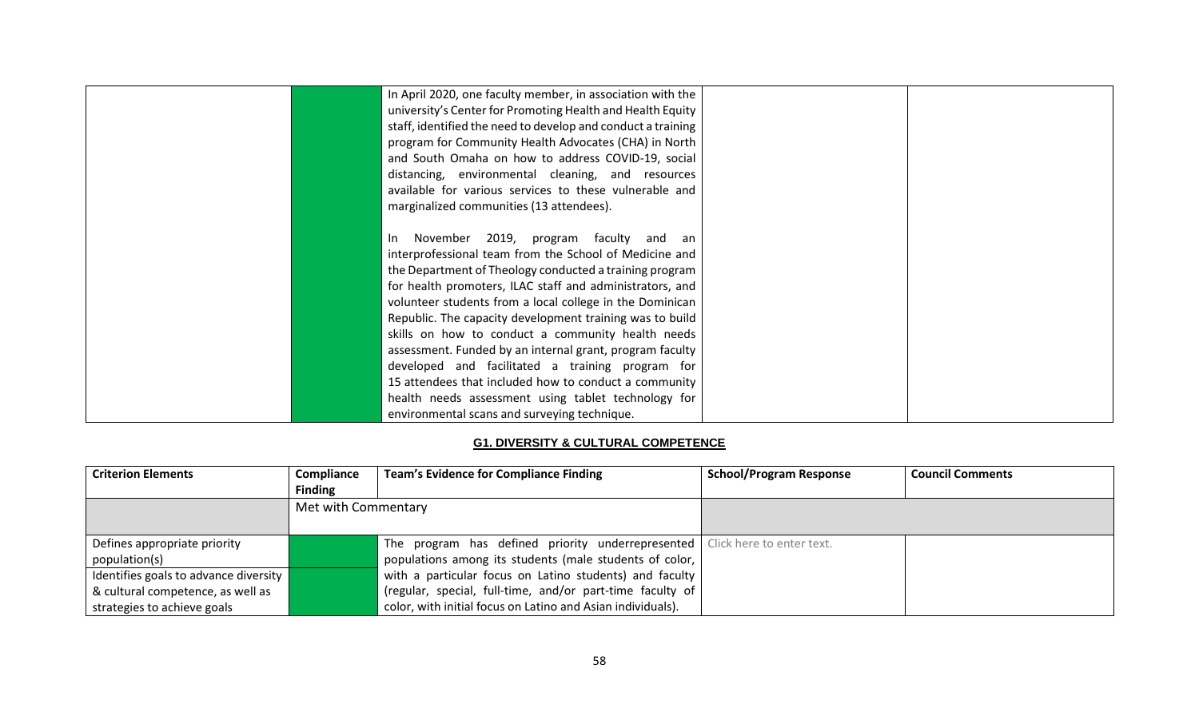| | | | | |
|---|---|---|---|---|
| | | In April 2020, one faculty member, in association with the university's Center for Promoting Health and Health Equity staff, identified the need to develop and conduct a training program for Community Health Advocates (CHA) in North and South Omaha on how to address COVID-19, social distancing, environmental cleaning, and resources available for various services to these vulnerable and marginalized communities (13 attendees).<br><br>In November 2019, program faculty and an interprofessional team from the School of Medicine and the Department of Theology conducted a training program for health promoters, ILAC staff and administrators, and volunteer students from a local college in the Dominican Republic. The capacity development training was to build skills on how to conduct a community health needs assessment. Funded by an internal grant, program faculty developed and facilitated a training program for 15 attendees that included how to conduct a community health needs assessment using tablet technology for environmental scans and surveying technique. | | |

**G1. DIVERSITY & CULTURAL COMPETENCE**

| Criterion Elements | Compliance Finding | Team's Evidence for Compliance Finding | School/Program Response | Council Comments |
|---|---|---|---|---|
| | Met with Commentary | | | |
| Defines appropriate priority population(s)<br>Identifies goals to advance diversity & cultural competence, as well as strategies to achieve goals | | The program has defined priority underrepresented populations among its students (male students of color, with a particular focus on Latino students) and faculty (regular, special, full-time, and/or part-time faculty of color, with initial focus on Latino and Asian individuals). | Click here to enter text. | |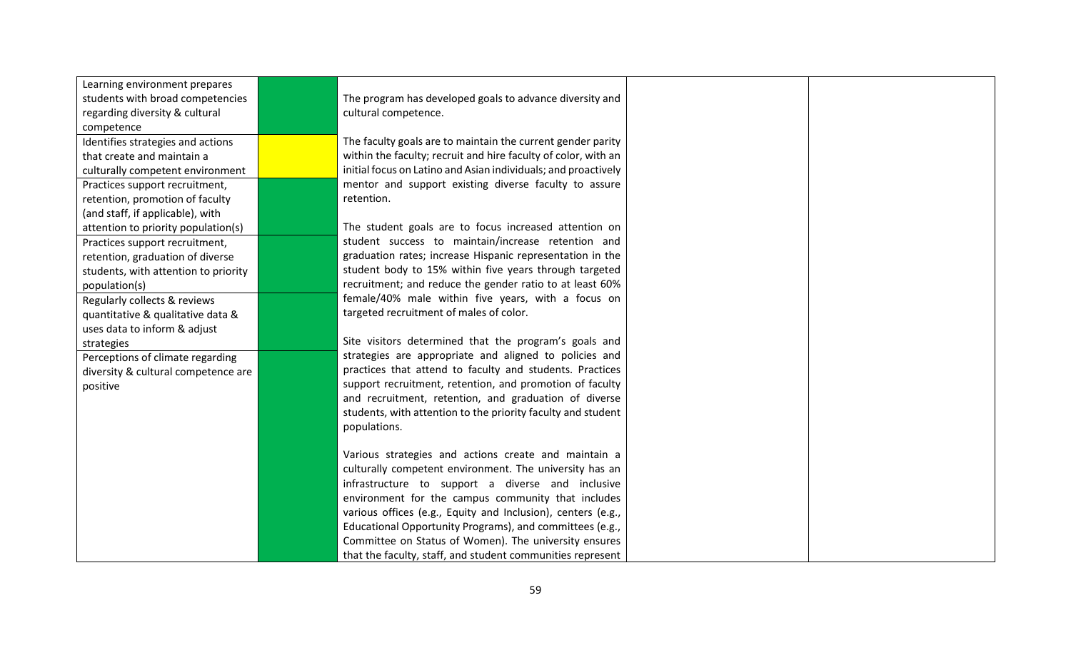| | | | | |
|---|---|---|---|---|
| Learning environment prepares students with broad competencies regarding diversity & cultural competence<br>Identifies strategies and actions that create and maintain a culturally competent environment<br>Practices support recruitment, retention, promotion of faculty (and staff, if applicable), with attention to priority population(s)<br>Practices support recruitment, retention, graduation of diverse students, with attention to priority population(s)<br>Regularly collects & reviews quantitative & qualitative data & uses data to inform & adjust strategies<br>Perceptions of climate regarding diversity & cultural competence are positive | | The program has developed goals to advance diversity and cultural competence.<br><br>The faculty goals are to maintain the current gender parity within the faculty; recruit and hire faculty of color, with an initial focus on Latino and Asian individuals; and proactively mentor and support existing diverse faculty to assure retention.<br><br>The student goals are to focus increased attention on student success to maintain/increase retention and graduation rates; increase Hispanic representation in the student body to 15% within five years through targeted recruitment; and reduce the gender ratio to at least 60% female/40% male within five years, with a focus on targeted recruitment of males of color.<br><br>Site visitors determined that the program's goals and strategies are appropriate and aligned to policies and practices that attend to faculty and students. Practices support recruitment, retention, and promotion of faculty and recruitment, retention, and graduation of diverse students, with attention to the priority faculty and student populations.<br><br>Various strategies and actions create and maintain a culturally competent environment. The university has an infrastructure to support a diverse and inclusive environment for the campus community that includes various offices (e.g., Equity and Inclusion), centers (e.g., Educational Opportunity Programs), and committees (e.g., Committee on Status of Women). The university ensures that the faculty, staff, and student communities represent | | |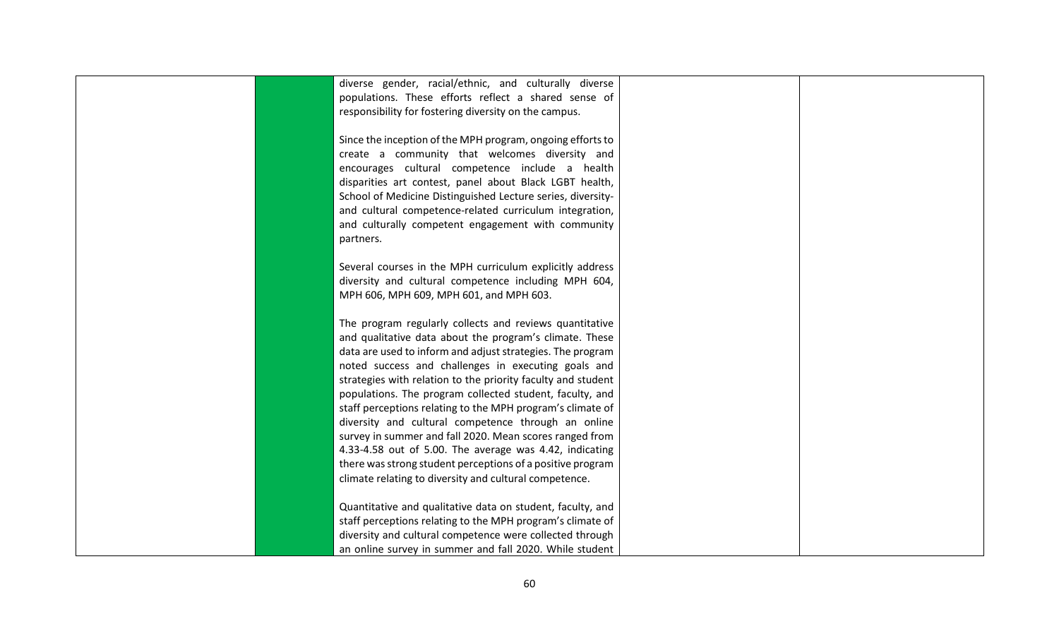| | | | | |
|---|---|---|---|---|
| | | diverse gender, racial/ethnic, and culturally diverse populations. These efforts reflect a shared sense of responsibility for fostering diversity on the campus.<br><br>Since the inception of the MPH program, ongoing efforts to create a community that welcomes diversity and encourages cultural competence include a health disparities art contest, panel about Black LGBT health, School of Medicine Distinguished Lecture series, diversity- and cultural competence-related curriculum integration, and culturally competent engagement with community partners.<br><br>Several courses in the MPH curriculum explicitly address diversity and cultural competence including MPH 604, MPH 606, MPH 609, MPH 601, and MPH 603.<br><br>The program regularly collects and reviews quantitative and qualitative data about the program's climate. These data are used to inform and adjust strategies. The program noted success and challenges in executing goals and strategies with relation to the priority faculty and student populations. The program collected student, faculty, and staff perceptions relating to the MPH program's climate of diversity and cultural competence through an online survey in summer and fall 2020. Mean scores ranged from 4.33-4.58 out of 5.00. The average was 4.42, indicating there was strong student perceptions of a positive program climate relating to diversity and cultural competence.<br><br>Quantitative and qualitative data on student, faculty, and staff perceptions relating to the MPH program's climate of diversity and cultural competence were collected through an online survey in summer and fall 2020. While student | | |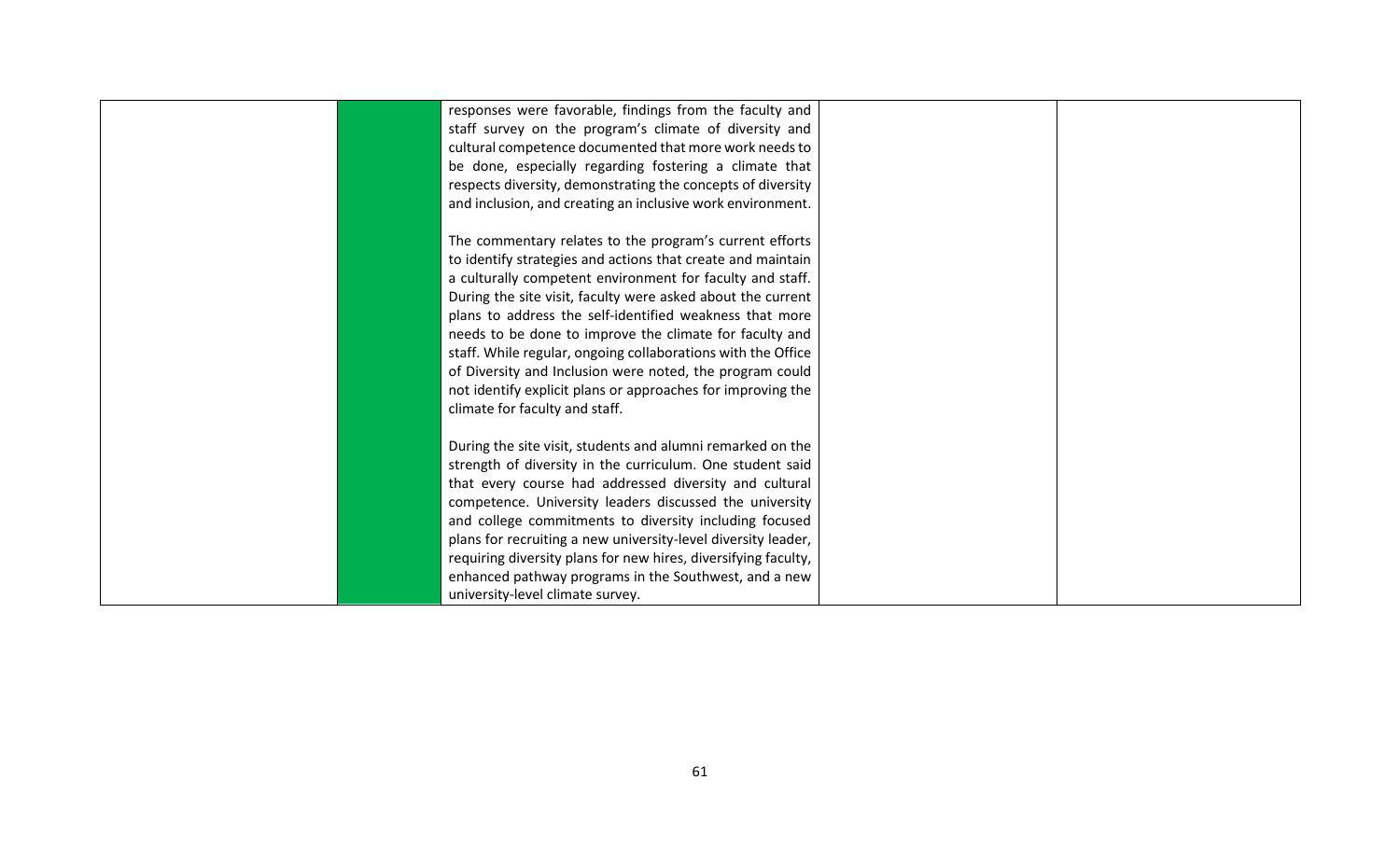| | | | | |
|---|---|---|---|---|
| | | responses were favorable, findings from the faculty and staff survey on the program's climate of diversity and cultural competence documented that more work needs to be done, especially regarding fostering a climate that respects diversity, demonstrating the concepts of diversity and inclusion, and creating an inclusive work environment.<br><br>The commentary relates to the program's current efforts to identify strategies and actions that create and maintain a culturally competent environment for faculty and staff. During the site visit, faculty were asked about the current plans to address the self-identified weakness that more needs to be done to improve the climate for faculty and staff. While regular, ongoing collaborations with the Office of Diversity and Inclusion were noted, the program could not identify explicit plans or approaches for improving the climate for faculty and staff.<br><br>During the site visit, students and alumni remarked on the strength of diversity in the curriculum. One student said that every course had addressed diversity and cultural competence. University leaders discussed the university and college commitments to diversity including focused plans for recruiting a new university-level diversity leader, requiring diversity plans for new hires, diversifying faculty, enhanced pathway programs in the Southwest, and a new university-level climate survey. | | |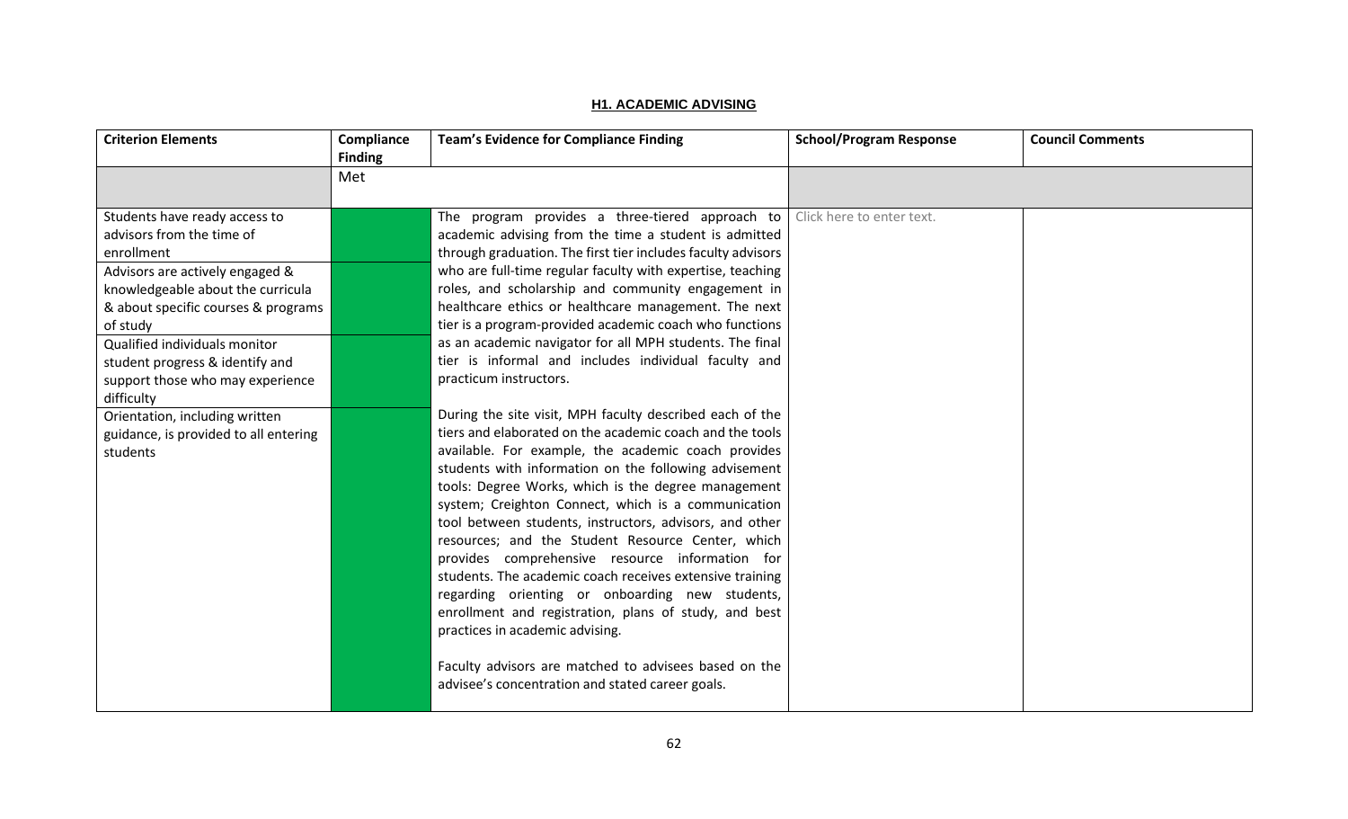**H1. ACADEMIC ADVISING**

| Criterion Elements | Compliance Finding | Team's Evidence for Compliance Finding | School/Program Response | Council Comments |
|---|---|---|---|---|
| | Met | | | |
| Students have ready access to advisors from the time of enrollment | | The program provides a three-tiered approach to academic advising from the time a student is admitted through graduation. The first tier includes faculty advisors who are full-time regular faculty with expertise, teaching roles, and scholarship and community engagement in healthcare ethics or healthcare management. The next tier is a program-provided academic coach who functions as an academic navigator for all MPH students. The final tier is informal and includes individual faculty and practicum instructors.<br><br>During the site visit, MPH faculty described each of the tiers and elaborated on the academic coach and the tools available. For example, the academic coach provides students with information on the following advisement tools: Degree Works, which is the degree management system; Creighton Connect, which is a communication tool between students, instructors, advisors, and other resources; and the Student Resource Center, which provides comprehensive resource information for students. The academic coach receives extensive training regarding orienting or onboarding new students, enrollment and registration, plans of study, and best practices in academic advising.<br><br>Faculty advisors are matched to advisees based on the advisee's concentration and stated career goals. | Click here to enter text. | |
| Advisors are actively engaged & knowledgeable about the curricula & about specific courses & programs of study | | | | |
| Qualified individuals monitor student progress & identify and support those who may experience difficulty | | | | |
| Orientation, including written guidance, is provided to all entering students | | | | |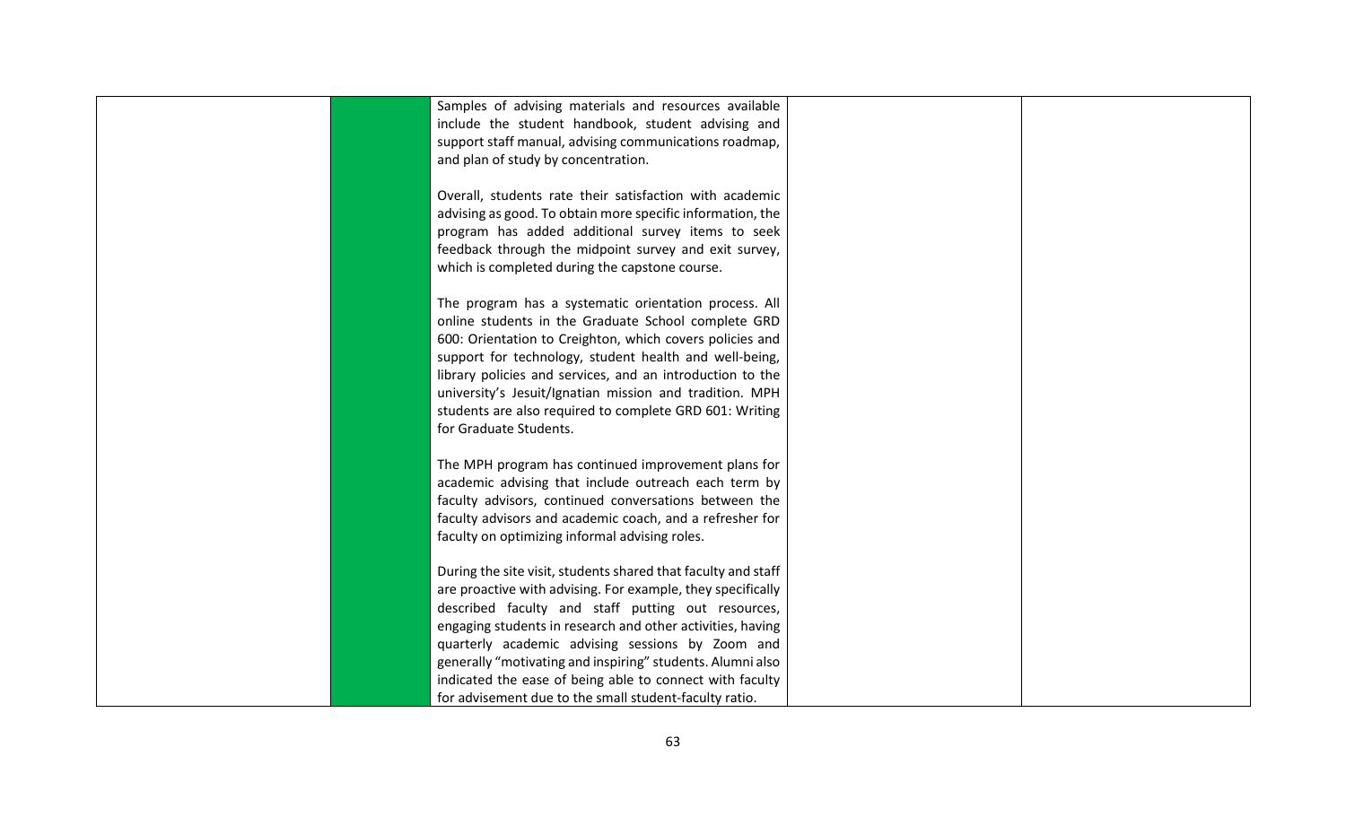| | | | | |
|---|---|---|---|---|
| | | Samples of advising materials and resources available include the student handbook, student advising and support staff manual, advising communications roadmap, and plan of study by concentration.<br><br>Overall, students rate their satisfaction with academic advising as good. To obtain more specific information, the program has added additional survey items to seek feedback through the midpoint survey and exit survey, which is completed during the capstone course.<br><br>The program has a systematic orientation process. All online students in the Graduate School complete GRD 600: Orientation to Creighton, which covers policies and support for technology, student health and well-being, library policies and services, and an introduction to the university's Jesuit/Ignatian mission and tradition. MPH students are also required to complete GRD 601: Writing for Graduate Students.<br><br>The MPH program has continued improvement plans for academic advising that include outreach each term by faculty advisors, continued conversations between the faculty advisors and academic coach, and a refresher for faculty on optimizing informal advising roles.<br><br>During the site visit, students shared that faculty and staff are proactive with advising. For example, they specifically described faculty and staff putting out resources, engaging students in research and other activities, having quarterly academic advising sessions by Zoom and generally "motivating and inspiring" students. Alumni also indicated the ease of being able to connect with faculty for advisement due to the small student-faculty ratio. | | |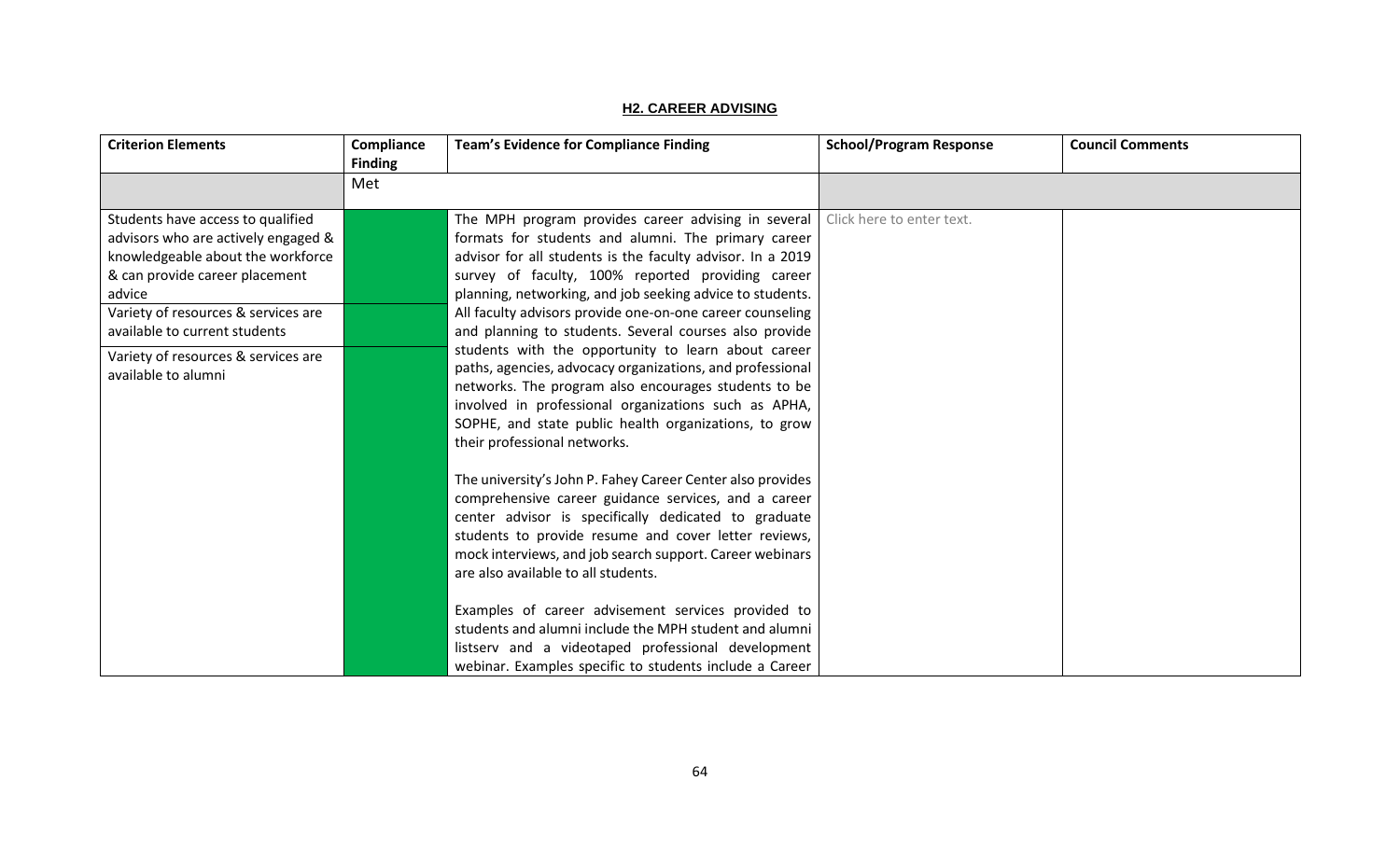## H2. CAREER ADVISING

| Criterion Elements | Compliance Finding | Team's Evidence for Compliance Finding | School/Program Response | Council Comments |
|---|---|---|---|---|
| | Met | | | |
| Students have access to qualified advisors who are actively engaged & knowledgeable about the workforce & can provide career placement advice | | The MPH program provides career advising in several formats for students and alumni. The primary career advisor for all students is the faculty advisor. In a 2019 survey of faculty, 100% reported providing career planning, networking, and job seeking advice to students. All faculty advisors provide one-on-one career counseling and planning to students. Several courses also provide students with the opportunity to learn about career paths, agencies, advocacy organizations, and professional networks. The program also encourages students to be involved in professional organizations such as APHA, SOPHE, and state public health organizations, to grow their professional networks.<br><br>The university's John P. Fahey Career Center also provides comprehensive career guidance services, and a career center advisor is specifically dedicated to graduate students to provide resume and cover letter reviews, mock interviews, and job search support. Career webinars are also available to all students.<br><br>Examples of career advisement services provided to students and alumni include the MPH student and alumni listserv and a videotaped professional development webinar. Examples specific to students include a Career | Click here to enter text. | |
| Variety of resources & services are available to current students | | | | |
| Variety of resources & services are available to alumni | | | | |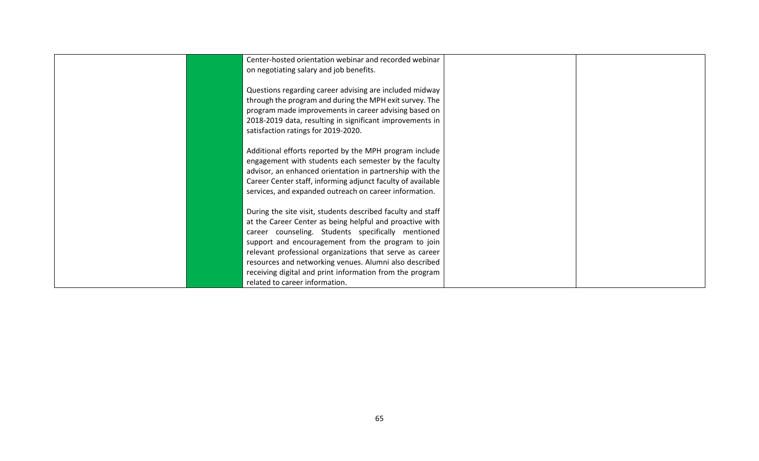| | | | | |
|---|---|---|---|---|
| | | Center-hosted orientation webinar and recorded webinar on negotiating salary and job benefits.<br><br>Questions regarding career advising are included midway through the program and during the MPH exit survey. The program made improvements in career advising based on 2018-2019 data, resulting in significant improvements in satisfaction ratings for 2019-2020.<br><br>Additional efforts reported by the MPH program include engagement with students each semester by the faculty advisor, an enhanced orientation in partnership with the Career Center staff, informing adjunct faculty of available services, and expanded outreach on career information.<br><br>During the site visit, students described faculty and staff at the Career Center as being helpful and proactive with career counseling. Students specifically mentioned support and encouragement from the program to join relevant professional organizations that serve as career resources and networking venues. Alumni also described receiving digital and print information from the program related to career information. | | |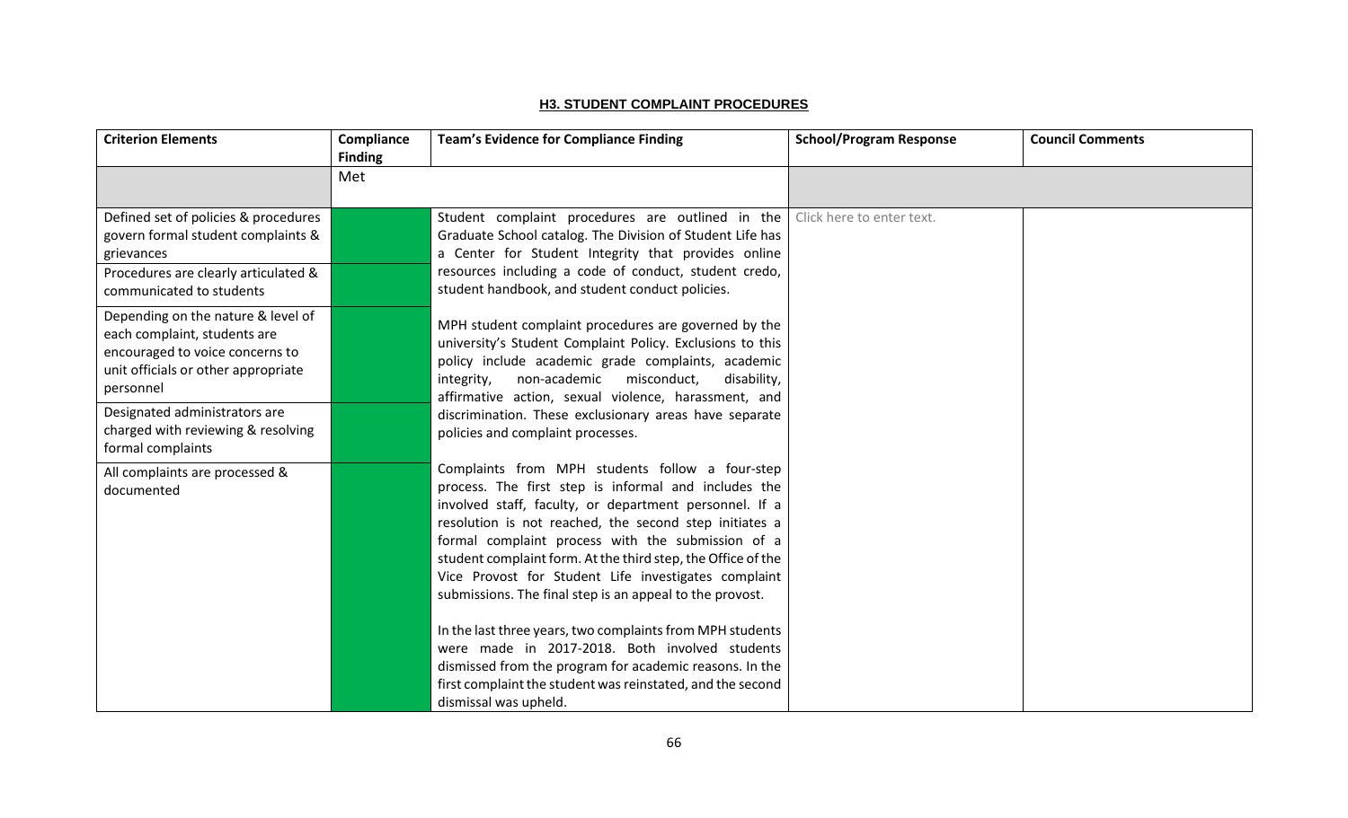## H3. STUDENT COMPLAINT PROCEDURES

| Criterion Elements | Compliance Finding | Team's Evidence for Compliance Finding | School/Program Response | Council Comments |
|---|---|---|---|---|
| | Met | | | |
| Defined set of policies & procedures govern formal student complaints & grievances | | Student complaint procedures are outlined in the Graduate School catalog. The Division of Student Life has a Center for Student Integrity that provides online resources including a code of conduct, student credo, student handbook, and student conduct policies.<br><br>MPH student complaint procedures are governed by the university's Student Complaint Policy. Exclusions to this policy include academic grade complaints, academic integrity, non-academic misconduct, disability, affirmative action, sexual violence, harassment, and discrimination. These exclusionary areas have separate policies and complaint processes.<br><br>Complaints from MPH students follow a four-step process. The first step is informal and includes the involved staff, faculty, or department personnel. If a resolution is not reached, the second step initiates a formal complaint process with the submission of a student complaint form. At the third step, the Office of the Vice Provost for Student Life investigates complaint submissions. The final step is an appeal to the provost.<br><br>In the last three years, two complaints from MPH students were made in 2017-2018. Both involved students dismissed from the program for academic reasons. In the first complaint the student was reinstated, and the second dismissal was upheld. | Click here to enter text. | |
| Procedures are clearly articulated & communicated to students | | | | |
| Depending on the nature & level of each complaint, students are encouraged to voice concerns to unit officials or other appropriate personnel | | | | |
| Designated administrators are charged with reviewing & resolving formal complaints | | | | |
| All complaints are processed & documented | | | | |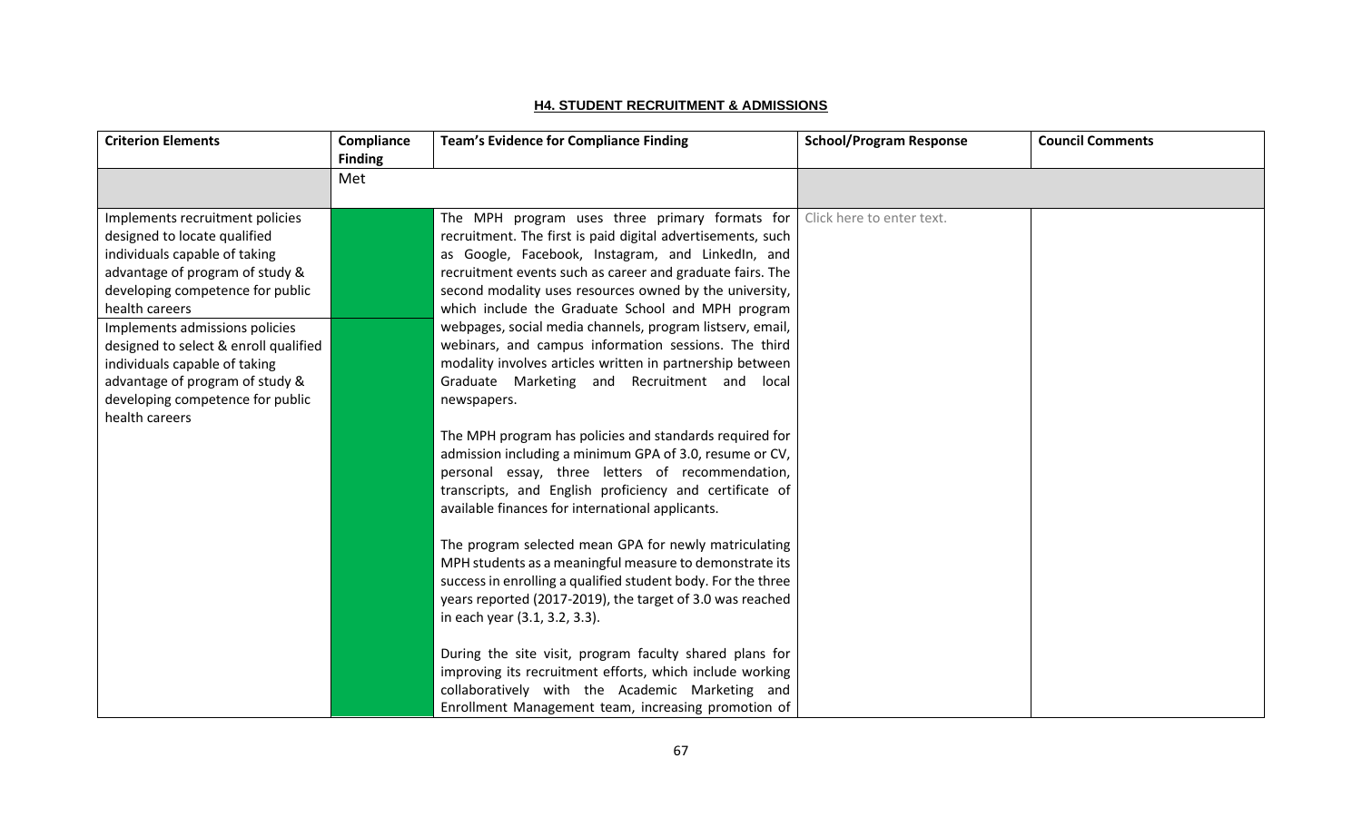## H4. STUDENT RECRUITMENT & ADMISSIONS

| Criterion Elements | Compliance Finding | Team's Evidence for Compliance Finding | School/Program Response | Council Comments |
|---|---|---|---|---|
| | Met | | | |
| Implements recruitment policies designed to locate qualified individuals capable of taking advantage of program of study & developing competence for public health careers<br><br>Implements admissions policies designed to select & enroll qualified individuals capable of taking advantage of program of study & developing competence for public health careers | | The MPH program uses three primary formats for recruitment. The first is paid digital advertisements, such as Google, Facebook, Instagram, and LinkedIn, and recruitment events such as career and graduate fairs. The second modality uses resources owned by the university, which include the Graduate School and MPH program webpages, social media channels, program listserv, email, webinars, and campus information sessions. The third modality involves articles written in partnership between Graduate Marketing and Recruitment and local newspapers.<br><br>The MPH program has policies and standards required for admission including a minimum GPA of 3.0, resume or CV, personal essay, three letters of recommendation, transcripts, and English proficiency and certificate of available finances for international applicants.<br><br>The program selected mean GPA for newly matriculating MPH students as a meaningful measure to demonstrate its success in enrolling a qualified student body. For the three years reported (2017-2019), the target of 3.0 was reached in each year (3.1, 3.2, 3.3).<br><br>During the site visit, program faculty shared plans for improving its recruitment efforts, which include working collaboratively with the Academic Marketing and Enrollment Management team, increasing promotion of | Click here to enter text. | |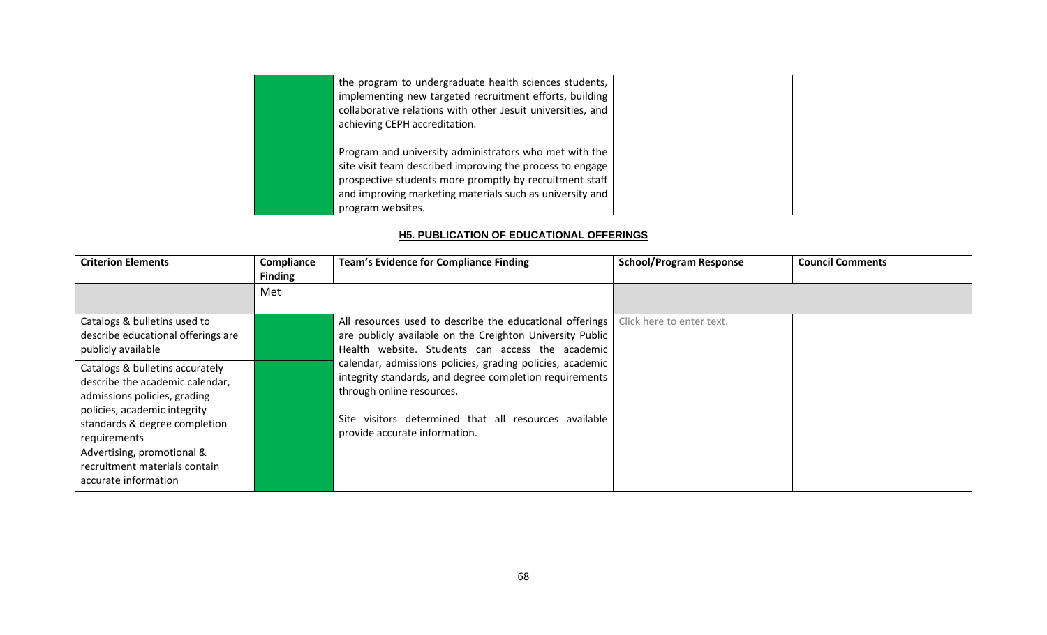| | | | | |
|---|---|---|---|---|
| | | the program to undergraduate health sciences students, implementing new targeted recruitment efforts, building collaborative relations with other Jesuit universities, and achieving CEPH accreditation.<br><br>Program and university administrators who met with the site visit team described improving the process to engage prospective students more promptly by recruitment staff and improving marketing materials such as university and program websites. | | |

## H5. PUBLICATION OF EDUCATIONAL OFFERINGS

| Criterion Elements | Compliance Finding | Team's Evidence for Compliance Finding | School/Program Response | Council Comments |
|---|---|---|---|---|
| | Met | | | |
| Catalogs & bulletins used to describe educational offerings are publicly available | | All resources used to describe the educational offerings are publicly available on the Creighton University Public Health website. Students can access the academic calendar, admissions policies, grading policies, academic integrity standards, and degree completion requirements through online resources.<br><br>Site visitors determined that all resources available provide accurate information. | Click here to enter text. | |
| Catalogs & bulletins accurately describe the academic calendar, admissions policies, grading policies, academic integrity standards & degree completion requirements | | | | |
| Advertising, promotional & recruitment materials contain accurate information | | | | |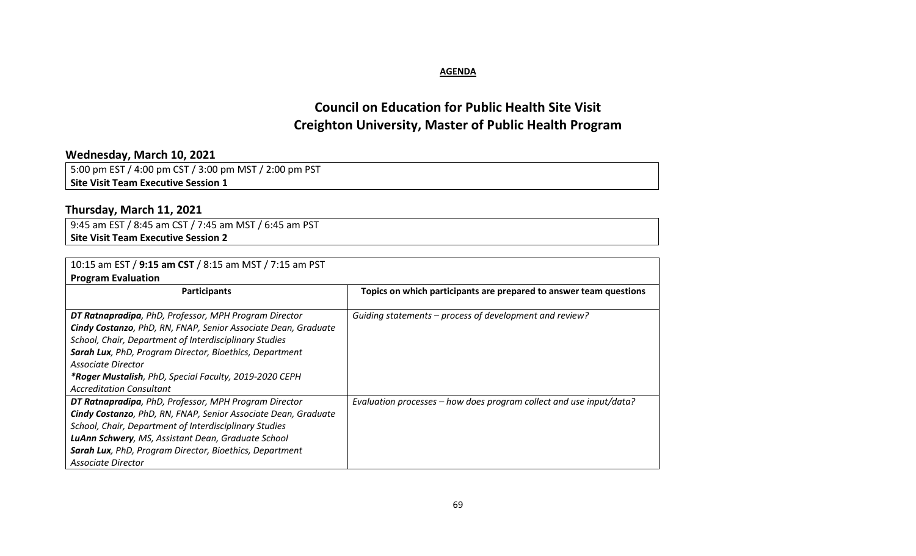**AGENDA**

# Council on Education for Public Health Site Visit
# Creighton University, Master of Public Health Program

## Wednesday, March 10, 2021

| 5:00 pm EST / 4:00 pm CST / 3:00 pm MST / 2:00 pm PST<br>**Site Visit Team Executive Session 1** |
|---|

## Thursday, March 11, 2021

| 9:45 am EST / 8:45 am CST / 7:45 am MST / 6:45 am PST<br>**Site Visit Team Executive Session 2** |
|---|

| 10:15 am EST / **9:15 am CST** / 8:15 am MST / 7:15 am PST<br>**Program Evaluation** | |
|---|---|
| **Participants** | **Topics on which participants are prepared to answer team questions** |
| ***DT Ratnapradipa**, PhD, Professor, MPH Program Director*<br>***Cindy Costanzo**, PhD, RN, FNAP, Senior Associate Dean, Graduate School, Chair, Department of Interdisciplinary Studies*<br>***Sarah Lux**, PhD, Program Director, Bioethics, Department Associate Director*<br>***\*Roger Mustalish**, PhD, Special Faculty, 2019-2020 CEPH Accreditation Consultant* | *Guiding statements – process of development and review?* |
| ***DT Ratnapradipa**, PhD, Professor, MPH Program Director*<br>***Cindy Costanzo**, PhD, RN, FNAP, Senior Associate Dean, Graduate School, Chair, Department of Interdisciplinary Studies*<br>***LuAnn Schwery**, MS, Assistant Dean, Graduate School*<br>***Sarah Lux**, PhD, Program Director, Bioethics, Department Associate Director* | *Evaluation processes – how does program collect and use input/data?* |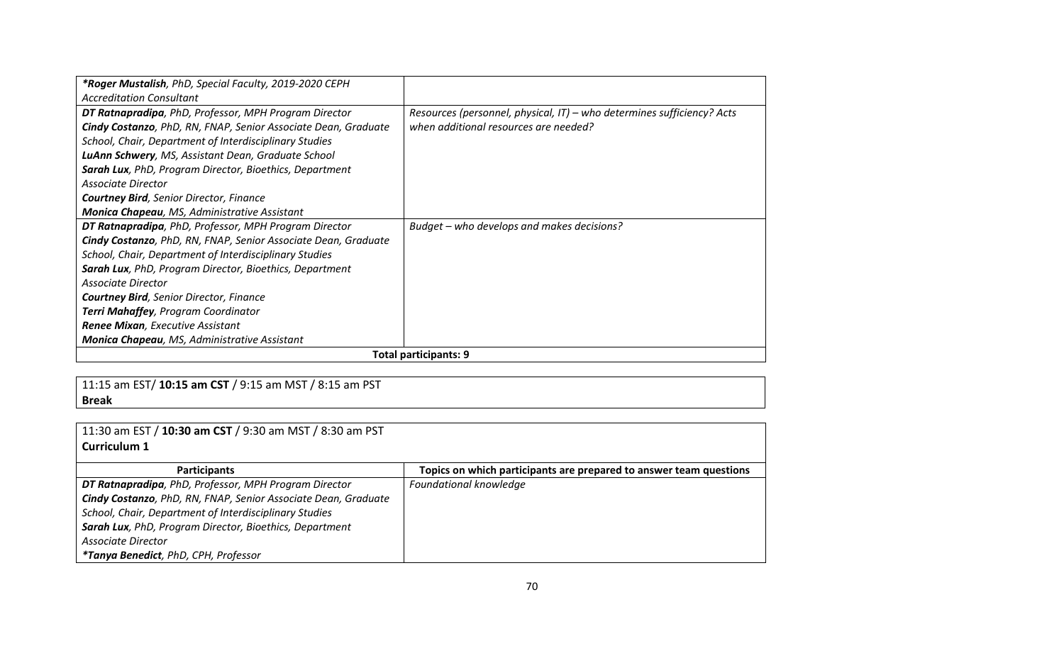| | |
|---|---|
| ***Roger Mustalish**, PhD, Special Faculty, 2019-2020 CEPH Accreditation Consultant* | |
| ***DT Ratnapradipa**, PhD, Professor, MPH Program Director*<br>***Cindy Costanzo**, PhD, RN, FNAP, Senior Associate Dean, Graduate School, Chair, Department of Interdisciplinary Studies*<br>***LuAnn Schwery**, MS, Assistant Dean, Graduate School*<br>***Sarah Lux**, PhD, Program Director, Bioethics, Department Associate Director*<br>***Courtney Bird**, Senior Director, Finance*<br>***Monica Chapeau**, MS, Administrative Assistant* | *Resources (personnel, physical, IT) – who determines sufficiency? Acts when additional resources are needed?* |
| ***DT Ratnapradipa**, PhD, Professor, MPH Program Director*<br>***Cindy Costanzo**, PhD, RN, FNAP, Senior Associate Dean, Graduate School, Chair, Department of Interdisciplinary Studies*<br>***Sarah Lux**, PhD, Program Director, Bioethics, Department Associate Director*<br>***Courtney Bird**, Senior Director, Finance*<br>***Terri Mahaffey**, Program Coordinator*<br>***Renee Mixan**, Executive Assistant*<br>***Monica Chapeau**, MS, Administrative Assistant* | *Budget – who develops and makes decisions?* |
| **Total participants: 9** | |

11:15 am EST/ **10:15 am CST** / 9:15 am MST / 8:15 am PST
**Break**

11:30 am EST / **10:30 am CST** / 9:30 am MST / 8:30 am PST
**Curriculum 1**

| Participants | Topics on which participants are prepared to answer team questions |
|---|---|
| ***DT Ratnapradipa**, PhD, Professor, MPH Program Director*<br>***Cindy Costanzo**, PhD, RN, FNAP, Senior Associate Dean, Graduate School, Chair, Department of Interdisciplinary Studies*<br>***Sarah Lux**, PhD, Program Director, Bioethics, Department Associate Director*<br>***Tanya Benedict**, PhD, CPH, Professor* | *Foundational knowledge* |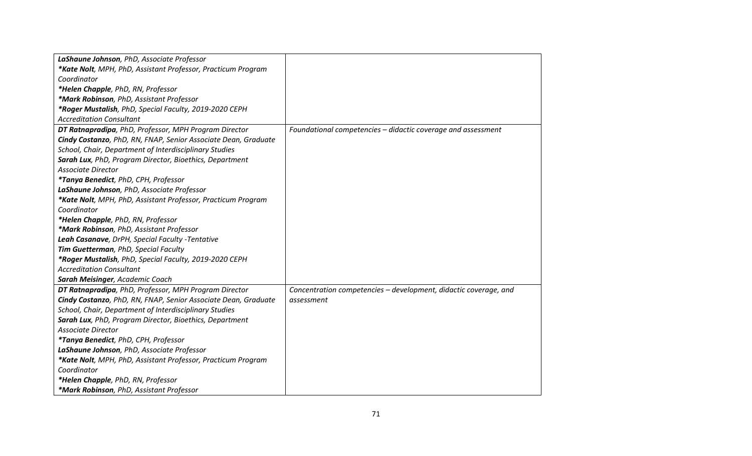| | |
|---|---|
| ***LaShaune Johnson**, PhD, Associate Professor*<br>***\*Kate Nolt**, MPH, PhD, Assistant Professor, Practicum Program Coordinator*<br>***\*Helen Chapple**, PhD, RN, Professor*<br>***\*Mark Robinson**, PhD, Assistant Professor*<br>***\*Roger Mustalish**, PhD, Special Faculty, 2019-2020 CEPH Accreditation Consultant* | |
| ***DT Ratnapradipa**, PhD, Professor, MPH Program Director*<br>***Cindy Costanzo**, PhD, RN, FNAP, Senior Associate Dean, Graduate School, Chair, Department of Interdisciplinary Studies*<br>***Sarah Lux**, PhD, Program Director, Bioethics, Department Associate Director*<br>***\*Tanya Benedict**, PhD, CPH, Professor*<br>***LaShaune Johnson**, PhD, Associate Professor*<br>***\*Kate Nolt**, MPH, PhD, Assistant Professor, Practicum Program Coordinator*<br>***\*Helen Chapple**, PhD, RN, Professor*<br>***\*Mark Robinson**, PhD, Assistant Professor*<br>***Leah Casanave**, DrPH, Special Faculty -Tentative*<br>***Tim Guetterman**, PhD, Special Faculty*<br>***\*Roger Mustalish**, PhD, Special Faculty, 2019-2020 CEPH Accreditation Consultant*<br>***Sarah Meisinger**, Academic Coach* | *Foundational competencies – didactic coverage and assessment* |
| ***DT Ratnapradipa**, PhD, Professor, MPH Program Director*<br>***Cindy Costanzo**, PhD, RN, FNAP, Senior Associate Dean, Graduate School, Chair, Department of Interdisciplinary Studies*<br>***Sarah Lux**, PhD, Program Director, Bioethics, Department Associate Director*<br>***\*Tanya Benedict**, PhD, CPH, Professor*<br>***LaShaune Johnson**, PhD, Associate Professor*<br>***\*Kate Nolt**, MPH, PhD, Assistant Professor, Practicum Program Coordinator*<br>***\*Helen Chapple**, PhD, RN, Professor*<br>***\*Mark Robinson**, PhD, Assistant Professor* | *Concentration competencies – development, didactic coverage, and assessment* |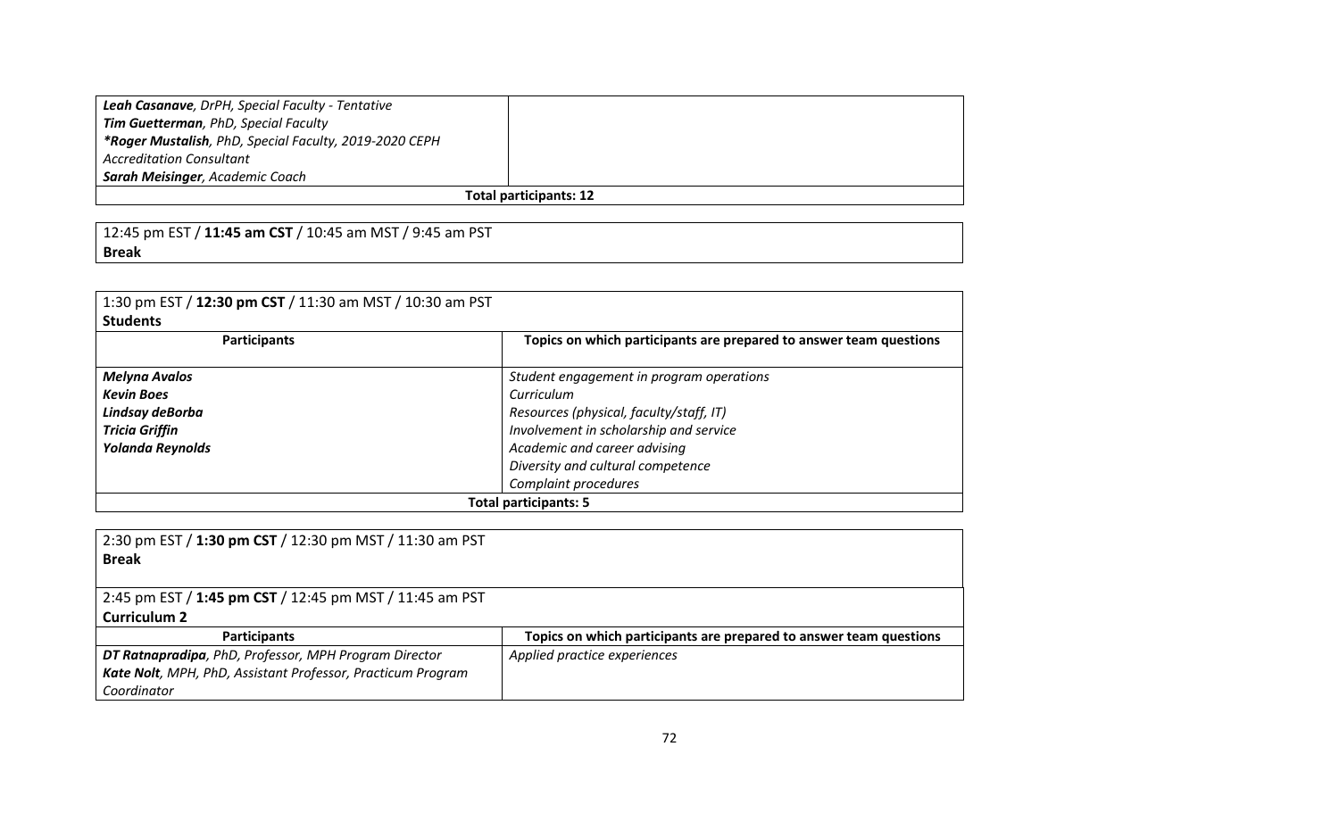| | |
|---|---|
| ***Leah Casanave**, DrPH, Special Faculty - Tentative*<br>***Tim Guetterman**, PhD, Special Faculty*<br>**\*Roger Mustalish**, PhD, Special Faculty, 2019-2020 CEPH Accreditation Consultant*<br>***Sarah Meisinger**, Academic Coach* | |
| **Total participants: 12** | |

12:45 pm EST / **11:45 am CST** / 10:45 am MST / 9:45 am PST
**Break**

1:30 pm EST / **12:30 pm CST** / 11:30 am MST / 10:30 am PST
**Students**

| Participants | Topics on which participants are prepared to answer team questions |
|---|---|
| ***Melyna Avalos***<br>***Kevin Boes***<br>***Lindsay deBorba***<br>***Tricia Griffin***<br>***Yolanda Reynolds*** | *Student engagement in program operations*<br>*Curriculum*<br>*Resources (physical, faculty/staff, IT)*<br>*Involvement in scholarship and service*<br>*Academic and career advising*<br>*Diversity and cultural competence*<br>*Complaint procedures* |
| **Total participants: 5** | |

2:30 pm EST / **1:30 pm CST** / 12:30 pm MST / 11:30 am PST
**Break**

2:45 pm EST / **1:45 pm CST** / 12:45 pm MST / 11:45 am PST
**Curriculum 2**

| Participants | Topics on which participants are prepared to answer team questions |
|---|---|
| ***DT Ratnapradipa**, PhD, Professor, MPH Program Director*<br>***Kate Nolt**, MPH, PhD, Assistant Professor, Practicum Program Coordinator* | *Applied practice experiences* |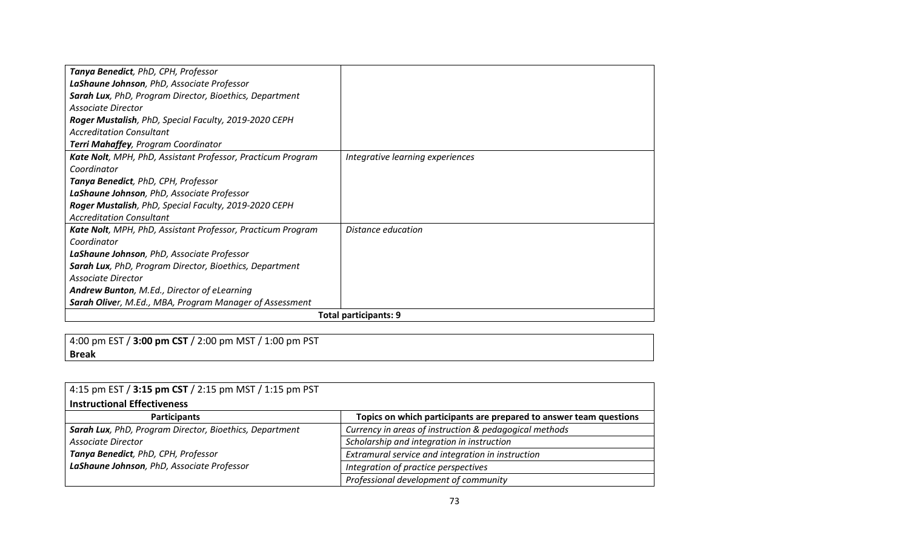| | |
|---|---|
| ***Tanya Benedict**, PhD, CPH, Professor*<br>***LaShaune Johnson**, PhD, Associate Professor*<br>***Sarah Lux**, PhD, Program Director, Bioethics, Department Associate Director*<br>***Roger Mustalish**, PhD, Special Faculty, 2019-2020 CEPH Accreditation Consultant*<br>***Terri Mahaffey**, Program Coordinator* | |
| ***Kate Nolt**, MPH, PhD, Assistant Professor, Practicum Program Coordinator*<br>***Tanya Benedict**, PhD, CPH, Professor*<br>***LaShaune Johnson**, PhD, Associate Professor*<br>***Roger Mustalish**, PhD, Special Faculty, 2019-2020 CEPH Accreditation Consultant* | *Integrative learning experiences* |
| ***Kate Nolt**, MPH, PhD, Assistant Professor, Practicum Program Coordinator*<br>***LaShaune Johnson**, PhD, Associate Professor*<br>***Sarah Lux**, PhD, Program Director, Bioethics, Department Associate Director*<br>***Andrew Bunton**, M.Ed., Director of eLearning*<br>***Sarah Oliver**, M.Ed., MBA, Program Manager of Assessment* | *Distance education* |
| **Total participants: 9** | |

4:00 pm EST / **3:00 pm CST** / 2:00 pm MST / 1:00 pm PST
**Break**

4:15 pm EST / **3:15 pm CST** / 2:15 pm MST / 1:15 pm PST
**Instructional Effectiveness**

| Participants | Topics on which participants are prepared to answer team questions |
|---|---|
| ***Sarah Lux**, PhD, Program Director, Bioethics, Department Associate Director*<br>***Tanya Benedict**, PhD, CPH, Professor*<br>***LaShaune Johnson**, PhD, Associate Professor* | *Currency in areas of instruction & pedagogical methods*<br>*Scholarship and integration in instruction*<br>*Extramural service and integration in instruction*<br>*Integration of practice perspectives*<br>*Professional development of community* |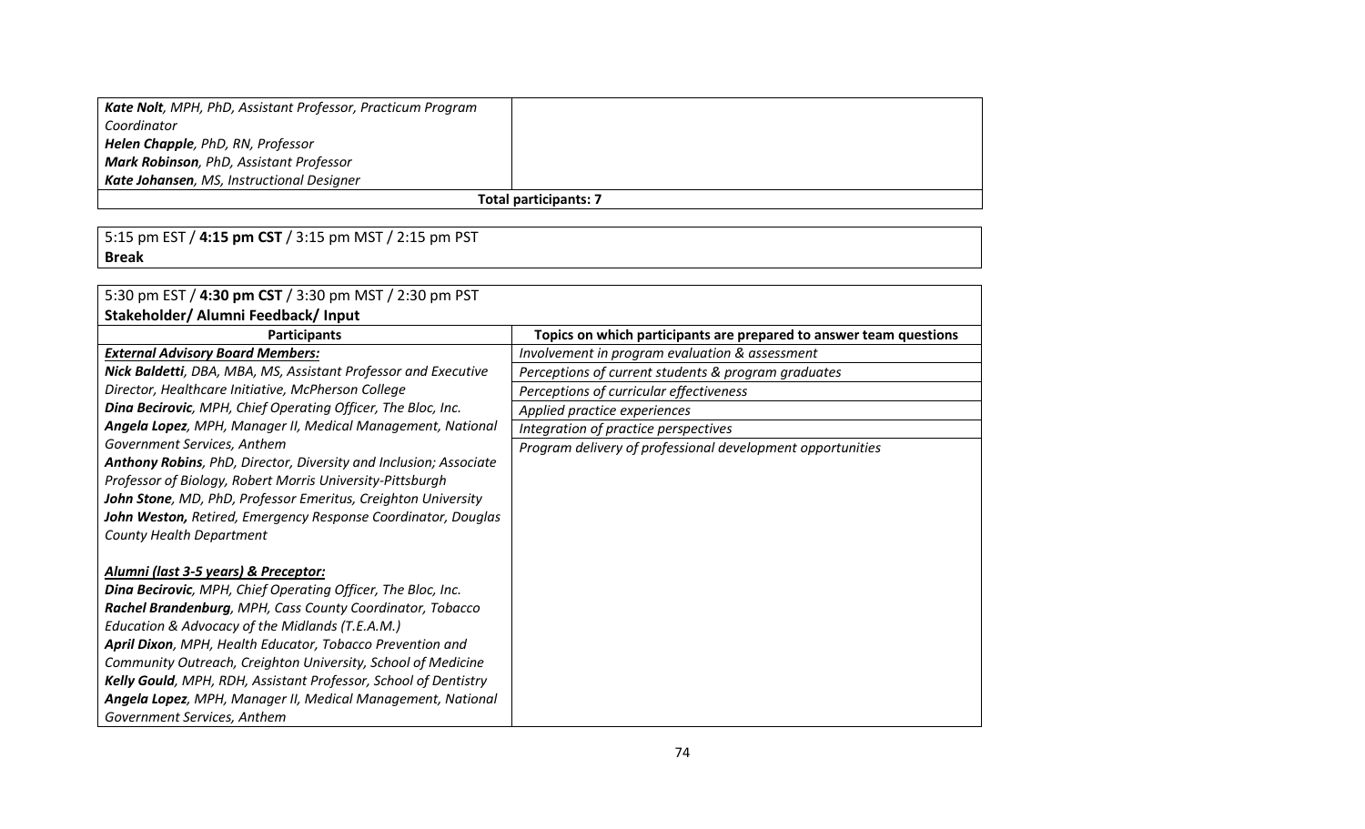| | |
|---|---|
| ***Kate Nolt**, MPH, PhD, Assistant Professor, Practicum Program Coordinator*<br>***Helen Chapple**, PhD, RN, Professor*<br>***Mark Robinson**, PhD, Assistant Professor*<br>***Kate Johansen**, MS, Instructional Designer* | |
| **Total participants: 7** | |

| 5:15 pm EST / **4:15 pm CST** / 3:15 pm MST / 2:15 pm PST |
|---|
| **Break** |

| 5:30 pm EST / **4:30 pm CST** / 3:30 pm MST / 2:30 pm PST | |
|---|---|
| **Stakeholder/ Alumni Feedback/ Input** | |
| **Participants** | **Topics on which participants are prepared to answer team questions** |
| ***External Advisory Board Members:***<br>***Nick Baldetti**, DBA, MBA, MS, Assistant Professor and Executive Director, Healthcare Initiative, McPherson College*<br>***Dina Becirovic**, MPH, Chief Operating Officer, The Bloc, Inc.*<br>***Angela Lopez**, MPH, Manager II, Medical Management, National Government Services, Anthem*<br>***Anthony Robins**, PhD, Director, Diversity and Inclusion; Associate Professor of Biology, Robert Morris University-Pittsburgh*<br>***John Stone**, MD, PhD, Professor Emeritus, Creighton University*<br>***John Weston,** Retired, Emergency Response Coordinator, Douglas County Health Department*<br><br>***Alumni (last 3-5 years) & Preceptor:***<br>***Dina Becirovic**, MPH, Chief Operating Officer, The Bloc, Inc.*<br>***Rachel Brandenburg**, MPH, Cass County Coordinator, Tobacco Education & Advocacy of the Midlands (T.E.A.M.)*<br>***April Dixon**, MPH, Health Educator, Tobacco Prevention and Community Outreach, Creighton University, School of Medicine*<br>***Kelly Gould**, MPH, RDH, Assistant Professor, School of Dentistry*<br>***Angela Lopez**, MPH, Manager II, Medical Management, National Government Services, Anthem* | *Involvement in program evaluation & assessment*<br>*Perceptions of current students & program graduates*<br>*Perceptions of curricular effectiveness*<br>*Applied practice experiences*<br>*Integration of practice perspectives*<br>*Program delivery of professional development opportunities* |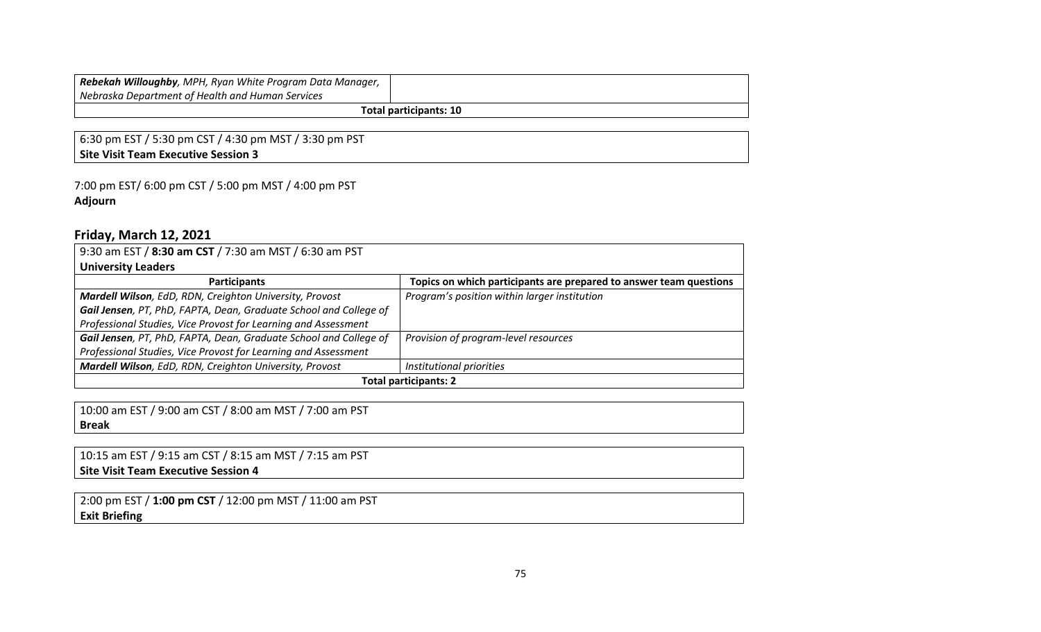| | |
|---|---|
| ***Rebekah Willoughby**, MPH, Ryan White Program Data Manager, Nebraska Department of Health and Human Services* | |
| **Total participants: 10** | |

6:30 pm EST / 5:30 pm CST / 4:30 pm MST / 3:30 pm PST
**Site Visit Team Executive Session 3**

7:00 pm EST/ 6:00 pm CST / 5:00 pm MST / 4:00 pm PST
**Adjourn**

## Friday, March 12, 2021

9:30 am EST / **8:30 am CST** / 7:30 am MST / 6:30 am PST
**University Leaders**

| Participants | Topics on which participants are prepared to answer team questions |
|---|---|
| ***Mardell Wilson**, EdD, RDN, Creighton University, Provost*<br>***Gail Jensen**, PT, PhD, FAPTA, Dean, Graduate School and College of Professional Studies, Vice Provost for Learning and Assessment* | *Program's position within larger institution* |
| ***Gail Jensen**, PT, PhD, FAPTA, Dean, Graduate School and College of Professional Studies, Vice Provost for Learning and Assessment* | *Provision of program-level resources* |
| ***Mardell Wilson**, EdD, RDN, Creighton University, Provost* | *Institutional priorities* |
| **Total participants: 2** | |

10:00 am EST / 9:00 am CST / 8:00 am MST / 7:00 am PST
**Break**

10:15 am EST / 9:15 am CST / 8:15 am MST / 7:15 am PST
**Site Visit Team Executive Session 4**

2:00 pm EST / **1:00 pm CST** / 12:00 pm MST / 11:00 am PST
**Exit Briefing**